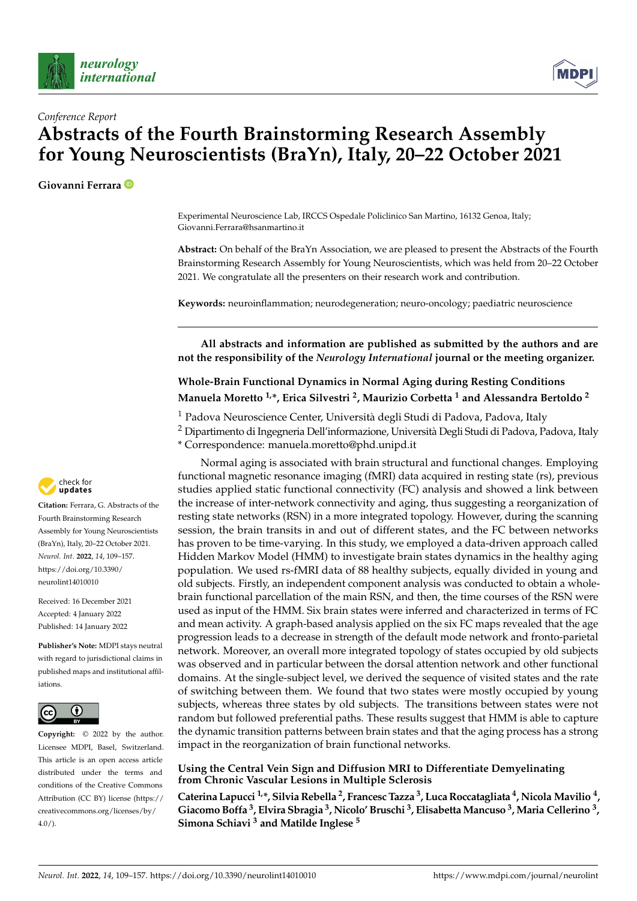*Conference Report*

# Abstracts of the Fourth Brainstorming Research Assembly for Young Neuroscientists (BraYn), Italy, 20–22 October 2021

**Giovanni Ferrara**

Experimental Neuroscience Lab, IRCCS Ospedale Policlinico San Martino, 16132 Genoa, Italy; Giovanni.Ferrara@hsanmartino.it

**Abstract:** On behalf of the BraYn Association, we are pleased to present the Abstracts of the Fourth Brainstorming Research Assembly for Young Neuroscientists, which was held from 20–22 October 2021. We congratulate all the presenters on their research work and contribution.

**Keywords:** neuroinflammation; neurodegeneration; neuro-oncology; paediatric neuroscience

**Citation:** Ferrara, G. Abstracts of the Fourth Brainstorming Research Assembly for Young Neuroscientists (BraYn), Italy, 20–22 October 2021. *Neurol. Int.* **2022**, *14*, 109–157. https://doi.org/10.3390/neurolint14010010

Received: 16 December 2021
Accepted: 4 January 2022
Published: 14 January 2022

**Publisher's Note:** MDPI stays neutral with regard to jurisdictional claims in published maps and institutional affiliations.

**Copyright:** © 2022 by the author. Licensee MDPI, Basel, Switzerland. This article is an open access article distributed under the terms and conditions of the Creative Commons Attribution (CC BY) license (https://creativecommons.org/licenses/by/4.0/).

---

**All abstracts and information are published as submitted by the authors and are not the responsibility of the *Neurology International* journal or the meeting organizer.**

## Whole-Brain Functional Dynamics in Normal Aging during Resting Conditions

**Manuela Moretto [1,*], Erica Silvestri [2], Maurizio Corbetta [1] and Alessandra Bertoldo [2]**

[1] Padova Neuroscience Center, Università degli Studi di Padova, Padova, Italy
[2] Dipartimento di Ingegneria Dell'informazione, Università Degli Studi di Padova, Padova, Italy
\* Correspondence: manuela.moretto@phd.unipd.it

Normal aging is associated with brain structural and functional changes. Employing functional magnetic resonance imaging (fMRI) data acquired in resting state (rs), previous studies applied static functional connectivity (FC) analysis and showed a link between the increase of inter-network connectivity and aging, thus suggesting a reorganization of resting state networks (RSN) in a more integrated topology. However, during the scanning session, the brain transits in and out of different states, and the FC between networks has proven to be time-varying. In this study, we employed a data-driven approach called Hidden Markov Model (HMM) to investigate brain states dynamics in the healthy aging population. We used rs-fMRI data of 88 healthy subjects, equally divided in young and old subjects. Firstly, an independent component analysis was conducted to obtain a whole-brain functional parcellation of the main RSN, and then, the time courses of the RSN were used as input of the HMM. Six brain states were inferred and characterized in terms of FC and mean activity. A graph-based analysis applied on the six FC maps revealed that the age progression leads to a decrease in strength of the default mode network and fronto-parietal network. Moreover, an overall more integrated topology of states occupied by old subjects was observed and in particular between the dorsal attention network and other functional domains. At the single-subject level, we derived the sequence of visited states and the rate of switching between them. We found that two states were mostly occupied by young subjects, whereas three states by old subjects. The transitions between states were not random but followed preferential paths. These results suggest that HMM is able to capture the dynamic transition patterns between brain states and that the aging process has a strong impact in the reorganization of brain functional networks.

## Using the Central Vein Sign and Diffusion MRI to Differentiate Demyelinating from Chronic Vascular Lesions in Multiple Sclerosis

**Caterina Lapucci [1,*], Silvia Rebella [2], Francesc Tazza [3], Luca Roccatagliata [4], Nicola Mavilio [4], Giacomo Boffa [3], Elvira Sbragia [3], Nicolo' Bruschi [3], Elisabetta Mancuso [3], Maria Cellerino [3], Simona Schiavi [3] and Matilde Inglese [5]**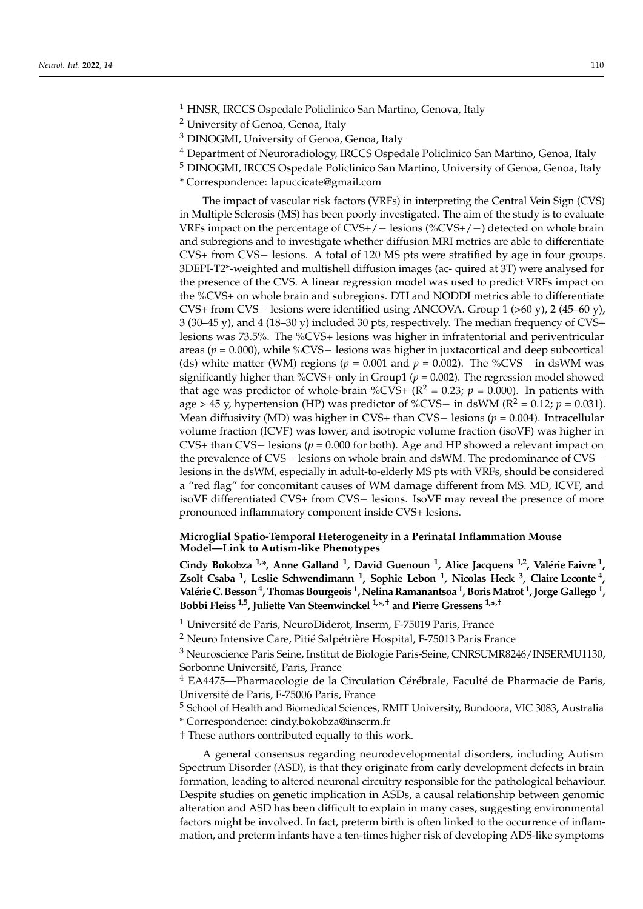[1] HNSR, IRCCS Ospedale Policlinico San Martino, Genova, Italy
[2] University of Genoa, Genoa, Italy
[3] DINOGMI, University of Genoa, Genoa, Italy
[4] Department of Neuroradiology, IRCCS Ospedale Policlinico San Martino, Genoa, Italy
[5] DINOGMI, IRCCS Ospedale Policlinico San Martino, University of Genoa, Genoa, Italy
\* Correspondence: lapuccicate@gmail.com

The impact of vascular risk factors (VRFs) in interpreting the Central Vein Sign (CVS) in Multiple Sclerosis (MS) has been poorly investigated. The aim of the study is to evaluate VRFs impact on the percentage of CVS+/− lesions (%CVS+/−) detected on whole brain and subregions and to investigate whether diffusion MRI metrics are able to differentiate CVS+ from CVS− lesions. A total of 120 MS pts were stratified by age in four groups. 3DEPI-T2*-weighted and multishell diffusion images (ac- quired at 3T) were analysed for the presence of the CVS. A linear regression model was used to predict VRFs impact on the %CVS+ on whole brain and subregions. DTI and NODDI metrics able to differentiate CVS+ from CVS− lesions were identified using ANCOVA. Group 1 (>60 y), 2 (45–60 y), 3 (30–45 y), and 4 (18–30 y) included 30 pts, respectively. The median frequency of CVS+ lesions was 73.5%. The %CVS+ lesions was higher in infratentorial and periventricular areas ($p$ = 0.000), while %CVS− lesions was higher in juxtacortical and deep subcortical (ds) white matter (WM) regions ($p$ = 0.001 and $p$ = 0.002). The %CVS− in dsWM was significantly higher than %CVS+ only in Group1 ($p$ = 0.002). The regression model showed that age was predictor of whole-brain %CVS+ ($R^2$ = 0.23; $p$ = 0.000). In patients with age > 45 y, hypertension (HP) was predictor of %CVS− in dsWM ($R^2$ = 0.12; $p$ = 0.031). Mean diffusivity (MD) was higher in CVS+ than CVS− lesions ($p$ = 0.004). Intracellular volume fraction (ICVF) was lower, and isotropic volume fraction (isoVF) was higher in CVS+ than CVS− lesions ($p$ = 0.000 for both). Age and HP showed a relevant impact on the prevalence of CVS− lesions on whole brain and dsWM. The predominance of CVS− lesions in the dsWM, especially in adult-to-elderly MS pts with VRFs, should be considered a “red flag” for concomitant causes of WM damage different from MS. MD, ICVF, and isoVF differentiated CVS+ from CVS− lesions. IsoVF may reveal the presence of more pronounced inflammatory component inside CVS+ lesions.

### Microglial Spatio-Temporal Heterogeneity in a Perinatal Inflammation Mouse Model—Link to Autism-like Phenotypes

**Cindy Bokobza [1,*], Anne Galland [1], David Guenoun [1], Alice Jacquens [1,2], Valérie Faivre [1], Zsolt Csaba [1], Leslie Schwendimann [1], Sophie Lebon [1], Nicolas Heck [3], Claire Leconte [4], Valérie C. Besson [4], Thomas Bourgeois [1], Nelina Ramanantsoa [1], Boris Matrot [1], Jorge Gallego [1], Bobbi Fleiss [1,5], Juliette Van Steenwinckel [1,*,†] and Pierre Gressens [1,*,†]**

[1] Université de Paris, NeuroDiderot, Inserm, F-75019 Paris, France
[2] Neuro Intensive Care, Pitié Salpétrière Hospital, F-75013 Paris France
[3] Neuroscience Paris Seine, Institut de Biologie Paris-Seine, CNRSUMR8246/INSERMU1130, Sorbonne Université, Paris, France
[4] EA4475—Pharmacologie de la Circulation Cérébrale, Faculté de Pharmacie de Paris, Université de Paris, F-75006 Paris, France
[5] School of Health and Biomedical Sciences, RMIT University, Bundoora, VIC 3083, Australia
\* Correspondence: cindy.bokobza@inserm.fr
† These authors contributed equally to this work.

A general consensus regarding neurodevelopmental disorders, including Autism Spectrum Disorder (ASD), is that they originate from early development defects in brain formation, leading to altered neuronal circuitry responsible for the pathological behaviour. Despite studies on genetic implication in ASDs, a causal relationship between genomic alteration and ASD has been difficult to explain in many cases, suggesting environmental factors might be involved. In fact, preterm birth is often linked to the occurrence of inflammation, and preterm infants have a ten-times higher risk of developing ADS-like symptoms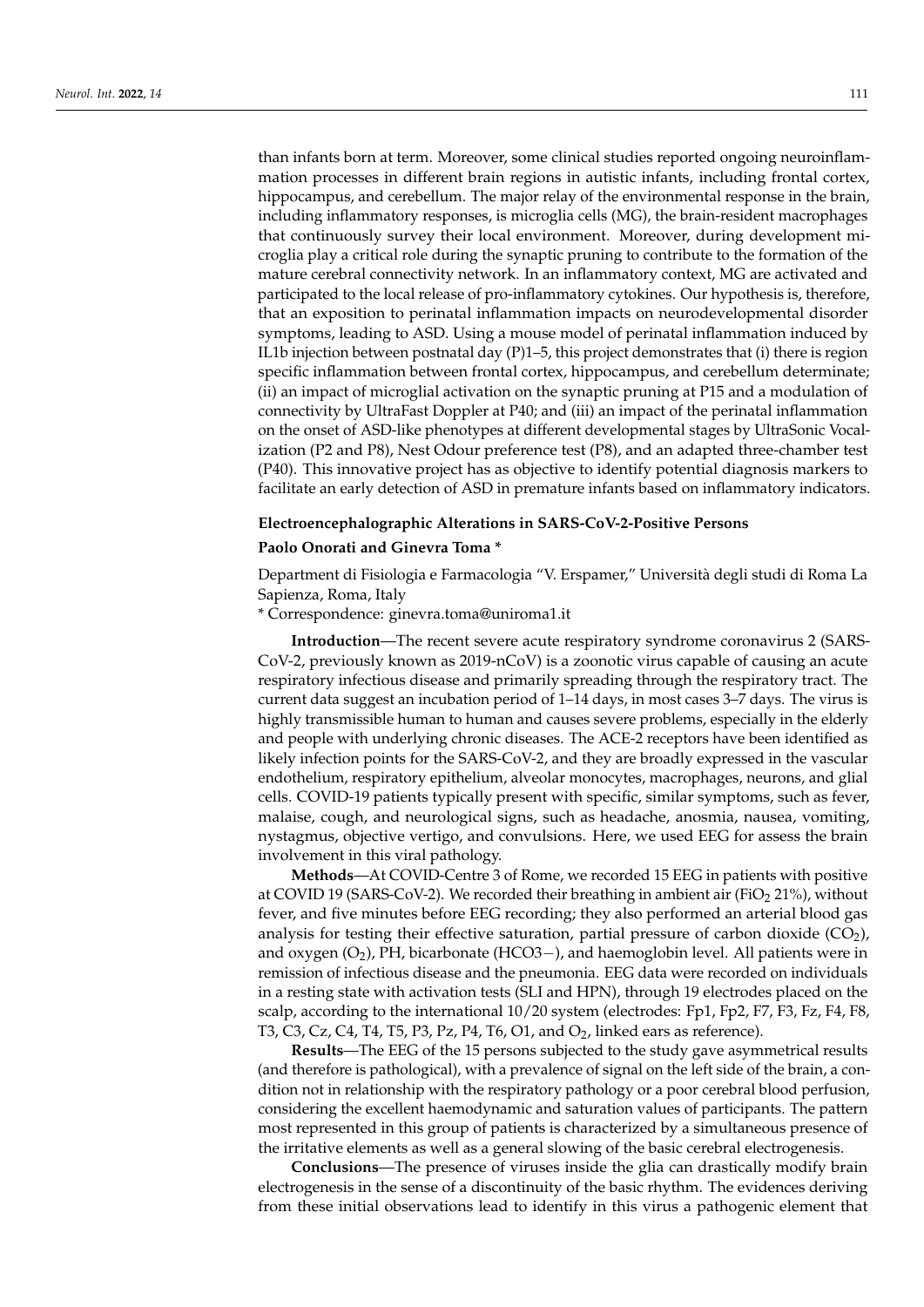than infants born at term. Moreover, some clinical studies reported ongoing neuroinflammation processes in different brain regions in autistic infants, including frontal cortex, hippocampus, and cerebellum. The major relay of the environmental response in the brain, including inflammatory responses, is microglia cells (MG), the brain-resident macrophages that continuously survey their local environment. Moreover, during development microglia play a critical role during the synaptic pruning to contribute to the formation of the mature cerebral connectivity network. In an inflammatory context, MG are activated and participated to the local release of pro-inflammatory cytokines. Our hypothesis is, therefore, that an exposition to perinatal inflammation impacts on neurodevelopmental disorder symptoms, leading to ASD. Using a mouse model of perinatal inflammation induced by IL1b injection between postnatal day (P)1–5, this project demonstrates that (i) there is region specific inflammation between frontal cortex, hippocampus, and cerebellum determinate; (ii) an impact of microglial activation on the synaptic pruning at P15 and a modulation of connectivity by UltraFast Doppler at P40; and (iii) an impact of the perinatal inflammation on the onset of ASD-like phenotypes at different developmental stages by UltraSonic Vocalization (P2 and P8), Nest Odour preference test (P8), and an adapted three-chamber test (P40). This innovative project has as objective to identify potential diagnosis markers to facilitate an early detection of ASD in premature infants based on inflammatory indicators.

## Electroencephalographic Alterations in SARS-CoV-2-Positive Persons

**Paolo Onorati and Ginevra Toma ***

Department di Fisiologia e Farmacologia "V. Erspamer," Università degli studi di Roma La Sapienza, Roma, Italy

* Correspondence: ginevra.toma@uniroma1.it

**Introduction**—The recent severe acute respiratory syndrome coronavirus 2 (SARS-CoV-2, previously known as 2019-nCoV) is a zoonotic virus capable of causing an acute respiratory infectious disease and primarily spreading through the respiratory tract. The current data suggest an incubation period of 1–14 days, in most cases 3–7 days. The virus is highly transmissible human to human and causes severe problems, especially in the elderly and people with underlying chronic diseases. The ACE-2 receptors have been identified as likely infection points for the SARS-CoV-2, and they are broadly expressed in the vascular endothelium, respiratory epithelium, alveolar monocytes, macrophages, neurons, and glial cells. COVID-19 patients typically present with specific, similar symptoms, such as fever, malaise, cough, and neurological signs, such as headache, anosmia, nausea, vomiting, nystagmus, objective vertigo, and convulsions. Here, we used EEG for assess the brain involvement in this viral pathology.

**Methods**—At COVID-Centre 3 of Rome, we recorded 15 EEG in patients with positive at COVID 19 (SARS-CoV-2). We recorded their breathing in ambient air ($FiO_2$ 21%), without fever, and five minutes before EEG recording; they also performed an arterial blood gas analysis for testing their effective saturation, partial pressure of carbon dioxide ($CO_2$), and oxygen ($O_2$), PH, bicarbonate ($HCO3^-$), and haemoglobin level. All patients were in remission of infectious disease and the pneumonia. EEG data were recorded on individuals in a resting state with activation tests (SLI and HPN), through 19 electrodes placed on the scalp, according to the international 10/20 system (electrodes: Fp1, Fp2, F7, F3, Fz, F4, F8, T3, C3, Cz, C4, T4, T5, P3, Pz, P4, T6, O1, and $O_2$, linked ears as reference).

**Results**—The EEG of the 15 persons subjected to the study gave asymmetrical results (and therefore is pathological), with a prevalence of signal on the left side of the brain, a condition not in relationship with the respiratory pathology or a poor cerebral blood perfusion, considering the excellent haemodynamic and saturation values of participants. The pattern most represented in this group of patients is characterized by a simultaneous presence of the irritative elements as well as a general slowing of the basic cerebral electrogenesis.

**Conclusions**—The presence of viruses inside the glia can drastically modify brain electrogenesis in the sense of a discontinuity of the basic rhythm. The evidences deriving from these initial observations lead to identify in this virus a pathogenic element that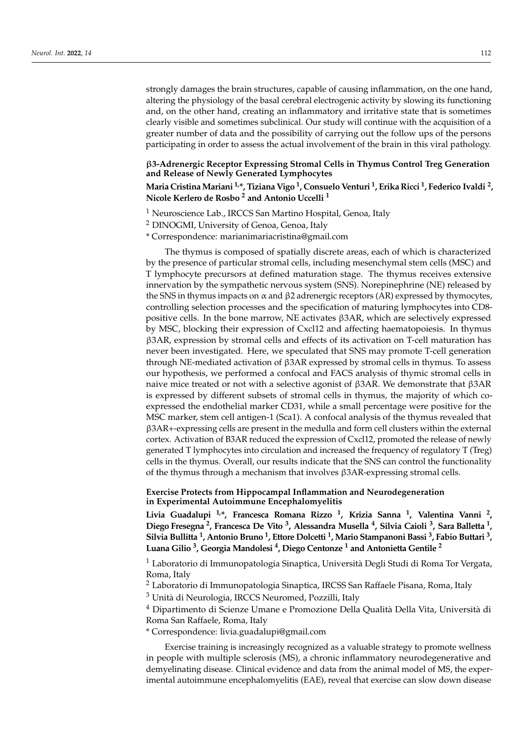strongly damages the brain structures, capable of causing inflammation, on the one hand, altering the physiology of the basal cerebral electrogenic activity by slowing its functioning and, on the other hand, creating an inflammatory and irritative state that is sometimes clearly visible and sometimes subclinical. Our study will continue with the acquisition of a greater number of data and the possibility of carrying out the follow ups of the persons participating in order to assess the actual involvement of the brain in this viral pathology.

## β3-Adrenergic Receptor Expressing Stromal Cells in Thymus Control Treg Generation and Release of Newly Generated Lymphocytes

**Maria Cristina Mariani [1,*], Tiziana Vigo [1], Consuelo Venturi [1], Erika Ricci [1], Federico Ivaldi [2], Nicole Kerlero de Rosbo [2] and Antonio Uccelli [1]**

[1] Neuroscience Lab., IRCCS San Martino Hospital, Genoa, Italy

[2] DINOGMI, University of Genoa, Genoa, Italy

\* Correspondence: marianimariacristina@gmail.com

The thymus is composed of spatially discrete areas, each of which is characterized by the presence of particular stromal cells, including mesenchymal stem cells (MSC) and T lymphocyte precursors at defined maturation stage. The thymus receives extensive innervation by the sympathetic nervous system (SNS). Norepinephrine (NE) released by the SNS in thymus impacts on α and β2 adrenergic receptors (AR) expressed by thymocytes, controlling selection processes and the specification of maturing lymphocytes into CD8-positive cells. In the bone marrow, NE activates β3AR, which are selectively expressed by MSC, blocking their expression of Cxcl12 and affecting haematopoiesis. In thymus β3AR, expression by stromal cells and effects of its activation on T-cell maturation has never been investigated. Here, we speculated that SNS may promote T-cell generation through NE-mediated activation of β3AR expressed by stromal cells in thymus. To assess our hypothesis, we performed a confocal and FACS analysis of thymic stromal cells in naive mice treated or not with a selective agonist of β3AR. We demonstrate that β3AR is expressed by different subsets of stromal cells in thymus, the majority of which co-expressed the endothelial marker CD31, while a small percentage were positive for the MSC marker, stem cell antigen-1 (Sca1). A confocal analysis of the thymus revealed that β3AR+-expressing cells are present in the medulla and form cell clusters within the external cortex. Activation of B3AR reduced the expression of Cxcl12, promoted the release of newly generated T lymphocytes into circulation and increased the frequency of regulatory T (Treg) cells in the thymus. Overall, our results indicate that the SNS can control the functionality of the thymus through a mechanism that involves β3AR-expressing stromal cells.

## Exercise Protects from Hippocampal Inflammation and Neurodegeneration in Experimental Autoimmune Encephalomyelitis

**Livia Guadalupi [1,*], Francesca Romana Rizzo [1], Krizia Sanna [1], Valentina Vanni [2], Diego Fresegna [2], Francesca De Vito [3], Alessandra Musella [4], Silvia Caioli [3], Sara Balletta [1], Silvia Bullitta [1], Antonio Bruno [1], Ettore Dolcetti [1], Mario Stampanoni Bassi [3], Fabio Buttari [3], Luana Gilio [3], Georgia Mandolesi [4], Diego Centonze [1] and Antonietta Gentile [2]**

[1] Laboratorio di Immunopatologia Sinaptica, Università Degli Studi di Roma Tor Vergata, Roma, Italy

[2] Laboratorio di Immunopatologia Sinaptica, IRCSS San Raffaele Pisana, Roma, Italy

[3] Unità di Neurologia, IRCCS Neuromed, Pozzilli, Italy

[4] Dipartimento di Scienze Umane e Promozione Della Qualità Della Vita, Università di Roma San Raffaele, Roma, Italy

\* Correspondence: livia.guadalupi@gmail.com

Exercise training is increasingly recognized as a valuable strategy to promote wellness in people with multiple sclerosis (MS), a chronic inflammatory neurodegenerative and demyelinating disease. Clinical evidence and data from the animal model of MS, the experimental autoimmune encephalomyelitis (EAE), reveal that exercise can slow down disease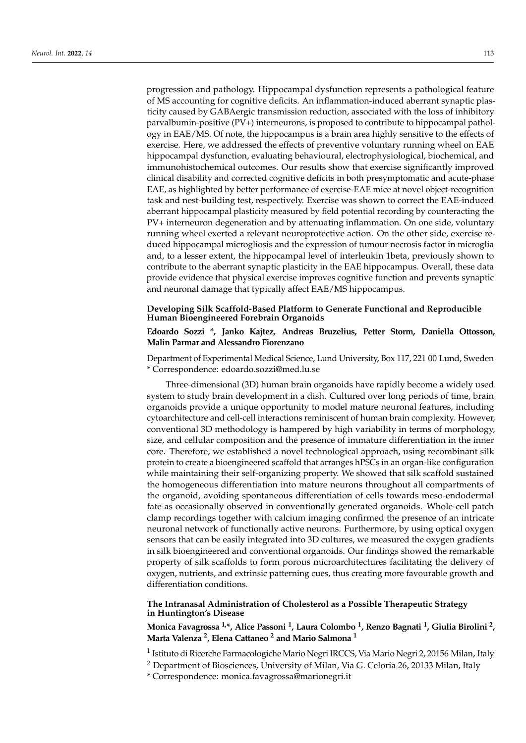progression and pathology. Hippocampal dysfunction represents a pathological feature of MS accounting for cognitive deficits. An inflammation-induced aberrant synaptic plasticity caused by GABAergic transmission reduction, associated with the loss of inhibitory parvalbumin-positive (PV+) interneurons, is proposed to contribute to hippocampal pathology in EAE/MS. Of note, the hippocampus is a brain area highly sensitive to the effects of exercise. Here, we addressed the effects of preventive voluntary running wheel on EAE hippocampal dysfunction, evaluating behavioural, electrophysiological, biochemical, and immunohistochemical outcomes. Our results show that exercise significantly improved clinical disability and corrected cognitive deficits in both presymptomatic and acute-phase EAE, as highlighted by better performance of exercise-EAE mice at novel object-recognition task and nest-building test, respectively. Exercise was shown to correct the EAE-induced aberrant hippocampal plasticity measured by field potential recording by counteracting the PV+ interneuron degeneration and by attenuating inflammation. On one side, voluntary running wheel exerted a relevant neuroprotective action. On the other side, exercise reduced hippocampal microgliosis and the expression of tumour necrosis factor in microglia and, to a lesser extent, the hippocampal level of interleukin 1beta, previously shown to contribute to the aberrant synaptic plasticity in the EAE hippocampus. Overall, these data provide evidence that physical exercise improves cognitive function and prevents synaptic and neuronal damage that typically affect EAE/MS hippocampus.

### Developing Silk Scaffold-Based Platform to Generate Functional and Reproducible Human Bioengineered Forebrain Organoids

**Edoardo Sozzi \*, Janko Kajtez, Andreas Bruzelius, Petter Storm, Daniella Ottosson, Malin Parmar and Alessandro Fiorenzano**

Department of Experimental Medical Science, Lund University, Box 117, 221 00 Lund, Sweden
\* Correspondence: edoardo.sozzi@med.lu.se

Three-dimensional (3D) human brain organoids have rapidly become a widely used system to study brain development in a dish. Cultured over long periods of time, brain organoids provide a unique opportunity to model mature neuronal features, including cytoarchitecture and cell-cell interactions reminiscent of human brain complexity. However, conventional 3D methodology is hampered by high variability in terms of morphology, size, and cellular composition and the presence of immature differentiation in the inner core. Therefore, we established a novel technological approach, using recombinant silk protein to create a bioengineered scaffold that arranges hPSCs in an organ-like configuration while maintaining their self-organizing property. We showed that silk scaffold sustained the homogeneous differentiation into mature neurons throughout all compartments of the organoid, avoiding spontaneous differentiation of cells towards meso-endodermal fate as occasionally observed in conventionally generated organoids. Whole-cell patch clamp recordings together with calcium imaging confirmed the presence of an intricate neuronal network of functionally active neurons. Furthermore, by using optical oxygen sensors that can be easily integrated into 3D cultures, we measured the oxygen gradients in silk bioengineered and conventional organoids. Our findings showed the remarkable property of silk scaffolds to form porous microarchitectures facilitating the delivery of oxygen, nutrients, and extrinsic patterning cues, thus creating more favourable growth and differentiation conditions.

### The Intranasal Administration of Cholesterol as a Possible Therapeutic Strategy in Huntington's Disease

**Monica Favagrossa [1,\*], Alice Passoni [1], Laura Colombo [1], Renzo Bagnati [1], Giulia Birolini [2], Marta Valenza [2], Elena Cattaneo [2] and Mario Salmona [1]**

[1] Istituto di Ricerche Farmacologiche Mario Negri IRCCS, Via Mario Negri 2, 20156 Milan, Italy
[2] Department of Biosciences, University of Milan, Via G. Celoria 26, 20133 Milan, Italy
\* Correspondence: monica.favagrossa@marionegri.it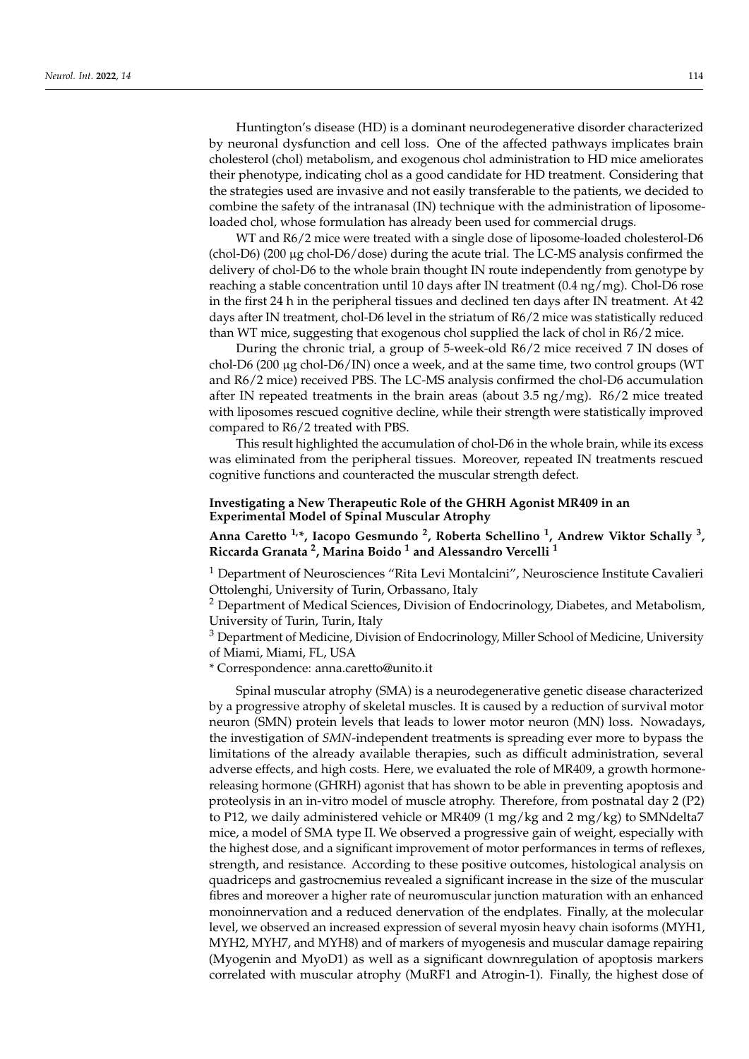Huntington's disease (HD) is a dominant neurodegenerative disorder characterized by neuronal dysfunction and cell loss. One of the affected pathways implicates brain cholesterol (chol) metabolism, and exogenous chol administration to HD mice ameliorates their phenotype, indicating chol as a good candidate for HD treatment. Considering that the strategies used are invasive and not easily transferable to the patients, we decided to combine the safety of the intranasal (IN) technique with the administration of liposome-loaded chol, whose formulation has already been used for commercial drugs.

WT and R6/2 mice were treated with a single dose of liposome-loaded cholesterol-D6 (chol-D6) (200 μg chol-D6/dose) during the acute trial. The LC-MS analysis confirmed the delivery of chol-D6 to the whole brain thought IN route independently from genotype by reaching a stable concentration until 10 days after IN treatment (0.4 ng/mg). Chol-D6 rose in the first 24 h in the peripheral tissues and declined ten days after IN treatment. At 42 days after IN treatment, chol-D6 level in the striatum of R6/2 mice was statistically reduced than WT mice, suggesting that exogenous chol supplied the lack of chol in R6/2 mice.

During the chronic trial, a group of 5-week-old R6/2 mice received 7 IN doses of chol-D6 (200 μg chol-D6/IN) once a week, and at the same time, two control groups (WT and R6/2 mice) received PBS. The LC-MS analysis confirmed the chol-D6 accumulation after IN repeated treatments in the brain areas (about 3.5 ng/mg). R6/2 mice treated with liposomes rescued cognitive decline, while their strength were statistically improved compared to R6/2 treated with PBS.

This result highlighted the accumulation of chol-D6 in the whole brain, while its excess was eliminated from the peripheral tissues. Moreover, repeated IN treatments rescued cognitive functions and counteracted the muscular strength defect.

### Investigating a New Therapeutic Role of the GHRH Agonist MR409 in an Experimental Model of Spinal Muscular Atrophy

**Anna Caretto [1,*], Iacopo Gesmundo [2], Roberta Schellino [1], Andrew Viktor Schally [3], Riccarda Granata [2], Marina Boido [1] and Alessandro Vercelli [1]**

[1] Department of Neurosciences "Rita Levi Montalcini", Neuroscience Institute Cavalieri Ottolenghi, University of Turin, Orbassano, Italy

[2] Department of Medical Sciences, Division of Endocrinology, Diabetes, and Metabolism, University of Turin, Turin, Italy

[3] Department of Medicine, Division of Endocrinology, Miller School of Medicine, University of Miami, Miami, FL, USA

* Correspondence: anna.caretto@unito.it

Spinal muscular atrophy (SMA) is a neurodegenerative genetic disease characterized by a progressive atrophy of skeletal muscles. It is caused by a reduction of survival motor neuron (SMN) protein levels that leads to lower motor neuron (MN) loss. Nowadays, the investigation of *SMN*-independent treatments is spreading ever more to bypass the limitations of the already available therapies, such as difficult administration, several adverse effects, and high costs. Here, we evaluated the role of MR409, a growth hormone-releasing hormone (GHRH) agonist that has shown to be able in preventing apoptosis and proteolysis in an in-vitro model of muscle atrophy. Therefore, from postnatal day 2 (P2) to P12, we daily administered vehicle or MR409 (1 mg/kg and 2 mg/kg) to SMNdelta7 mice, a model of SMA type II. We observed a progressive gain of weight, especially with the highest dose, and a significant improvement of motor performances in terms of reflexes, strength, and resistance. According to these positive outcomes, histological analysis on quadriceps and gastrocnemius revealed a significant increase in the size of the muscular fibres and moreover a higher rate of neuromuscular junction maturation with an enhanced monoinnervation and a reduced denervation of the endplates. Finally, at the molecular level, we observed an increased expression of several myosin heavy chain isoforms (MYH1, MYH2, MYH7, and MYH8) and of markers of myogenesis and muscular damage repairing (Myogenin and MyoD1) as well as a significant downregulation of apoptosis markers correlated with muscular atrophy (MuRF1 and Atrogin-1). Finally, the highest dose of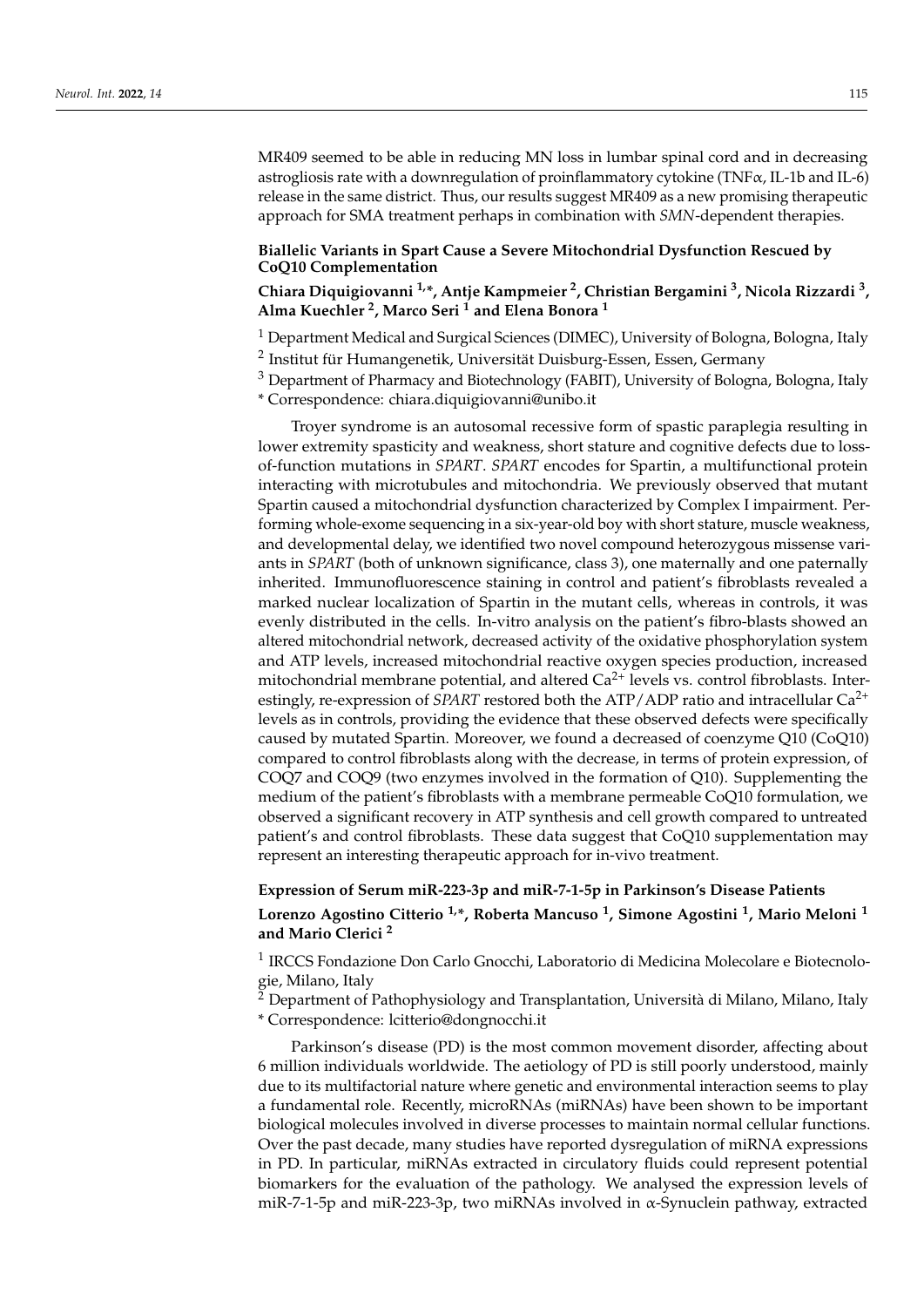MR409 seemed to be able in reducing MN loss in lumbar spinal cord and in decreasing astrogliosis rate with a downregulation of proinflammatory cytokine (TNF$\alpha$, IL-1b and IL-6) release in the same district. Thus, our results suggest MR409 as a new promising therapeutic approach for SMA treatment perhaps in combination with *SMN*-dependent therapies.

### Biallelic Variants in Spart Cause a Severe Mitochondrial Dysfunction Rescued by CoQ10 Complementation

**Chiara Diquigiovanni [1,*], Antje Kampmeier [2], Christian Bergamini [3], Nicola Rizzardi [3], Alma Kuechler [2], Marco Seri [1] and Elena Bonora [1]**

[1] Department Medical and Surgical Sciences (DIMEC), University of Bologna, Bologna, Italy
[2] Institut für Humangenetik, Universität Duisburg-Essen, Essen, Germany
[3] Department of Pharmacy and Biotechnology (FABIT), University of Bologna, Bologna, Italy
* Correspondence: chiara.diquigiovanni@unibo.it

Troyer syndrome is an autosomal recessive form of spastic paraplegia resulting in lower extremity spasticity and weakness, short stature and cognitive defects due to loss-of-function mutations in *SPART*. *SPART* encodes for Spartin, a multifunctional protein interacting with microtubules and mitochondria. We previously observed that mutant Spartin caused a mitochondrial dysfunction characterized by Complex I impairment. Performing whole-exome sequencing in a six-year-old boy with short stature, muscle weakness, and developmental delay, we identified two novel compound heterozygous missense variants in *SPART* (both of unknown significance, class 3), one maternally and one paternally inherited. Immunofluorescence staining in control and patient's fibroblasts revealed a marked nuclear localization of Spartin in the mutant cells, whereas in controls, it was evenly distributed in the cells. In-vitro analysis on the patient's fibro-blasts showed an altered mitochondrial network, decreased activity of the oxidative phosphorylation system and ATP levels, increased mitochondrial reactive oxygen species production, increased mitochondrial membrane potential, and altered $Ca^{2+}$ levels vs. control fibroblasts. Interestingly, re-expression of *SPART* restored both the ATP/ADP ratio and intracellular $Ca^{2+}$ levels as in controls, providing the evidence that these observed defects were specifically caused by mutated Spartin. Moreover, we found a decreased of coenzyme Q10 (CoQ10) compared to control fibroblasts along with the decrease, in terms of protein expression, of COQ7 and COQ9 (two enzymes involved in the formation of Q10). Supplementing the medium of the patient's fibroblasts with a membrane permeable CoQ10 formulation, we observed a significant recovery in ATP synthesis and cell growth compared to untreated patient's and control fibroblasts. These data suggest that CoQ10 supplementation may represent an interesting therapeutic approach for in-vivo treatment.

### Expression of Serum miR-223-3p and miR-7-1-5p in Parkinson's Disease Patients

**Lorenzo Agostino Citterio [1,*], Roberta Mancuso [1], Simone Agostini [1], Mario Meloni [1] and Mario Clerici [2]**

[1] IRCCS Fondazione Don Carlo Gnocchi, Laboratorio di Medicina Molecolare e Biotecnologie, Milano, Italy
[2] Department of Pathophysiology and Transplantation, Università di Milano, Milano, Italy
* Correspondence: lcitterio@dongnocchi.it

Parkinson's disease (PD) is the most common movement disorder, affecting about 6 million individuals worldwide. The aetiology of PD is still poorly understood, mainly due to its multifactorial nature where genetic and environmental interaction seems to play a fundamental role. Recently, microRNAs (miRNAs) have been shown to be important biological molecules involved in diverse processes to maintain normal cellular functions. Over the past decade, many studies have reported dysregulation of miRNA expressions in PD. In particular, miRNAs extracted in circulatory fluids could represent potential biomarkers for the evaluation of the pathology. We analysed the expression levels of miR-7-1-5p and miR-223-3p, two miRNAs involved in $\alpha$-Synuclein pathway, extracted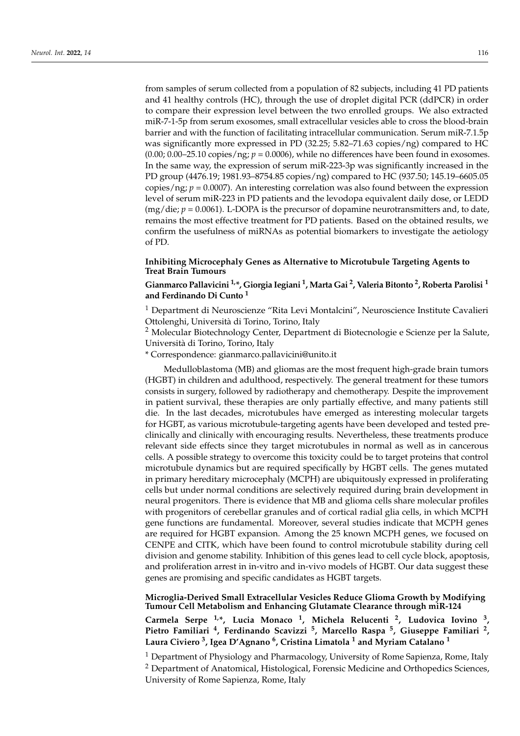from samples of serum collected from a population of 82 subjects, including 41 PD patients and 41 healthy controls (HC), through the use of droplet digital PCR (ddPCR) in order to compare their expression level between the two enrolled groups. We also extracted miR-7-1-5p from serum exosomes, small extracellular vesicles able to cross the blood-brain barrier and with the function of facilitating intracellular communication. Serum miR-7.1.5p was significantly more expressed in PD (32.25; 5.82–71.63 copies/ng) compared to HC (0.00; 0.00–25.10 copies/ng; $p = 0.0006$), while no differences have been found in exosomes. In the same way, the expression of serum miR-223-3p was significantly increased in the PD group (4476.19; 1981.93–8754.85 copies/ng) compared to HC (937.50; 145.19–6605.05 copies/ng; $p = 0.0007$). An interesting correlation was also found between the expression level of serum miR-223 in PD patients and the levodopa equivalent daily dose, or LEDD (mg/die; $p = 0.0061$). L-DOPA is the precursor of dopamine neurotransmitters and, to date, remains the most effective treatment for PD patients. Based on the obtained results, we confirm the usefulness of miRNAs as potential biomarkers to investigate the aetiology of PD.

### Inhibiting Microcephaly Genes as Alternative to Microtubule Targeting Agents to Treat Brain Tumours

**Gianmarco Pallavicini [1,*], Giorgia Iegiani [1], Marta Gai [2], Valeria Bitonto [2], Roberta Parolisi [1] and Ferdinando Di Cunto [1]**

[1] Department di Neuroscienze "Rita Levi Montalcini", Neuroscience Institute Cavalieri Ottolenghi, Università di Torino, Torino, Italy

[2] Molecular Biotechnology Center, Department di Biotecnologie e Scienze per la Salute, Università di Torino, Torino, Italy

* Correspondence: gianmarco.pallavicini@unito.it

Medulloblastoma (MB) and gliomas are the most frequent high-grade brain tumors (HGBT) in children and adulthood, respectively. The general treatment for these tumors consists in surgery, followed by radiotherapy and chemotherapy. Despite the improvement in patient survival, these therapies are only partially effective, and many patients still die. In the last decades, microtubules have emerged as interesting molecular targets for HGBT, as various microtubule-targeting agents have been developed and tested pre-clinically and clinically with encouraging results. Nevertheless, these treatments produce relevant side effects since they target microtubules in normal as well as in cancerous cells. A possible strategy to overcome this toxicity could be to target proteins that control microtubule dynamics but are required specifically by HGBT cells. The genes mutated in primary hereditary microcephaly (MCPH) are ubiquitously expressed in proliferating cells but under normal conditions are selectively required during brain development in neural progenitors. There is evidence that MB and glioma cells share molecular profiles with progenitors of cerebellar granules and of cortical radial glia cells, in which MCPH gene functions are fundamental. Moreover, several studies indicate that MCPH genes are required for HGBT expansion. Among the 25 known MCPH genes, we focused on CENPE and CITK, which have been found to control microtubule stability during cell division and genome stability. Inhibition of this genes lead to cell cycle block, apoptosis, and proliferation arrest in in-vitro and in-vivo models of HGBT. Our data suggest these genes are promising and specific candidates as HGBT targets.

### Microglia-Derived Small Extracellular Vesicles Reduce Glioma Growth by Modifying Tumour Cell Metabolism and Enhancing Glutamate Clearance through miR-124

**Carmela Serpe [1,*], Lucia Monaco [1], Michela Relucenti [2], Ludovica Iovino [3], Pietro Familiari [4], Ferdinando Scavizzi [5], Marcello Raspa [5], Giuseppe Familiari [2], Laura Civiero [3], Igea D'Agnano [6], Cristina Limatola [1] and Myriam Catalano [1]**

[1] Department of Physiology and Pharmacology, University of Rome Sapienza, Rome, Italy

[2] Department of Anatomical, Histological, Forensic Medicine and Orthopedics Sciences, University of Rome Sapienza, Rome, Italy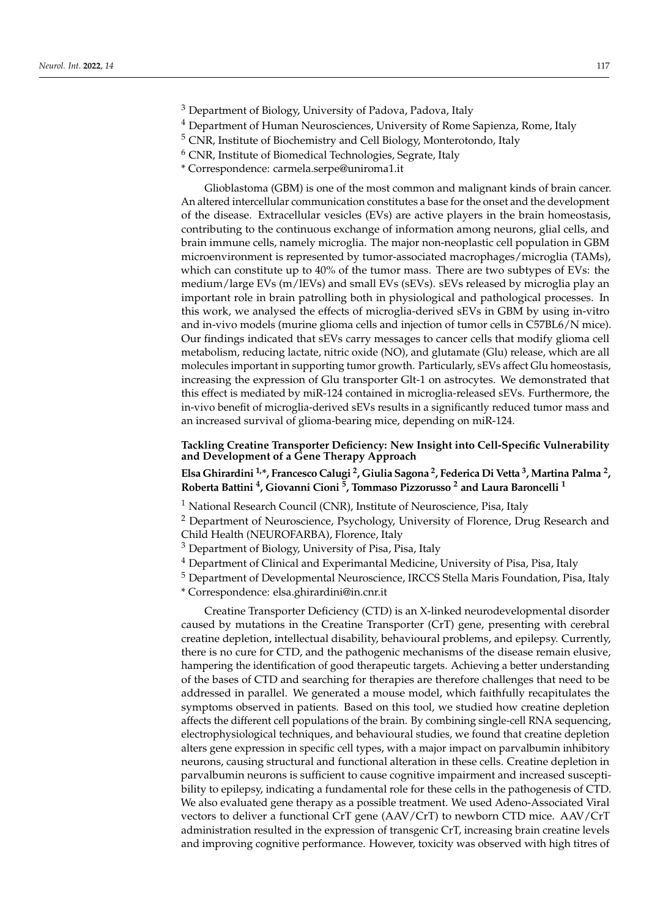[3] Department of Biology, University of Padova, Padova, Italy

[4] Department of Human Neurosciences, University of Rome Sapienza, Rome, Italy

[5] CNR, Institute of Biochemistry and Cell Biology, Monterotondo, Italy

[6] CNR, Institute of Biomedical Technologies, Segrate, Italy

\* Correspondence: carmela.serpe@uniroma1.it

Glioblastoma (GBM) is one of the most common and malignant kinds of brain cancer. An altered intercellular communication constitutes a base for the onset and the development of the disease. Extracellular vesicles (EVs) are active players in the brain homeostasis, contributing to the continuous exchange of information among neurons, glial cells, and brain immune cells, namely microglia. The major non-neoplastic cell population in GBM microenvironment is represented by tumor-associated macrophages/microglia (TAMs), which can constitute up to 40% of the tumor mass. There are two subtypes of EVs: the medium/large EVs (m/lEVs) and small EVs (sEVs). sEVs released by microglia play an important role in brain patrolling both in physiological and pathological processes. In this work, we analysed the effects of microglia-derived sEVs in GBM by using in-vitro and in-vivo models (murine glioma cells and injection of tumor cells in C57BL6/N mice). Our findings indicated that sEVs carry messages to cancer cells that modify glioma cell metabolism, reducing lactate, nitric oxide (NO), and glutamate (Glu) release, which are all molecules important in supporting tumor growth. Particularly, sEVs affect Glu homeostasis, increasing the expression of Glu transporter Glt-1 on astrocytes. We demonstrated that this effect is mediated by miR-124 contained in microglia-released sEVs. Furthermore, the in-vivo benefit of microglia-derived sEVs results in a significantly reduced tumor mass and an increased survival of glioma-bearing mice, depending on miR-124.

**Tackling Creatine Transporter Deficiency: New Insight into Cell-Specific Vulnerability and Development of a Gene Therapy Approach**

**Elsa Ghirardini [1,\*], Francesco Calugi [2], Giulia Sagona [2], Federica Di Vetta [3], Martina Palma [2], Roberta Battini [4], Giovanni Cioni [5], Tommaso Pizzorusso [2] and Laura Baroncelli [1]**

[1] National Research Council (CNR), Institute of Neuroscience, Pisa, Italy

[2] Department of Neuroscience, Psychology, University of Florence, Drug Research and Child Health (NEUROFARBA), Florence, Italy

[3] Department of Biology, University of Pisa, Pisa, Italy

[4] Department of Clinical and Experimantal Medicine, University of Pisa, Pisa, Italy

[5] Department of Developmental Neuroscience, IRCCS Stella Maris Foundation, Pisa, Italy

\* Correspondence: elsa.ghirardini@in.cnr.it

Creatine Transporter Deficiency (CTD) is an X-linked neurodevelopmental disorder caused by mutations in the Creatine Transporter (CrT) gene, presenting with cerebral creatine depletion, intellectual disability, behavioural problems, and epilepsy. Currently, there is no cure for CTD, and the pathogenic mechanisms of the disease remain elusive, hampering the identification of good therapeutic targets. Achieving a better understanding of the bases of CTD and searching for therapies are therefore challenges that need to be addressed in parallel. We generated a mouse model, which faithfully recapitulates the symptoms observed in patients. Based on this tool, we studied how creatine depletion affects the different cell populations of the brain. By combining single-cell RNA sequencing, electrophysiological techniques, and behavioural studies, we found that creatine depletion alters gene expression in specific cell types, with a major impact on parvalbumin inhibitory neurons, causing structural and functional alteration in these cells. Creatine depletion in parvalbumin neurons is sufficient to cause cognitive impairment and increased susceptibility to epilepsy, indicating a fundamental role for these cells in the pathogenesis of CTD. We also evaluated gene therapy as a possible treatment. We used Adeno-Associated Viral vectors to deliver a functional CrT gene (AAV/CrT) to newborn CTD mice. AAV/CrT administration resulted in the expression of transgenic CrT, increasing brain creatine levels and improving cognitive performance. However, toxicity was observed with high titres of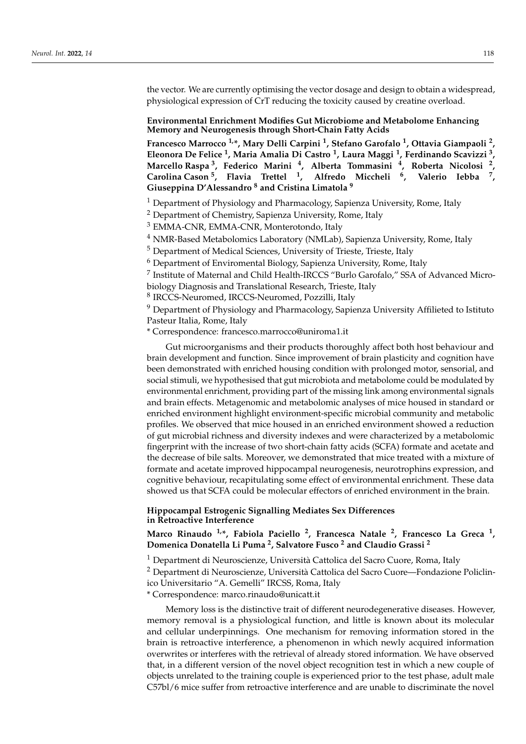the vector. We are currently optimising the vector dosage and design to obtain a widespread, physiological expression of CrT reducing the toxicity caused by creatine overload.

**Environmental Enrichment Modifies Gut Microbiome and Metabolome Enhancing Memory and Neurogenesis through Short-Chain Fatty Acids**

**Francesco Marrocco [1,*], Mary Delli Carpini [1], Stefano Garofalo [1], Ottavia Giampaoli [2], Eleonora De Felice [1], Maria Amalia Di Castro [1], Laura Maggi [1], Ferdinando Scavizzi [3], Marcello Raspa [3], Federico Marini [4], Alberta Tommasini [4], Roberta Nicolosi [2], Carolina Cason [5], Flavia Trettel [1], Alfredo Miccheli [6], Valerio Iebba [7], Giuseppina D'Alessandro [8] and Cristina Limatola [9]**

[1] Department of Physiology and Pharmacology, Sapienza University, Rome, Italy

[2] Department of Chemistry, Sapienza University, Rome, Italy

[3] EMMA-CNR, EMMA-CNR, Monterotondo, Italy

[4] NMR-Based Metabolomics Laboratory (NMLab), Sapienza University, Rome, Italy

[5] Department of Medical Sciences, University of Trieste, Trieste, Italy

[6] Department of Enviromental Biology, Sapienza University, Rome, Italy

[7] Institute of Maternal and Child Health-IRCCS "Burlo Garofalo," SSA of Advanced Microbiology Diagnosis and Translational Research, Trieste, Italy

[8] IRCCS-Neuromed, IRCCS-Neuromed, Pozzilli, Italy

[9] Department of Physiology and Pharmacology, Sapienza University Affilieted to Istituto Pasteur Italia, Rome, Italy

* Correspondence: francesco.marrocco@uniroma1.it

Gut microorganisms and their products thoroughly affect both host behaviour and brain development and function. Since improvement of brain plasticity and cognition have been demonstrated with enriched housing condition with prolonged motor, sensorial, and social stimuli, we hypothesised that gut microbiota and metabolome could be modulated by environmental enrichment, providing part of the missing link among environmental signals and brain effects. Metagenomic and metabolomic analyses of mice housed in standard or enriched environment highlight environment-specific microbial community and metabolic profiles. We observed that mice housed in an enriched environment showed a reduction of gut microbial richness and diversity indexes and were characterized by a metabolomic fingerprint with the increase of two short-chain fatty acids (SCFA) formate and acetate and the decrease of bile salts. Moreover, we demonstrated that mice treated with a mixture of formate and acetate improved hippocampal neurogenesis, neurotrophins expression, and cognitive behaviour, recapitulating some effect of environmental enrichment. These data showed us that SCFA could be molecular effectors of enriched environment in the brain.

**Hippocampal Estrogenic Signalling Mediates Sex Differences in Retroactive Interference**

**Marco Rinaudo [1,*], Fabiola Paciello [2], Francesca Natale [2], Francesco La Greca [1], Domenica Donatella Li Puma [2], Salvatore Fusco [2] and Claudio Grassi [2]**

[1] Department di Neuroscienze, Università Cattolica del Sacro Cuore, Roma, Italy

[2] Department di Neuroscienze, Università Cattolica del Sacro Cuore—Fondazione Policlinico Universitario "A. Gemelli" IRCSS, Roma, Italy

* Correspondence: marco.rinaudo@unicatt.it

Memory loss is the distinctive trait of different neurodegenerative diseases. However, memory removal is a physiological function, and little is known about its molecular and cellular underpinnings. One mechanism for removing information stored in the brain is retroactive interference, a phenomenon in which newly acquired information overwrites or interferes with the retrieval of already stored information. We have observed that, in a different version of the novel object recognition test in which a new couple of objects unrelated to the training couple is experienced prior to the test phase, adult male C57bl/6 mice suffer from retroactive interference and are unable to discriminate the novel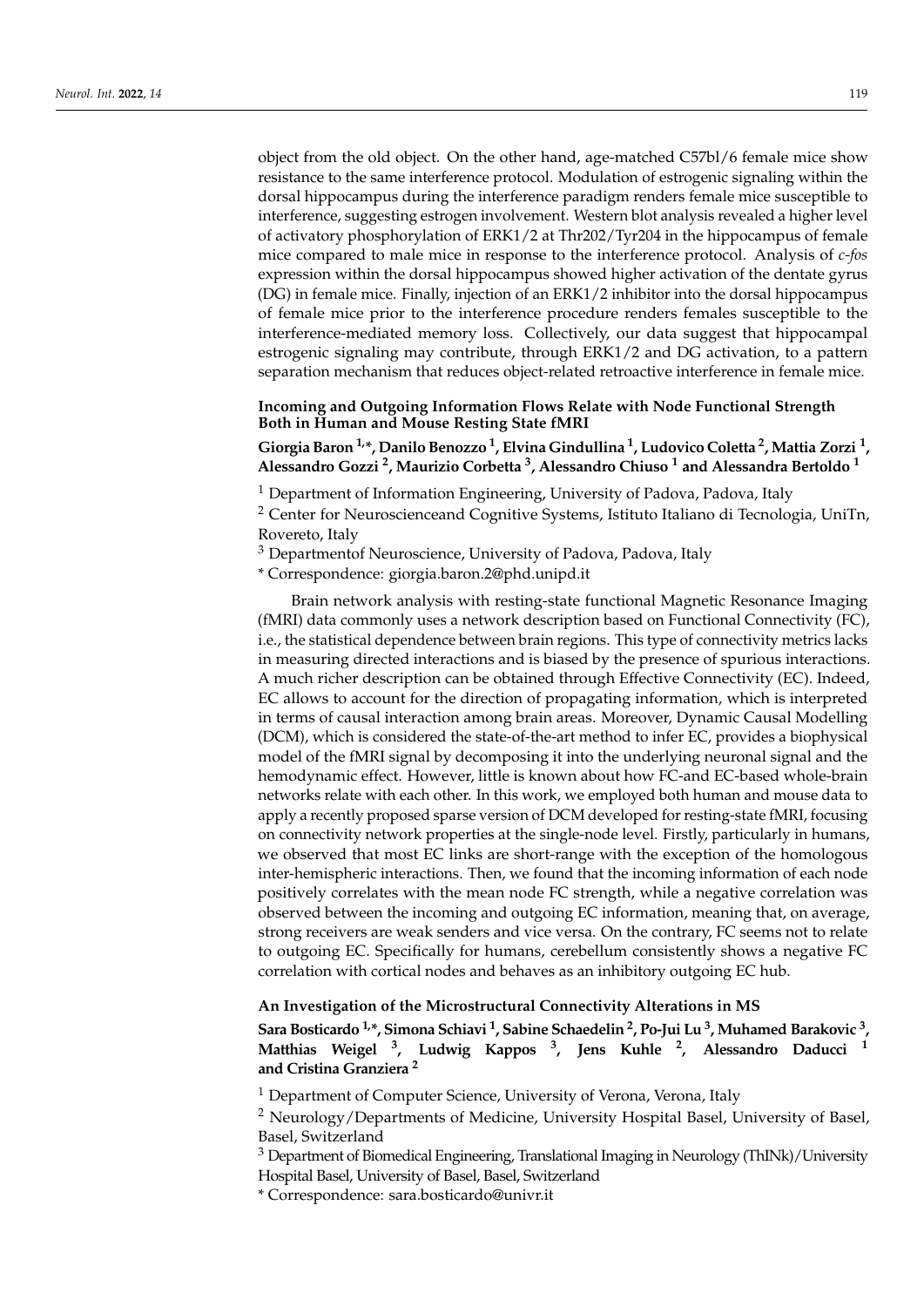object from the old object. On the other hand, age-matched C57bl/6 female mice show resistance to the same interference protocol. Modulation of estrogenic signaling within the dorsal hippocampus during the interference paradigm renders female mice susceptible to interference, suggesting estrogen involvement. Western blot analysis revealed a higher level of activatory phosphorylation of ERK1/2 at Thr202/Tyr204 in the hippocampus of female mice compared to male mice in response to the interference protocol. Analysis of *c-fos* expression within the dorsal hippocampus showed higher activation of the dentate gyrus (DG) in female mice. Finally, injection of an ERK1/2 inhibitor into the dorsal hippocampus of female mice prior to the interference procedure renders females susceptible to the interference-mediated memory loss. Collectively, our data suggest that hippocampal estrogenic signaling may contribute, through ERK1/2 and DG activation, to a pattern separation mechanism that reduces object-related retroactive interference in female mice.

### Incoming and Outgoing Information Flows Relate with Node Functional Strength Both in Human and Mouse Resting State fMRI

**Giorgia Baron [1,*], Danilo Benozzo [1], Elvina Gindullina [1], Ludovico Coletta [2], Mattia Zorzi [1], Alessandro Gozzi [2], Maurizio Corbetta [3], Alessandro Chiuso [1] and Alessandra Bertoldo [1]**

[1] Department of Information Engineering, University of Padova, Padova, Italy

[2] Center for Neuroscienceand Cognitive Systems, Istituto Italiano di Tecnologia, UniTn, Rovereto, Italy

[3] Departmentof Neuroscience, University of Padova, Padova, Italy

\* Correspondence: giorgia.baron.2@phd.unipd.it

Brain network analysis with resting-state functional Magnetic Resonance Imaging (fMRI) data commonly uses a network description based on Functional Connectivity (FC), i.e., the statistical dependence between brain regions. This type of connectivity metrics lacks in measuring directed interactions and is biased by the presence of spurious interactions. A much richer description can be obtained through Effective Connectivity (EC). Indeed, EC allows to account for the direction of propagating information, which is interpreted in terms of causal interaction among brain areas. Moreover, Dynamic Causal Modelling (DCM), which is considered the state-of-the-art method to infer EC, provides a biophysical model of the fMRI signal by decomposing it into the underlying neuronal signal and the hemodynamic effect. However, little is known about how FC-and EC-based whole-brain networks relate with each other. In this work, we employed both human and mouse data to apply a recently proposed sparse version of DCM developed for resting-state fMRI, focusing on connectivity network properties at the single-node level. Firstly, particularly in humans, we observed that most EC links are short-range with the exception of the homologous inter-hemispheric interactions. Then, we found that the incoming information of each node positively correlates with the mean node FC strength, while a negative correlation was observed between the incoming and outgoing EC information, meaning that, on average, strong receivers are weak senders and vice versa. On the contrary, FC seems not to relate to outgoing EC. Specifically for humans, cerebellum consistently shows a negative FC correlation with cortical nodes and behaves as an inhibitory outgoing EC hub.

### An Investigation of the Microstructural Connectivity Alterations in MS

**Sara Bosticardo [1,*], Simona Schiavi [1], Sabine Schaedelin [2], Po-Jui Lu [3], Muhamed Barakovic [3], Matthias Weigel [3], Ludwig Kappos [3], Jens Kuhle [2], Alessandro Daducci [1] and Cristina Granziera [2]**

[1] Department of Computer Science, University of Verona, Verona, Italy

[2] Neurology/Departments of Medicine, University Hospital Basel, University of Basel, Basel, Switzerland

[3] Department of Biomedical Engineering, Translational Imaging in Neurology (ThINk)/University Hospital Basel, University of Basel, Basel, Switzerland

\* Correspondence: sara.bosticardo@univr.it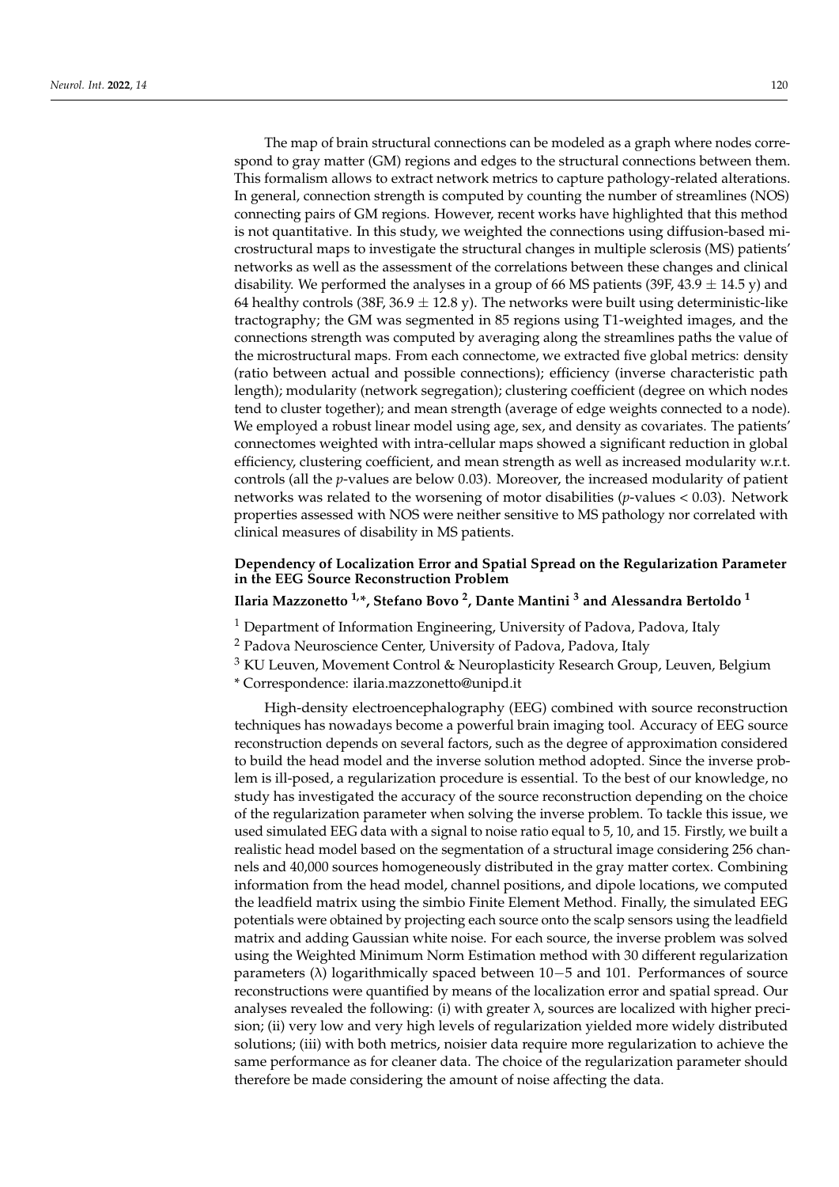The map of brain structural connections can be modeled as a graph where nodes correspond to gray matter (GM) regions and edges to the structural connections between them. This formalism allows to extract network metrics to capture pathology-related alterations. In general, connection strength is computed by counting the number of streamlines (NOS) connecting pairs of GM regions. However, recent works have highlighted that this method is not quantitative. In this study, we weighted the connections using diffusion-based microstructural maps to investigate the structural changes in multiple sclerosis (MS) patients' networks as well as the assessment of the correlations between these changes and clinical disability. We performed the analyses in a group of 66 MS patients (39F, $43.9 \pm 14.5$ y) and 64 healthy controls (38F, $36.9 \pm 12.8$ y). The networks were built using deterministic-like tractography; the GM was segmented in 85 regions using T1-weighted images, and the connections strength was computed by averaging along the streamlines paths the value of the microstructural maps. From each connectome, we extracted five global metrics: density (ratio between actual and possible connections); efficiency (inverse characteristic path length); modularity (network segregation); clustering coefficient (degree on which nodes tend to cluster together); and mean strength (average of edge weights connected to a node). We employed a robust linear model using age, sex, and density as covariates. The patients' connectomes weighted with intra-cellular maps showed a significant reduction in global efficiency, clustering coefficient, and mean strength as well as increased modularity w.r.t. controls (all the *p*-values are below 0.03). Moreover, the increased modularity of patient networks was related to the worsening of motor disabilities (*p*-values < 0.03). Network properties assessed with NOS were neither sensitive to MS pathology nor correlated with clinical measures of disability in MS patients.

### Dependency of Localization Error and Spatial Spread on the Regularization Parameter in the EEG Source Reconstruction Problem

**Ilaria Mazzonetto [1,*], Stefano Bovo [2], Dante Mantini [3] and Alessandra Bertoldo [1]**

[1] Department of Information Engineering, University of Padova, Padova, Italy
[2] Padova Neuroscience Center, University of Padova, Padova, Italy
[3] KU Leuven, Movement Control & Neuroplasticity Research Group, Leuven, Belgium
\* Correspondence: ilaria.mazzonetto@unipd.it

High-density electroencephalography (EEG) combined with source reconstruction techniques has nowadays become a powerful brain imaging tool. Accuracy of EEG source reconstruction depends on several factors, such as the degree of approximation considered to build the head model and the inverse solution method adopted. Since the inverse problem is ill-posed, a regularization procedure is essential. To the best of our knowledge, no study has investigated the accuracy of the source reconstruction depending on the choice of the regularization parameter when solving the inverse problem. To tackle this issue, we used simulated EEG data with a signal to noise ratio equal to 5, 10, and 15. Firstly, we built a realistic head model based on the segmentation of a structural image considering 256 channels and 40,000 sources homogeneously distributed in the gray matter cortex. Combining information from the head model, channel positions, and dipole locations, we computed the leadfield matrix using the simbio Finite Element Method. Finally, the simulated EEG potentials were obtained by projecting each source onto the scalp sensors using the leadfield matrix and adding Gaussian white noise. For each source, the inverse problem was solved using the Weighted Minimum Norm Estimation method with 30 different regularization parameters ($\lambda$) logarithmically spaced between $10-5$ and 101. Performances of source reconstructions were quantified by means of the localization error and spatial spread. Our analyses revealed the following: (i) with greater $\lambda$, sources are localized with higher precision; (ii) very low and very high levels of regularization yielded more widely distributed solutions; (iii) with both metrics, noisier data require more regularization to achieve the same performance as for cleaner data. The choice of the regularization parameter should therefore be made considering the amount of noise affecting the data.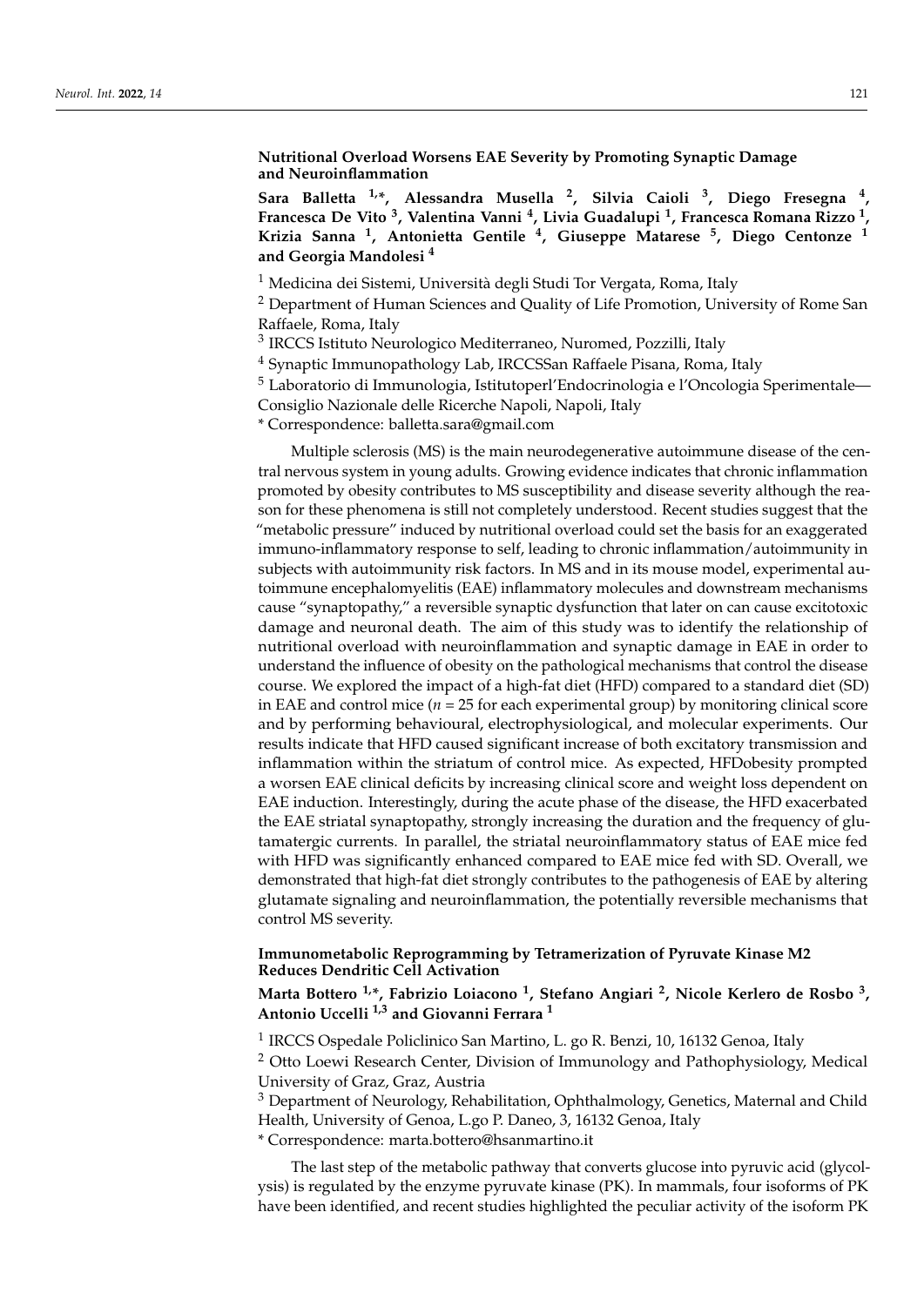### Nutritional Overload Worsens EAE Severity by Promoting Synaptic Damage and Neuroinflammation

**Sara Balletta [1,*], Alessandra Musella [2], Silvia Caioli [3], Diego Fresegna [4], Francesca De Vito [3], Valentina Vanni [4], Livia Guadalupi [1], Francesca Romana Rizzo [1], Krizia Sanna [1], Antonietta Gentile [4], Giuseppe Matarese [5], Diego Centonze [1] and Georgia Mandolesi [4]**

[1] Medicina dei Sistemi, Università degli Studi Tor Vergata, Roma, Italy

[2] Department of Human Sciences and Quality of Life Promotion, University of Rome San Raffaele, Roma, Italy

[3] IRCCS Istituto Neurologico Mediterraneo, Nuromed, Pozzilli, Italy

[4] Synaptic Immunopathology Lab, IRCCSSan Raffaele Pisana, Roma, Italy

[5] Laboratorio di Immunologia, Istitutoperl'Endocrinologia e l'Oncologia Sperimentale—Consiglio Nazionale delle Ricerche Napoli, Napoli, Italy

* Correspondence: balletta.sara@gmail.com

Multiple sclerosis (MS) is the main neurodegenerative autoimmune disease of the central nervous system in young adults. Growing evidence indicates that chronic inflammation promoted by obesity contributes to MS susceptibility and disease severity although the reason for these phenomena is still not completely understood. Recent studies suggest that the "metabolic pressure" induced by nutritional overload could set the basis for an exaggerated immuno-inflammatory response to self, leading to chronic inflammation/autoimmunity in subjects with autoimmunity risk factors. In MS and in its mouse model, experimental autoimmune encephalomyelitis (EAE) inflammatory molecules and downstream mechanisms cause "synaptopathy," a reversible synaptic dysfunction that later on can cause excitotoxic damage and neuronal death. The aim of this study was to identify the relationship of nutritional overload with neuroinflammation and synaptic damage in EAE in order to understand the influence of obesity on the pathological mechanisms that control the disease course. We explored the impact of a high-fat diet (HFD) compared to a standard diet (SD) in EAE and control mice ($n$ = 25 for each experimental group) by monitoring clinical score and by performing behavioural, electrophysiological, and molecular experiments. Our results indicate that HFD caused significant increase of both excitatory transmission and inflammation within the striatum of control mice. As expected, HFDobesity prompted a worsen EAE clinical deficits by increasing clinical score and weight loss dependent on EAE induction. Interestingly, during the acute phase of the disease, the HFD exacerbated the EAE striatal synaptopathy, strongly increasing the duration and the frequency of glutamatergic currents. In parallel, the striatal neuroinflammatory status of EAE mice fed with HFD was significantly enhanced compared to EAE mice fed with SD. Overall, we demonstrated that high-fat diet strongly contributes to the pathogenesis of EAE by altering glutamate signaling and neuroinflammation, the potentially reversible mechanisms that control MS severity.

### Immunometabolic Reprogramming by Tetramerization of Pyruvate Kinase M2 Reduces Dendritic Cell Activation

**Marta Bottero [1,*], Fabrizio Loiacono [1], Stefano Angiari [2], Nicole Kerlero de Rosbo [3], Antonio Uccelli [1,3] and Giovanni Ferrara [1]**

[1] IRCCS Ospedale Policlinico San Martino, L. go R. Benzi, 10, 16132 Genoa, Italy

[2] Otto Loewi Research Center, Division of Immunology and Pathophysiology, Medical University of Graz, Graz, Austria

[3] Department of Neurology, Rehabilitation, Ophthalmology, Genetics, Maternal and Child Health, University of Genoa, L.go P. Daneo, 3, 16132 Genoa, Italy

* Correspondence: marta.bottero@hsanmartino.it

The last step of the metabolic pathway that converts glucose into pyruvic acid (glycolysis) is regulated by the enzyme pyruvate kinase (PK). In mammals, four isoforms of PK have been identified, and recent studies highlighted the peculiar activity of the isoform PK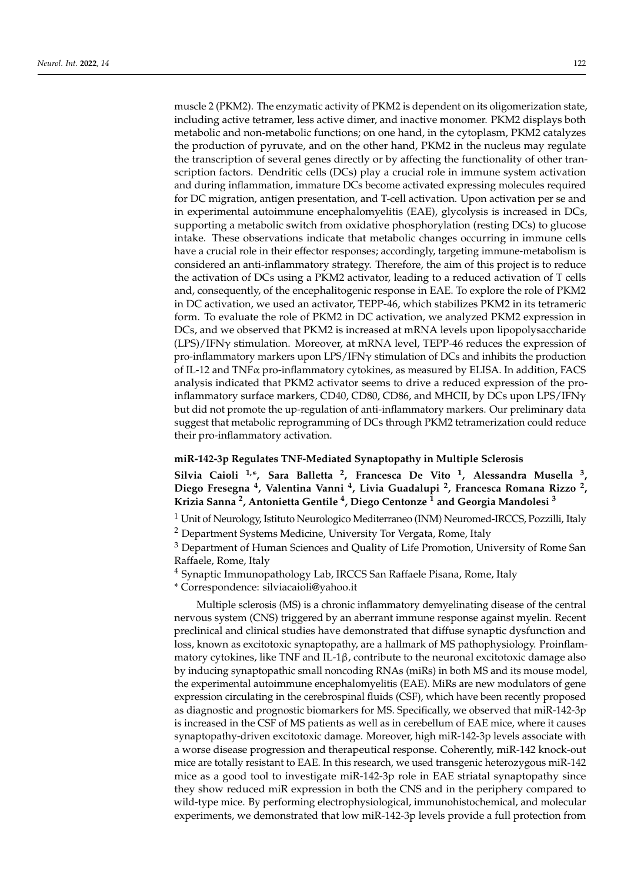muscle 2 (PKM2). The enzymatic activity of PKM2 is dependent on its oligomerization state, including active tetramer, less active dimer, and inactive monomer. PKM2 displays both metabolic and non-metabolic functions; on one hand, in the cytoplasm, PKM2 catalyzes the production of pyruvate, and on the other hand, PKM2 in the nucleus may regulate the transcription of several genes directly or by affecting the functionality of other transcription factors. Dendritic cells (DCs) play a crucial role in immune system activation and during inflammation, immature DCs become activated expressing molecules required for DC migration, antigen presentation, and T-cell activation. Upon activation per se and in experimental autoimmune encephalomyelitis (EAE), glycolysis is increased in DCs, supporting a metabolic switch from oxidative phosphorylation (resting DCs) to glucose intake. These observations indicate that metabolic changes occurring in immune cells have a crucial role in their effector responses; accordingly, targeting immune-metabolism is considered an anti-inflammatory strategy. Therefore, the aim of this project is to reduce the activation of DCs using a PKM2 activator, leading to a reduced activation of T cells and, consequently, of the encephalitogenic response in EAE. To explore the role of PKM2 in DC activation, we used an activator, TEPP-46, which stabilizes PKM2 in its tetrameric form. To evaluate the role of PKM2 in DC activation, we analyzed PKM2 expression in DCs, and we observed that PKM2 is increased at mRNA levels upon lipopolysaccharide (LPS)/IFNγ stimulation. Moreover, at mRNA level, TEPP-46 reduces the expression of pro-inflammatory markers upon LPS/IFNγ stimulation of DCs and inhibits the production of IL-12 and TNFα pro-inflammatory cytokines, as measured by ELISA. In addition, FACS analysis indicated that PKM2 activator seems to drive a reduced expression of the pro-inflammatory surface markers, CD40, CD80, CD86, and MHCII, by DCs upon LPS/IFNγ but did not promote the up-regulation of anti-inflammatory markers. Our preliminary data suggest that metabolic reprogramming of DCs through PKM2 tetramerization could reduce their pro-inflammatory activation.

### miR-142-3p Regulates TNF-Mediated Synaptopathy in Multiple Sclerosis

**Silvia Caioli [1,*], Sara Balletta [2], Francesca De Vito [1], Alessandra Musella [3], Diego Fresegna [4], Valentina Vanni [4], Livia Guadalupi [2], Francesca Romana Rizzo [2], Krizia Sanna [2], Antonietta Gentile [4], Diego Centonze [1] and Georgia Mandolesi [3]**

[1] Unit of Neurology, Istituto Neurologico Mediterraneo (INM) Neuromed-IRCCS, Pozzilli, Italy

[2] Department Systems Medicine, University Tor Vergata, Rome, Italy

[3] Department of Human Sciences and Quality of Life Promotion, University of Rome San Raffaele, Rome, Italy

[4] Synaptic Immunopathology Lab, IRCCS San Raffaele Pisana, Rome, Italy

* Correspondence: silviacaioli@yahoo.it

Multiple sclerosis (MS) is a chronic inflammatory demyelinating disease of the central nervous system (CNS) triggered by an aberrant immune response against myelin. Recent preclinical and clinical studies have demonstrated that diffuse synaptic dysfunction and loss, known as excitotoxic synaptopathy, are a hallmark of MS pathophysiology. Proinflammatory cytokines, like TNF and IL-1β, contribute to the neuronal excitotoxic damage also by inducing synaptopathic small noncoding RNAs (miRs) in both MS and its mouse model, the experimental autoimmune encephalomyelitis (EAE). MiRs are new modulators of gene expression circulating in the cerebrospinal fluids (CSF), which have been recently proposed as diagnostic and prognostic biomarkers for MS. Specifically, we observed that miR-142-3p is increased in the CSF of MS patients as well as in cerebellum of EAE mice, where it causes synaptopathy-driven excitotoxic damage. Moreover, high miR-142-3p levels associate with a worse disease progression and therapeutical response. Coherently, miR-142 knock-out mice are totally resistant to EAE. In this research, we used transgenic heterozygous miR-142 mice as a good tool to investigate miR-142-3p role in EAE striatal synaptopathy since they show reduced miR expression in both the CNS and in the periphery compared to wild-type mice. By performing electrophysiological, immunohistochemical, and molecular experiments, we demonstrated that low miR-142-3p levels provide a full protection from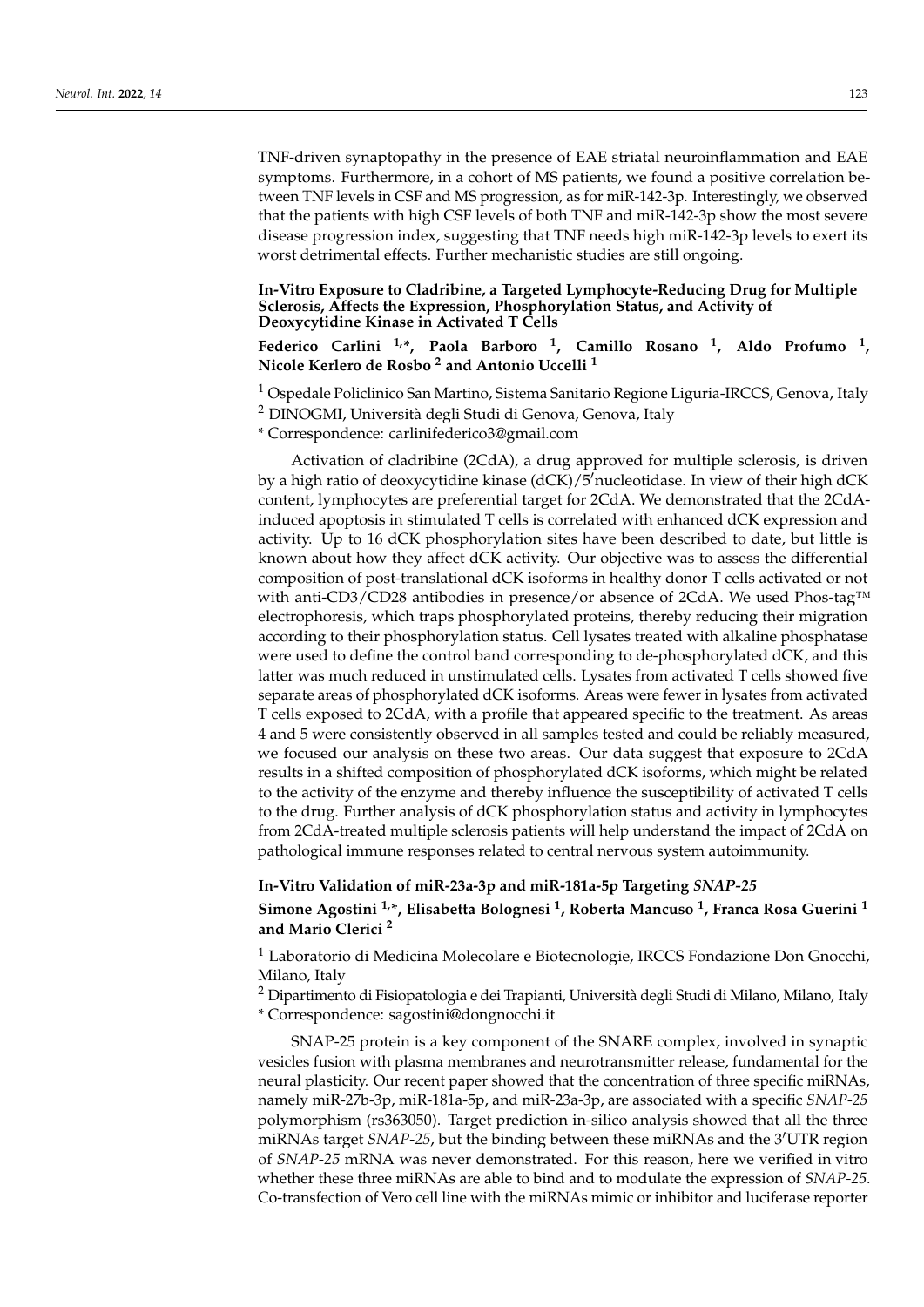TNF-driven synaptopathy in the presence of EAE striatal neuroinflammation and EAE symptoms. Furthermore, in a cohort of MS patients, we found a positive correlation between TNF levels in CSF and MS progression, as for miR-142-3p. Interestingly, we observed that the patients with high CSF levels of both TNF and miR-142-3p show the most severe disease progression index, suggesting that TNF needs high miR-142-3p levels to exert its worst detrimental effects. Further mechanistic studies are still ongoing.

**In-Vitro Exposure to Cladribine, a Targeted Lymphocyte-Reducing Drug for Multiple Sclerosis, Affects the Expression, Phosphorylation Status, and Activity of Deoxycytidine Kinase in Activated T Cells**

**Federico Carlini [1,*], Paola Barboro [1], Camillo Rosano [1], Aldo Profumo [1], Nicole Kerlero de Rosbo [2] and Antonio Uccelli [1]**

[1] Ospedale Policlinico San Martino, Sistema Sanitario Regione Liguria-IRCCS, Genova, Italy
[2] DINOGMI, Università degli Studi di Genova, Genova, Italy
* Correspondence: carlinifederico3@gmail.com

Activation of cladribine (2CdA), a drug approved for multiple sclerosis, is driven by a high ratio of deoxycytidine kinase (dCK)/5′nucleotidase. In view of their high dCK content, lymphocytes are preferential target for 2CdA. We demonstrated that the 2CdA-induced apoptosis in stimulated T cells is correlated with enhanced dCK expression and activity. Up to 16 dCK phosphorylation sites have been described to date, but little is known about how they affect dCK activity. Our objective was to assess the differential composition of post-translational dCK isoforms in healthy donor T cells activated or not with anti-CD3/CD28 antibodies in presence/or absence of 2CdA. We used Phos-tag™ electrophoresis, which traps phosphorylated proteins, thereby reducing their migration according to their phosphorylation status. Cell lysates treated with alkaline phosphatase were used to define the control band corresponding to de-phosphorylated dCK, and this latter was much reduced in unstimulated cells. Lysates from activated T cells showed five separate areas of phosphorylated dCK isoforms. Areas were fewer in lysates from activated T cells exposed to 2CdA, with a profile that appeared specific to the treatment. As areas 4 and 5 were consistently observed in all samples tested and could be reliably measured, we focused our analysis on these two areas. Our data suggest that exposure to 2CdA results in a shifted composition of phosphorylated dCK isoforms, which might be related to the activity of the enzyme and thereby influence the susceptibility of activated T cells to the drug. Further analysis of dCK phosphorylation status and activity in lymphocytes from 2CdA-treated multiple sclerosis patients will help understand the impact of 2CdA on pathological immune responses related to central nervous system autoimmunity.

**In-Vitro Validation of miR-23a-3p and miR-181a-5p Targeting *SNAP-25***

**Simone Agostini [1,*], Elisabetta Bolognesi [1], Roberta Mancuso [1], Franca Rosa Guerini [1] and Mario Clerici [2]**

[1] Laboratorio di Medicina Molecolare e Biotecnologie, IRCCS Fondazione Don Gnocchi, Milano, Italy
[2] Dipartimento di Fisiopatologia e dei Trapianti, Università degli Studi di Milano, Milano, Italy
* Correspondence: sagostini@dongnocchi.it

SNAP-25 protein is a key component of the SNARE complex, involved in synaptic vesicles fusion with plasma membranes and neurotransmitter release, fundamental for the neural plasticity. Our recent paper showed that the concentration of three specific miRNAs, namely miR-27b-3p, miR-181a-5p, and miR-23a-3p, are associated with a specific *SNAP-25* polymorphism (rs363050). Target prediction in-silico analysis showed that all the three miRNAs target *SNAP-25*, but the binding between these miRNAs and the 3′UTR region of *SNAP-25* mRNA was never demonstrated. For this reason, here we verified in vitro whether these three miRNAs are able to bind and to modulate the expression of *SNAP-25*. Co-transfection of Vero cell line with the miRNAs mimic or inhibitor and luciferase reporter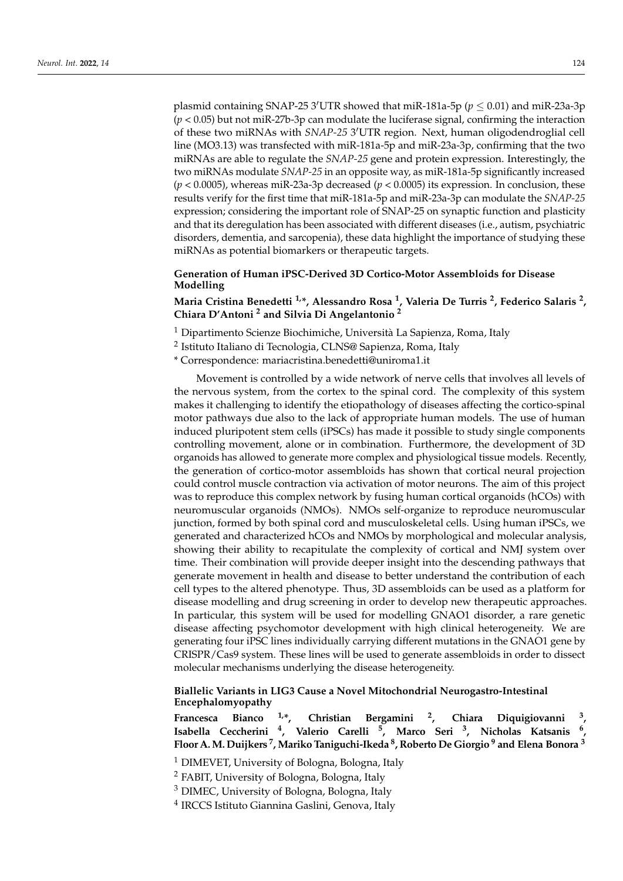plasmid containing SNAP-25 3′UTR showed that miR-181a-5p ($p \leq 0.01$) and miR-23a-3p ($p < 0.05$) but not miR-27b-3p can modulate the luciferase signal, confirming the interaction of these two miRNAs with *SNAP-25* 3′UTR region. Next, human oligodendroglial cell line (MO3.13) was transfected with miR-181a-5p and miR-23a-3p, confirming that the two miRNAs are able to regulate the *SNAP-25* gene and protein expression. Interestingly, the two miRNAs modulate *SNAP-25* in an opposite way, as miR-181a-5p significantly increased ($p < 0.0005$), whereas miR-23a-3p decreased ($p < 0.0005$) its expression. In conclusion, these results verify for the first time that miR-181a-5p and miR-23a-3p can modulate the *SNAP-25* expression; considering the important role of SNAP-25 on synaptic function and plasticity and that its deregulation has been associated with different diseases (i.e., autism, psychiatric disorders, dementia, and sarcopenia), these data highlight the importance of studying these miRNAs as potential biomarkers or therapeutic targets.

**Generation of Human iPSC-Derived 3D Cortico-Motor Assembloids for Disease Modelling**

**Maria Cristina Benedetti [1,*], Alessandro Rosa [1], Valeria De Turris [2], Federico Salaris [2], Chiara D'Antoni [2] and Silvia Di Angelantonio [2]**

[1] Dipartimento Scienze Biochimiche, Università La Sapienza, Roma, Italy

[2] Istituto Italiano di Tecnologia, CLNS@ Sapienza, Roma, Italy

* Correspondence: mariacristina.benedetti@uniroma1.it

Movement is controlled by a wide network of nerve cells that involves all levels of the nervous system, from the cortex to the spinal cord. The complexity of this system makes it challenging to identify the etiopathology of diseases affecting the cortico-spinal motor pathways due also to the lack of appropriate human models. The use of human induced pluripotent stem cells (iPSCs) has made it possible to study single components controlling movement, alone or in combination. Furthermore, the development of 3D organoids has allowed to generate more complex and physiological tissue models. Recently, the generation of cortico-motor assembloids has shown that cortical neural projection could control muscle contraction via activation of motor neurons. The aim of this project was to reproduce this complex network by fusing human cortical organoids (hCOs) with neuromuscular organoids (NMOs). NMOs self-organize to reproduce neuromuscular junction, formed by both spinal cord and musculoskeletal cells. Using human iPSCs, we generated and characterized hCOs and NMOs by morphological and molecular analysis, showing their ability to recapitulate the complexity of cortical and NMJ system over time. Their combination will provide deeper insight into the descending pathways that generate movement in health and disease to better understand the contribution of each cell types to the altered phenotype. Thus, 3D assembloids can be used as a platform for disease modelling and drug screening in order to develop new therapeutic approaches. In particular, this system will be used for modelling GNAO1 disorder, a rare genetic disease affecting psychomotor development with high clinical heterogeneity. We are generating four iPSC lines individually carrying different mutations in the GNAO1 gene by CRISPR/Cas9 system. These lines will be used to generate assembloids in order to dissect molecular mechanisms underlying the disease heterogeneity.

**Biallelic Variants in LIG3 Cause a Novel Mitochondrial Neurogastro-Intestinal Encephalomyopathy**

**Francesca Bianco [1,*], Christian Bergamini [2], Chiara Diquigiovanni [3], Isabella Ceccherini [4], Valerio Carelli [5], Marco Seri [3], Nicholas Katsanis [6], Floor A. M. Duijkers [7], Mariko Taniguchi-Ikeda [8], Roberto De Giorgio [9] and Elena Bonora [3]**

[1] DIMEVET, University of Bologna, Bologna, Italy

[2] FABIT, University of Bologna, Bologna, Italy

[3] DIMEC, University of Bologna, Bologna, Italy

[4] IRCCS Istituto Giannina Gaslini, Genova, Italy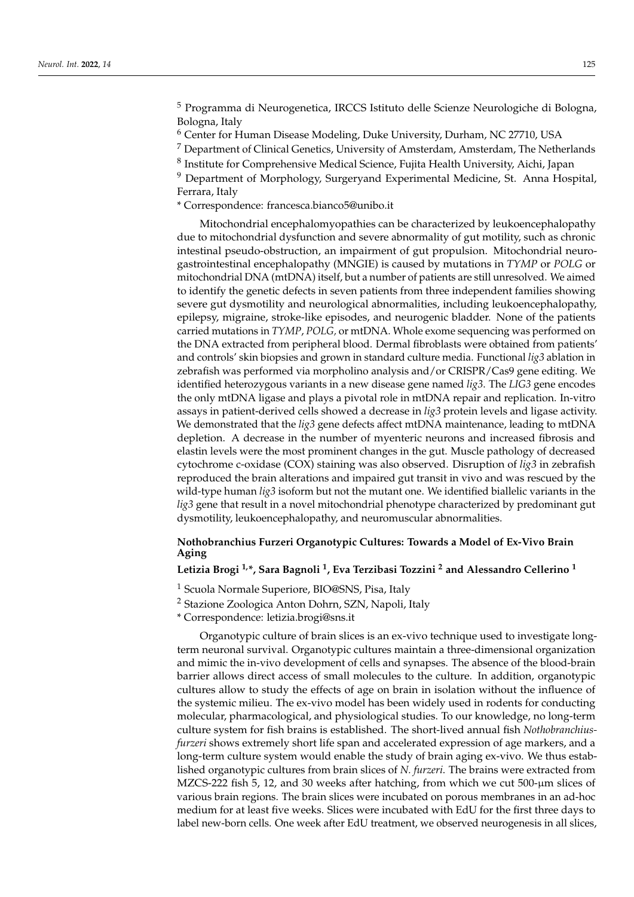[5] Programma di Neurogenetica, IRCCS Istituto delle Scienze Neurologiche di Bologna, Bologna, Italy

[6] Center for Human Disease Modeling, Duke University, Durham, NC 27710, USA

[7] Department of Clinical Genetics, University of Amsterdam, Amsterdam, The Netherlands

[8] Institute for Comprehensive Medical Science, Fujita Health University, Aichi, Japan

[9] Department of Morphology, Surgeryand Experimental Medicine, St. Anna Hospital, Ferrara, Italy

\* Correspondence: francesca.bianco5@unibo.it

Mitochondrial encephalomyopathies can be characterized by leukoencephalopathy due to mitochondrial dysfunction and severe abnormality of gut motility, such as chronic intestinal pseudo-obstruction, an impairment of gut propulsion. Mitochondrial neurogastrointestinal encephalopathy (MNGIE) is caused by mutations in *TYMP* or *POLG* or mitochondrial DNA (mtDNA) itself, but a number of patients are still unresolved. We aimed to identify the genetic defects in seven patients from three independent families showing severe gut dysmotility and neurological abnormalities, including leukoencephalopathy, epilepsy, migraine, stroke-like episodes, and neurogenic bladder. None of the patients carried mutations in *TYMP*, *POLG,* or mtDNA. Whole exome sequencing was performed on the DNA extracted from peripheral blood. Dermal fibroblasts were obtained from patients' and controls' skin biopsies and grown in standard culture media. Functional *lig3* ablation in zebrafish was performed via morpholino analysis and/or CRISPR/Cas9 gene editing. We identified heterozygous variants in a new disease gene named *lig3*. The *LIG3* gene encodes the only mtDNA ligase and plays a pivotal role in mtDNA repair and replication. In-vitro assays in patient-derived cells showed a decrease in *lig3* protein levels and ligase activity. We demonstrated that the *lig3* gene defects affect mtDNA maintenance, leading to mtDNA depletion. A decrease in the number of myenteric neurons and increased fibrosis and elastin levels were the most prominent changes in the gut. Muscle pathology of decreased cytochrome c-oxidase (COX) staining was also observed. Disruption of *lig3* in zebrafish reproduced the brain alterations and impaired gut transit in vivo and was rescued by the wild-type human *lig3* isoform but not the mutant one. We identified biallelic variants in the *lig3* gene that result in a novel mitochondrial phenotype characterized by predominant gut dysmotility, leukoencephalopathy, and neuromuscular abnormalities.

**Nothobranchius Furzeri Organotypic Cultures: Towards a Model of Ex-Vivo Brain Aging**

**Letizia Brogi [1,\*], Sara Bagnoli [1], Eva Terzibasi Tozzini [2] and Alessandro Cellerino [1]**

[1] Scuola Normale Superiore, BIO@SNS, Pisa, Italy

[2] Stazione Zoologica Anton Dohrn, SZN, Napoli, Italy

\* Correspondence: letizia.brogi@sns.it

Organotypic culture of brain slices is an ex-vivo technique used to investigate long-term neuronal survival. Organotypic cultures maintain a three-dimensional organization and mimic the in-vivo development of cells and synapses. The absence of the blood-brain barrier allows direct access of small molecules to the culture. In addition, organotypic cultures allow to study the effects of age on brain in isolation without the influence of the systemic milieu. The ex-vivo model has been widely used in rodents for conducting molecular, pharmacological, and physiological studies. To our knowledge, no long-term culture system for fish brains is established. The short-lived annual fish *Nothobranchius-furzeri* shows extremely short life span and accelerated expression of age markers, and a long-term culture system would enable the study of brain aging ex-vivo. We thus established organotypic cultures from brain slices of *N. furzeri*. The brains were extracted from MZCS-222 fish 5, 12, and 30 weeks after hatching, from which we cut 500-µm slices of various brain regions. The brain slices were incubated on porous membranes in an ad-hoc medium for at least five weeks. Slices were incubated with EdU for the first three days to label new-born cells. One week after EdU treatment, we observed neurogenesis in all slices,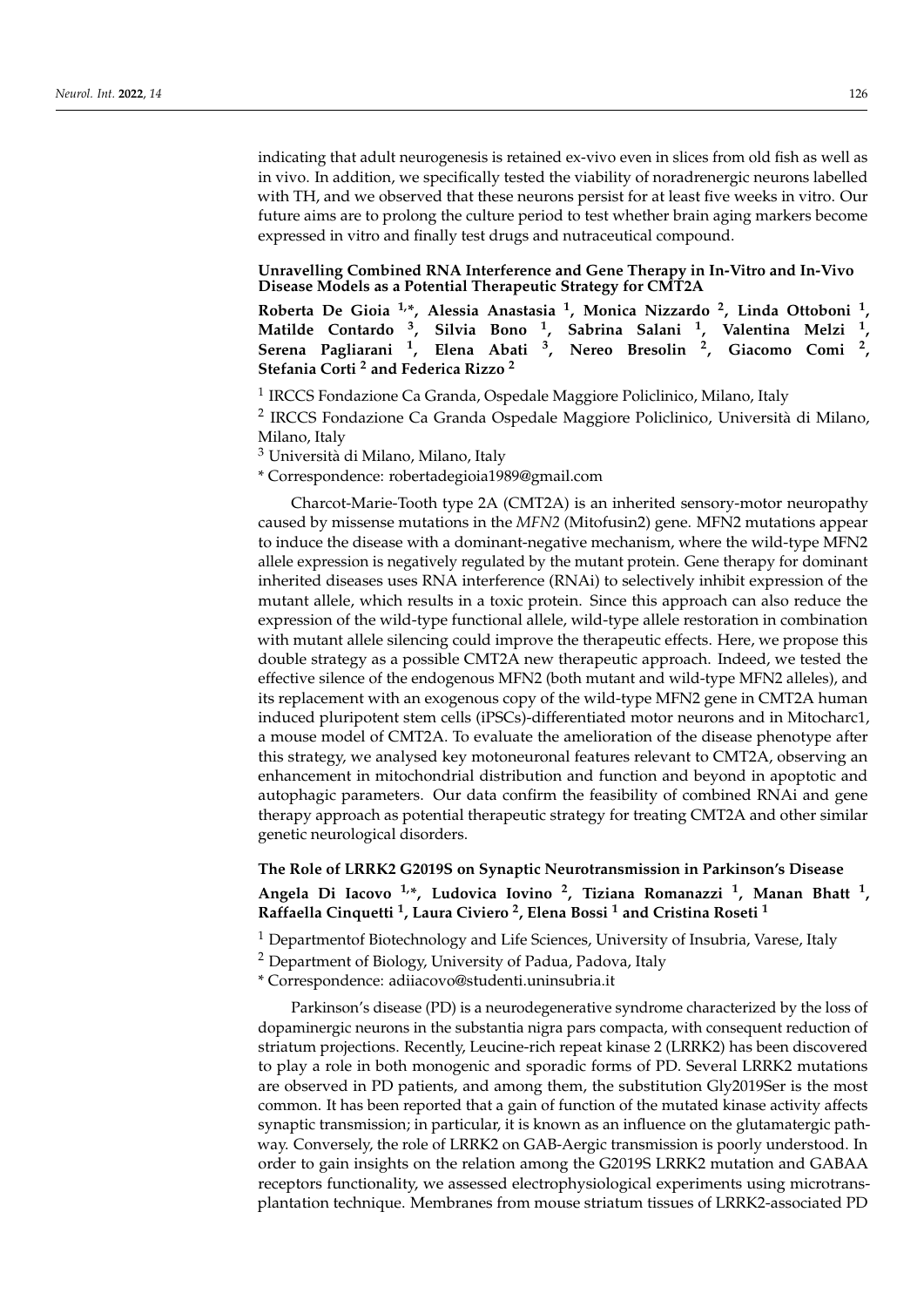indicating that adult neurogenesis is retained ex-vivo even in slices from old fish as well as in vivo. In addition, we specifically tested the viability of noradrenergic neurons labelled with TH, and we observed that these neurons persist for at least five weeks in vitro. Our future aims are to prolong the culture period to test whether brain aging markers become expressed in vitro and finally test drugs and nutraceutical compound.

### Unravelling Combined RNA Interference and Gene Therapy in In-Vitro and In-Vivo Disease Models as a Potential Therapeutic Strategy for CMT2A

**Roberta De Gioia [1,*], Alessia Anastasia [1], Monica Nizzardo [2], Linda Ottoboni [1], Matilde Contardo [3], Silvia Bono [1], Sabrina Salani [1], Valentina Melzi [1], Serena Pagliarani [1], Elena Abati [3], Nereo Bresolin [2], Giacomo Comi [2], Stefania Corti [2] and Federica Rizzo [2]**

[1] IRCCS Fondazione Ca Granda, Ospedale Maggiore Policlinico, Milano, Italy

[2] IRCCS Fondazione Ca Granda Ospedale Maggiore Policlinico, Università di Milano, Milano, Italy

[3] Università di Milano, Milano, Italy

* Correspondence: robertadegioia1989@gmail.com

Charcot-Marie-Tooth type 2A (CMT2A) is an inherited sensory-motor neuropathy caused by missense mutations in the *MFN2* (Mitofusin2) gene. MFN2 mutations appear to induce the disease with a dominant-negative mechanism, where the wild-type MFN2 allele expression is negatively regulated by the mutant protein. Gene therapy for dominant inherited diseases uses RNA interference (RNAi) to selectively inhibit expression of the mutant allele, which results in a toxic protein. Since this approach can also reduce the expression of the wild-type functional allele, wild-type allele restoration in combination with mutant allele silencing could improve the therapeutic effects. Here, we propose this double strategy as a possible CMT2A new therapeutic approach. Indeed, we tested the effective silence of the endogenous MFN2 (both mutant and wild-type MFN2 alleles), and its replacement with an exogenous copy of the wild-type MFN2 gene in CMT2A human induced pluripotent stem cells (iPSCs)-differentiated motor neurons and in Mitocharc1, a mouse model of CMT2A. To evaluate the amelioration of the disease phenotype after this strategy, we analysed key motoneuronal features relevant to CMT2A, observing an enhancement in mitochondrial distribution and function and beyond in apoptotic and autophagic parameters. Our data confirm the feasibility of combined RNAi and gene therapy approach as potential therapeutic strategy for treating CMT2A and other similar genetic neurological disorders.

### The Role of LRRK2 G2019S on Synaptic Neurotransmission in Parkinson's Disease

**Angela Di Iacovo [1,*], Ludovica Iovino [2], Tiziana Romanazzi [1], Manan Bhatt [1], Raffaella Cinquetti [1], Laura Civiero [2], Elena Bossi [1] and Cristina Roseti [1]**

[1] Departmentof Biotechnology and Life Sciences, University of Insubria, Varese, Italy

[2] Department of Biology, University of Padua, Padova, Italy

* Correspondence: adiiacovo@studenti.uninsubria.it

Parkinson's disease (PD) is a neurodegenerative syndrome characterized by the loss of dopaminergic neurons in the substantia nigra pars compacta, with consequent reduction of striatum projections. Recently, Leucine-rich repeat kinase 2 (LRRK2) has been discovered to play a role in both monogenic and sporadic forms of PD. Several LRRK2 mutations are observed in PD patients, and among them, the substitution Gly2019Ser is the most common. It has been reported that a gain of function of the mutated kinase activity affects synaptic transmission; in particular, it is known as an influence on the glutamatergic pathway. Conversely, the role of LRRK2 on GAB-Aergic transmission is poorly understood. In order to gain insights on the relation among the G2019S LRRK2 mutation and GABAA receptors functionality, we assessed electrophysiological experiments using microtransplantation technique. Membranes from mouse striatum tissues of LRRK2-associated PD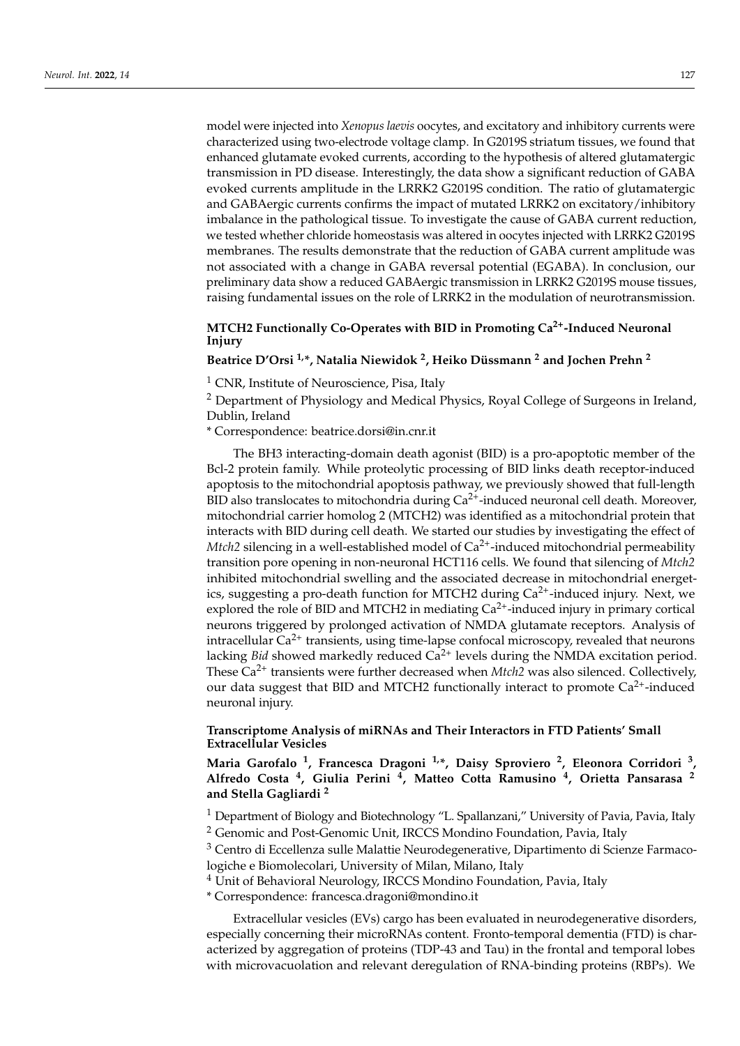model were injected into *Xenopus laevis* oocytes, and excitatory and inhibitory currents were characterized using two-electrode voltage clamp. In G2019S striatum tissues, we found that enhanced glutamate evoked currents, according to the hypothesis of altered glutamatergic transmission in PD disease. Interestingly, the data show a significant reduction of GABA evoked currents amplitude in the LRRK2 G2019S condition. The ratio of glutamatergic and GABAergic currents confirms the impact of mutated LRRK2 on excitatory/inhibitory imbalance in the pathological tissue. To investigate the cause of GABA current reduction, we tested whether chloride homeostasis was altered in oocytes injected with LRRK2 G2019S membranes. The results demonstrate that the reduction of GABA current amplitude was not associated with a change in GABA reversal potential (EGABA). In conclusion, our preliminary data show a reduced GABAergic transmission in LRRK2 G2019S mouse tissues, raising fundamental issues on the role of LRRK2 in the modulation of neurotransmission.

### MTCH2 Functionally Co-Operates with BID in Promoting $Ca^{2+}$-Induced Neuronal Injury

**Beatrice D'Orsi [1,*], Natalia Niewidok [2], Heiko Düssmann [2] and Jochen Prehn [2]**

[1] CNR, Institute of Neuroscience, Pisa, Italy

[2] Department of Physiology and Medical Physics, Royal College of Surgeons in Ireland, Dublin, Ireland

* Correspondence: beatrice.dorsi@in.cnr.it

The BH3 interacting-domain death agonist (BID) is a pro-apoptotic member of the Bcl-2 protein family. While proteolytic processing of BID links death receptor-induced apoptosis to the mitochondrial apoptosis pathway, we previously showed that full-length BID also translocates to mitochondria during $Ca^{2+}$-induced neuronal cell death. Moreover, mitochondrial carrier homolog 2 (MTCH2) was identified as a mitochondrial protein that interacts with BID during cell death. We started our studies by investigating the effect of *Mtch2* silencing in a well-established model of $Ca^{2+}$-induced mitochondrial permeability transition pore opening in non-neuronal HCT116 cells. We found that silencing of *Mtch2* inhibited mitochondrial swelling and the associated decrease in mitochondrial energetics, suggesting a pro-death function for MTCH2 during $Ca^{2+}$-induced injury. Next, we explored the role of BID and MTCH2 in mediating $Ca^{2+}$-induced injury in primary cortical neurons triggered by prolonged activation of NMDA glutamate receptors. Analysis of intracellular $Ca^{2+}$ transients, using time-lapse confocal microscopy, revealed that neurons lacking *Bid* showed markedly reduced $Ca^{2+}$ levels during the NMDA excitation period. These $Ca^{2+}$ transients were further decreased when *Mtch2* was also silenced. Collectively, our data suggest that BID and MTCH2 functionally interact to promote $Ca^{2+}$-induced neuronal injury.

### Transcriptome Analysis of miRNAs and Their Interactors in FTD Patients' Small Extracellular Vesicles

**Maria Garofalo [1], Francesca Dragoni [1,*], Daisy Sproviero [2], Eleonora Corridori [3], Alfredo Costa [4], Giulia Perini [4], Matteo Cotta Ramusino [4], Orietta Pansarasa [2] and Stella Gagliardi [2]**

[1] Department of Biology and Biotechnology "L. Spallanzani," University of Pavia, Pavia, Italy

[2] Genomic and Post-Genomic Unit, IRCCS Mondino Foundation, Pavia, Italy

[3] Centro di Eccellenza sulle Malattie Neurodegenerative, Dipartimento di Scienze Farmacologiche e Biomolecolari, University of Milan, Milano, Italy

[4] Unit of Behavioral Neurology, IRCCS Mondino Foundation, Pavia, Italy

* Correspondence: francesca.dragoni@mondino.it

Extracellular vesicles (EVs) cargo has been evaluated in neurodegenerative disorders, especially concerning their microRNAs content. Fronto-temporal dementia (FTD) is characterized by aggregation of proteins (TDP-43 and Tau) in the frontal and temporal lobes with microvacuolation and relevant deregulation of RNA-binding proteins (RBPs). We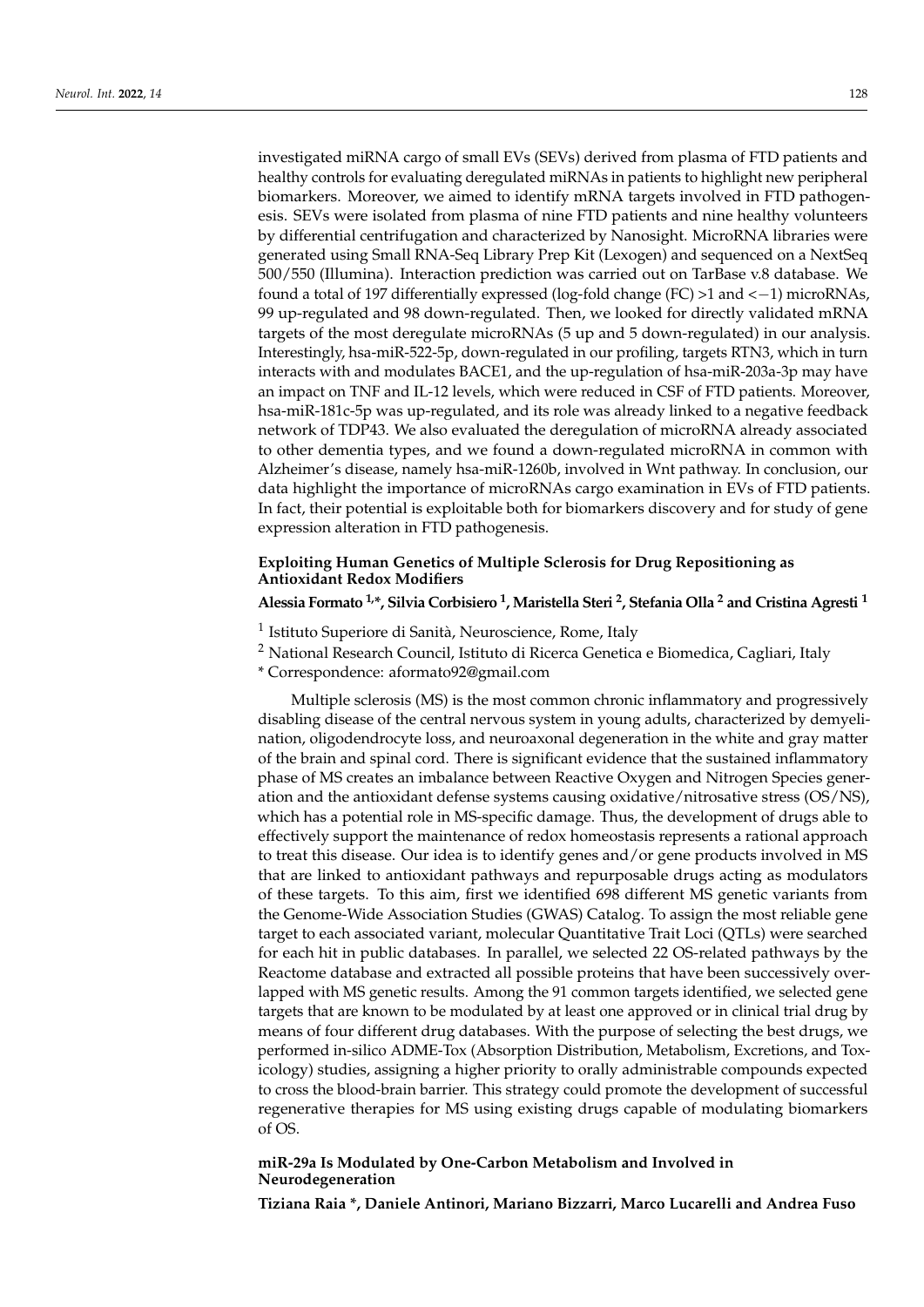investigated miRNA cargo of small EVs (SEVs) derived from plasma of FTD patients and healthy controls for evaluating deregulated miRNAs in patients to highlight new peripheral biomarkers. Moreover, we aimed to identify mRNA targets involved in FTD pathogenesis. SEVs were isolated from plasma of nine FTD patients and nine healthy volunteers by differential centrifugation and characterized by Nanosight. MicroRNA libraries were generated using Small RNA-Seq Library Prep Kit (Lexogen) and sequenced on a NextSeq 500/550 (Illumina). Interaction prediction was carried out on TarBase v.8 database. We found a total of 197 differentially expressed (log-fold change (FC) >1 and <−1) microRNAs, 99 up-regulated and 98 down-regulated. Then, we looked for directly validated mRNA targets of the most deregulate microRNAs (5 up and 5 down-regulated) in our analysis. Interestingly, hsa-miR-522-5p, down-regulated in our profiling, targets RTN3, which in turn interacts with and modulates BACE1, and the up-regulation of hsa-miR-203a-3p may have an impact on TNF and IL-12 levels, which were reduced in CSF of FTD patients. Moreover, hsa-miR-181c-5p was up-regulated, and its role was already linked to a negative feedback network of TDP43. We also evaluated the deregulation of microRNA already associated to other dementia types, and we found a down-regulated microRNA in common with Alzheimer's disease, namely hsa-miR-1260b, involved in Wnt pathway. In conclusion, our data highlight the importance of microRNAs cargo examination in EVs of FTD patients. In fact, their potential is exploitable both for biomarkers discovery and for study of gene expression alteration in FTD pathogenesis.

**Exploiting Human Genetics of Multiple Sclerosis for Drug Repositioning as Antioxidant Redox Modifiers**

**Alessia Formato [1,*], Silvia Corbisiero [1], Maristella Steri [2], Stefania Olla [2] and Cristina Agresti [1]**

[1] Istituto Superiore di Sanità, Neuroscience, Rome, Italy

[2] National Research Council, Istituto di Ricerca Genetica e Biomedica, Cagliari, Italy

\* Correspondence: aformato92@gmail.com

Multiple sclerosis (MS) is the most common chronic inflammatory and progressively disabling disease of the central nervous system in young adults, characterized by demyelination, oligodendrocyte loss, and neuroaxonal degeneration in the white and gray matter of the brain and spinal cord. There is significant evidence that the sustained inflammatory phase of MS creates an imbalance between Reactive Oxygen and Nitrogen Species generation and the antioxidant defense systems causing oxidative/nitrosative stress (OS/NS), which has a potential role in MS-specific damage. Thus, the development of drugs able to effectively support the maintenance of redox homeostasis represents a rational approach to treat this disease. Our idea is to identify genes and/or gene products involved in MS that are linked to antioxidant pathways and repurposable drugs acting as modulators of these targets. To this aim, first we identified 698 different MS genetic variants from the Genome-Wide Association Studies (GWAS) Catalog. To assign the most reliable gene target to each associated variant, molecular Quantitative Trait Loci (QTLs) were searched for each hit in public databases. In parallel, we selected 22 OS-related pathways by the Reactome database and extracted all possible proteins that have been successively overlapped with MS genetic results. Among the 91 common targets identified, we selected gene targets that are known to be modulated by at least one approved or in clinical trial drug by means of four different drug databases. With the purpose of selecting the best drugs, we performed in-silico ADME-Tox (Absorption Distribution, Metabolism, Excretions, and Toxicology) studies, assigning a higher priority to orally administrable compounds expected to cross the blood-brain barrier. This strategy could promote the development of successful regenerative therapies for MS using existing drugs capable of modulating biomarkers of OS.

**miR-29a Is Modulated by One-Carbon Metabolism and Involved in Neurodegeneration**

**Tiziana Raia *, Daniele Antinori, Mariano Bizzarri, Marco Lucarelli and Andrea Fuso**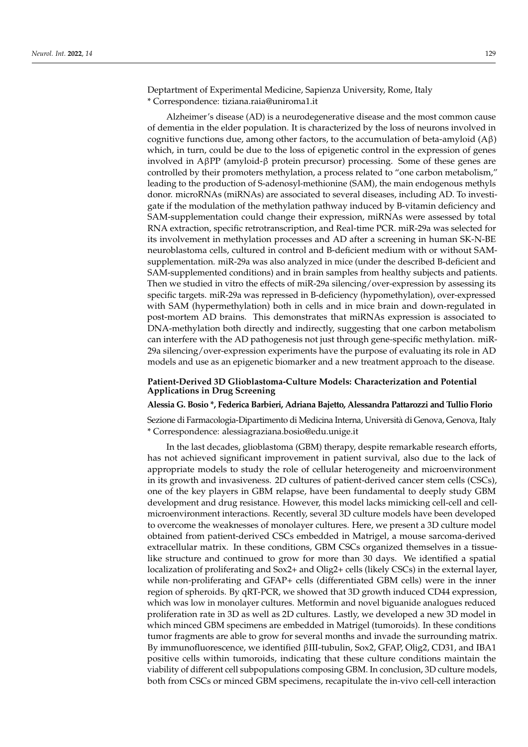Deptartment of Experimental Medicine, Sapienza University, Rome, Italy
\* Correspondence: tiziana.raia@uniroma1.it

Alzheimer's disease (AD) is a neurodegenerative disease and the most common cause of dementia in the elder population. It is characterized by the loss of neurons involved in cognitive functions due, among other factors, to the accumulation of beta-amyloid (Aβ) which, in turn, could be due to the loss of epigenetic control in the expression of genes involved in AβPP (amyloid-β protein precursor) processing. Some of these genes are controlled by their promoters methylation, a process related to "one carbon metabolism," leading to the production of S-adenosyl-methionine (SAM), the main endogenous methyls donor. microRNAs (miRNAs) are associated to several diseases, including AD. To investigate if the modulation of the methylation pathway induced by B-vitamin deficiency and SAM-supplementation could change their expression, miRNAs were assessed by total RNA extraction, specific retrotranscription, and Real-time PCR. miR-29a was selected for its involvement in methylation processes and AD after a screening in human SK-N-BE neuroblastoma cells, cultured in control and B-deficient medium with or without SAM-supplementation. miR-29a was also analyzed in mice (under the described B-deficient and SAM-supplemented conditions) and in brain samples from healthy subjects and patients. Then we studied in vitro the effects of miR-29a silencing/over-expression by assessing its specific targets. miR-29a was repressed in B-deficiency (hypomethylation), over-expressed with SAM (hypermethylation) both in cells and in mice brain and down-regulated in post-mortem AD brains. This demonstrates that miRNAs expression is associated to DNA-methylation both directly and indirectly, suggesting that one carbon metabolism can interfere with the AD pathogenesis not just through gene-specific methylation. miR-29a silencing/over-expression experiments have the purpose of evaluating its role in AD models and use as an epigenetic biomarker and a new treatment approach to the disease.

**Patient-Derived 3D Glioblastoma-Culture Models: Characterization and Potential Applications in Drug Screening**

**Alessia G. Bosio \*, Federica Barbieri, Adriana Bajetto, Alessandra Pattarozzi and Tullio Florio**

Sezione di Farmacologia-Dipartimento di Medicina Interna, Università di Genova, Genova, Italy
\* Correspondence: alessiagraziana.bosio@edu.unige.it

In the last decades, glioblastoma (GBM) therapy, despite remarkable research efforts, has not achieved significant improvement in patient survival, also due to the lack of appropriate models to study the role of cellular heterogeneity and microenvironment in its growth and invasiveness. 2D cultures of patient-derived cancer stem cells (CSCs), one of the key players in GBM relapse, have been fundamental to deeply study GBM development and drug resistance. However, this model lacks mimicking cell-cell and cell-microenvironment interactions. Recently, several 3D culture models have been developed to overcome the weaknesses of monolayer cultures. Here, we present a 3D culture model obtained from patient-derived CSCs embedded in Matrigel, a mouse sarcoma-derived extracellular matrix. In these conditions, GBM CSCs organized themselves in a tissue-like structure and continued to grow for more than 30 days. We identified a spatial localization of proliferating and Sox2+ and Olig2+ cells (likely CSCs) in the external layer, while non-proliferating and GFAP+ cells (differentiated GBM cells) were in the inner region of spheroids. By qRT-PCR, we showed that 3D growth induced CD44 expression, which was low in monolayer cultures. Metformin and novel biguanide analogues reduced proliferation rate in 3D as well as 2D cultures. Lastly, we developed a new 3D model in which minced GBM specimens are embedded in Matrigel (tumoroids). In these conditions tumor fragments are able to grow for several months and invade the surrounding matrix. By immunofluorescence, we identified βIII-tubulin, Sox2, GFAP, Olig2, CD31, and IBA1 positive cells within tumoroids, indicating that these culture conditions maintain the viability of different cell subpopulations composing GBM. In conclusion, 3D culture models, both from CSCs or minced GBM specimens, recapitulate the in-vivo cell-cell interaction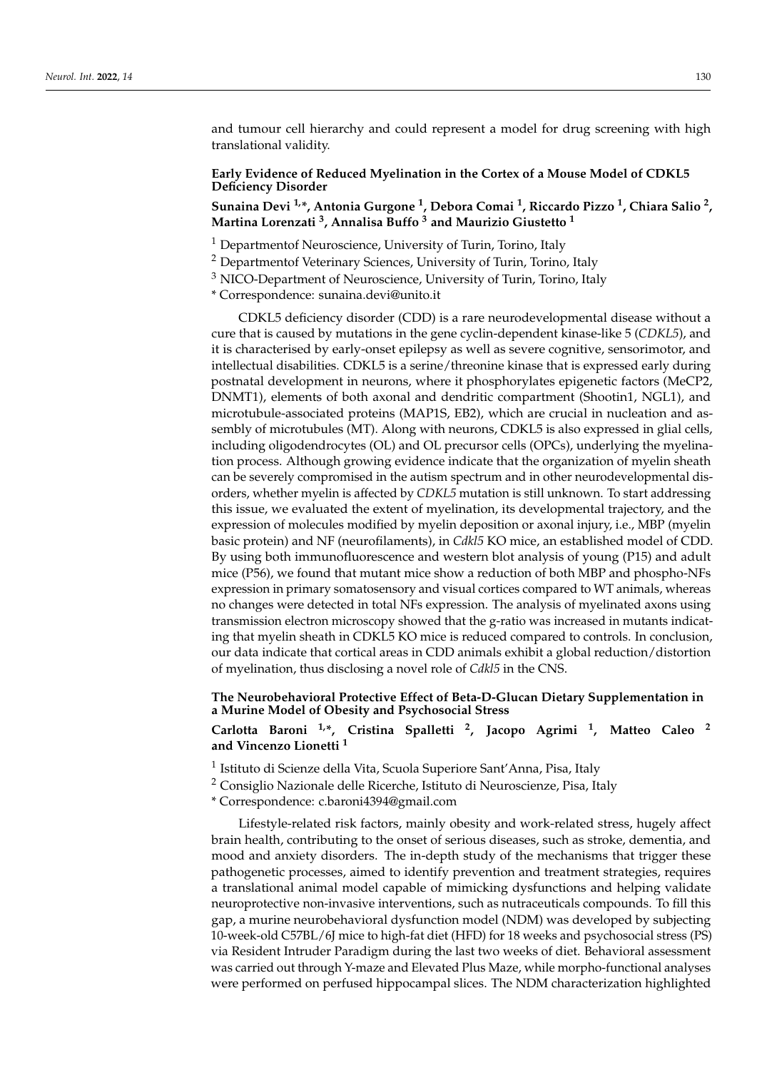and tumour cell hierarchy and could represent a model for drug screening with high translational validity.

### Early Evidence of Reduced Myelination in the Cortex of a Mouse Model of CDKL5 Deficiency Disorder

**Sunaina Devi [1,*], Antonia Gurgone [1], Debora Comai [1], Riccardo Pizzo [1], Chiara Salio [2], Martina Lorenzati [3], Annalisa Buffo [3] and Maurizio Giustetto [1]**

[1] Departmentof Neuroscience, University of Turin, Torino, Italy

[2] Departmentof Veterinary Sciences, University of Turin, Torino, Italy

[3] NICO-Department of Neuroscience, University of Turin, Torino, Italy

* Correspondence: sunaina.devi@unito.it

CDKL5 deficiency disorder (CDD) is a rare neurodevelopmental disease without a cure that is caused by mutations in the gene cyclin-dependent kinase-like 5 (*CDKL5*), and it is characterised by early-onset epilepsy as well as severe cognitive, sensorimotor, and intellectual disabilities. CDKL5 is a serine/threonine kinase that is expressed early during postnatal development in neurons, where it phosphorylates epigenetic factors (MeCP2, DNMT1), elements of both axonal and dendritic compartment (Shootin1, NGL1), and microtubule-associated proteins (MAP1S, EB2), which are crucial in nucleation and assembly of microtubules (MT). Along with neurons, CDKL5 is also expressed in glial cells, including oligodendrocytes (OL) and OL precursor cells (OPCs), underlying the myelination process. Although growing evidence indicate that the organization of myelin sheath can be severely compromised in the autism spectrum and in other neurodevelopmental disorders, whether myelin is affected by *CDKL5* mutation is still unknown. To start addressing this issue, we evaluated the extent of myelination, its developmental trajectory, and the expression of molecules modified by myelin deposition or axonal injury, i.e., MBP (myelin basic protein) and NF (neurofilaments), in *Cdkl5* KO mice, an established model of CDD. By using both immunofluorescence and western blot analysis of young (P15) and adult mice (P56), we found that mutant mice show a reduction of both MBP and phospho-NFs expression in primary somatosensory and visual cortices compared to WT animals, whereas no changes were detected in total NFs expression. The analysis of myelinated axons using transmission electron microscopy showed that the g-ratio was increased in mutants indicating that myelin sheath in CDKL5 KO mice is reduced compared to controls. In conclusion, our data indicate that cortical areas in CDD animals exhibit a global reduction/distortion of myelination, thus disclosing a novel role of *Cdkl5* in the CNS.

### The Neurobehavioral Protective Effect of Beta-D-Glucan Dietary Supplementation in a Murine Model of Obesity and Psychosocial Stress

**Carlotta Baroni [1,*], Cristina Spalletti [2], Jacopo Agrimi [1], Matteo Caleo [2] and Vincenzo Lionetti [1]**

[1] Istituto di Scienze della Vita, Scuola Superiore Sant'Anna, Pisa, Italy

[2] Consiglio Nazionale delle Ricerche, Istituto di Neuroscienze, Pisa, Italy

* Correspondence: c.baroni4394@gmail.com

Lifestyle-related risk factors, mainly obesity and work-related stress, hugely affect brain health, contributing to the onset of serious diseases, such as stroke, dementia, and mood and anxiety disorders. The in-depth study of the mechanisms that trigger these pathogenetic processes, aimed to identify prevention and treatment strategies, requires a translational animal model capable of mimicking dysfunctions and helping validate neuroprotective non-invasive interventions, such as nutraceuticals compounds. To fill this gap, a murine neurobehavioral dysfunction model (NDM) was developed by subjecting 10-week-old C57BL/6J mice to high-fat diet (HFD) for 18 weeks and psychosocial stress (PS) via Resident Intruder Paradigm during the last two weeks of diet. Behavioral assessment was carried out through Y-maze and Elevated Plus Maze, while morpho-functional analyses were performed on perfused hippocampal slices. The NDM characterization highlighted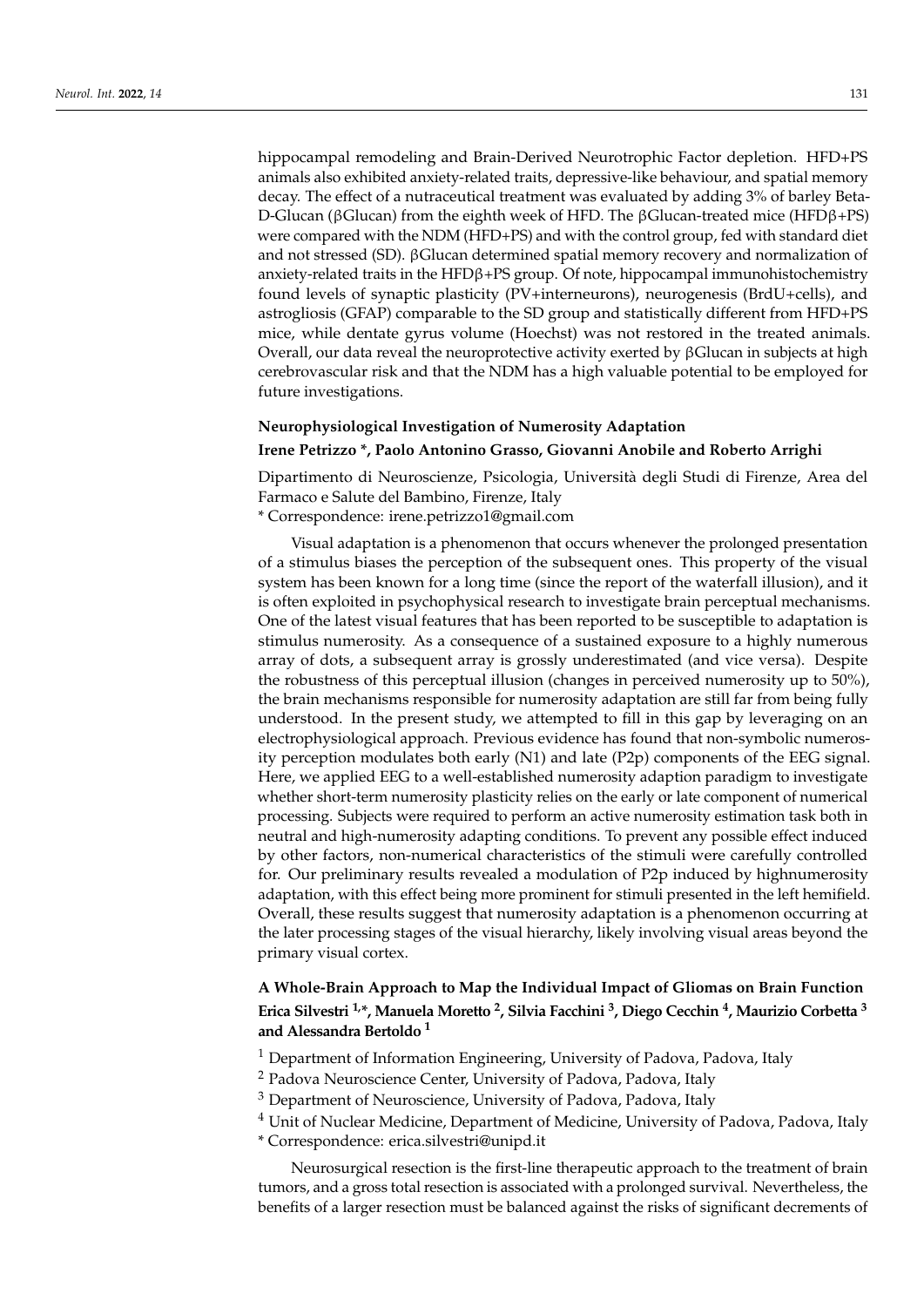hippocampal remodeling and Brain-Derived Neurotrophic Factor depletion. HFD+PS animals also exhibited anxiety-related traits, depressive-like behaviour, and spatial memory decay. The effect of a nutraceutical treatment was evaluated by adding 3% of barley Beta-D-Glucan (βGlucan) from the eighth week of HFD. The βGlucan-treated mice (HFDβ+PS) were compared with the NDM (HFD+PS) and with the control group, fed with standard diet and not stressed (SD). βGlucan determined spatial memory recovery and normalization of anxiety-related traits in the HFDβ+PS group. Of note, hippocampal immunohistochemistry found levels of synaptic plasticity (PV+interneurons), neurogenesis (BrdU+cells), and astrogliosis (GFAP) comparable to the SD group and statistically different from HFD+PS mice, while dentate gyrus volume (Hoechst) was not restored in the treated animals. Overall, our data reveal the neuroprotective activity exerted by βGlucan in subjects at high cerebrovascular risk and that the NDM has a high valuable potential to be employed for future investigations.

### Neurophysiological Investigation of Numerosity Adaptation

**Irene Petrizzo \*, Paolo Antonino Grasso, Giovanni Anobile and Roberto Arrighi**

Dipartimento di Neuroscienze, Psicologia, Università degli Studi di Firenze, Area del Farmaco e Salute del Bambino, Firenze, Italy

\* Correspondence: irene.petrizzo1@gmail.com

Visual adaptation is a phenomenon that occurs whenever the prolonged presentation of a stimulus biases the perception of the subsequent ones. This property of the visual system has been known for a long time (since the report of the waterfall illusion), and it is often exploited in psychophysical research to investigate brain perceptual mechanisms. One of the latest visual features that has been reported to be susceptible to adaptation is stimulus numerosity. As a consequence of a sustained exposure to a highly numerous array of dots, a subsequent array is grossly underestimated (and vice versa). Despite the robustness of this perceptual illusion (changes in perceived numerosity up to 50%), the brain mechanisms responsible for numerosity adaptation are still far from being fully understood. In the present study, we attempted to fill in this gap by leveraging on an electrophysiological approach. Previous evidence has found that non-symbolic numerosity perception modulates both early (N1) and late (P2p) components of the EEG signal. Here, we applied EEG to a well-established numerosity adaption paradigm to investigate whether short-term numerosity plasticity relies on the early or late component of numerical processing. Subjects were required to perform an active numerosity estimation task both in neutral and high-numerosity adapting conditions. To prevent any possible effect induced by other factors, non-numerical characteristics of the stimuli were carefully controlled for. Our preliminary results revealed a modulation of P2p induced by highnumerosity adaptation, with this effect being more prominent for stimuli presented in the left hemifield. Overall, these results suggest that numerosity adaptation is a phenomenon occurring at the later processing stages of the visual hierarchy, likely involving visual areas beyond the primary visual cortex.

### A Whole-Brain Approach to Map the Individual Impact of Gliomas on Brain Function

**Erica Silvestri [1,\*], Manuela Moretto [2], Silvia Facchini [3], Diego Cecchin [4], Maurizio Corbetta [3] and Alessandra Bertoldo [1]**

[1] Department of Information Engineering, University of Padova, Padova, Italy

[2] Padova Neuroscience Center, University of Padova, Padova, Italy

[3] Department of Neuroscience, University of Padova, Padova, Italy

[4] Unit of Nuclear Medicine, Department of Medicine, University of Padova, Padova, Italy

\* Correspondence: erica.silvestri@unipd.it

Neurosurgical resection is the first-line therapeutic approach to the treatment of brain tumors, and a gross total resection is associated with a prolonged survival. Nevertheless, the benefits of a larger resection must be balanced against the risks of significant decrements of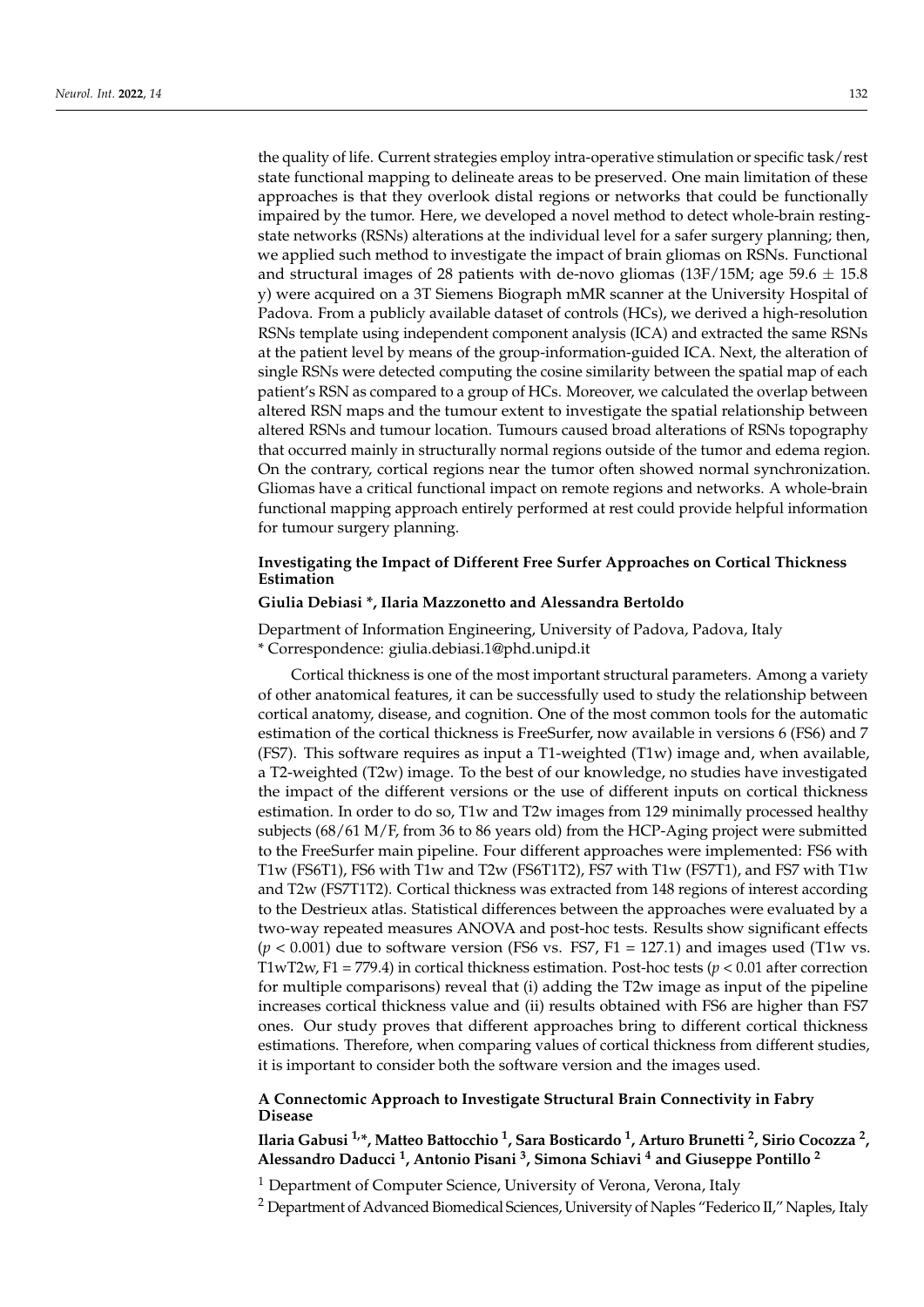the quality of life. Current strategies employ intra-operative stimulation or specific task/rest state functional mapping to delineate areas to be preserved. One main limitation of these approaches is that they overlook distal regions or networks that could be functionally impaired by the tumor. Here, we developed a novel method to detect whole-brain resting-state networks (RSNs) alterations at the individual level for a safer surgery planning; then, we applied such method to investigate the impact of brain gliomas on RSNs. Functional and structural images of 28 patients with de-novo gliomas (13F/15M; age 59.6 $\pm$ 15.8 y) were acquired on a 3T Siemens Biograph mMR scanner at the University Hospital of Padova. From a publicly available dataset of controls (HCs), we derived a high-resolution RSNs template using independent component analysis (ICA) and extracted the same RSNs at the patient level by means of the group-information-guided ICA. Next, the alteration of single RSNs were detected computing the cosine similarity between the spatial map of each patient's RSN as compared to a group of HCs. Moreover, we calculated the overlap between altered RSN maps and the tumour extent to investigate the spatial relationship between altered RSNs and tumour location. Tumours caused broad alterations of RSNs topography that occurred mainly in structurally normal regions outside of the tumor and edema region. On the contrary, cortical regions near the tumor often showed normal synchronization. Gliomas have a critical functional impact on remote regions and networks. A whole-brain functional mapping approach entirely performed at rest could provide helpful information for tumour surgery planning.

**Investigating the Impact of Different Free Surfer Approaches on Cortical Thickness Estimation**

**Giulia Debiasi \*, Ilaria Mazzonetto and Alessandra Bertoldo**

Department of Information Engineering, University of Padova, Padova, Italy
\* Correspondence: giulia.debiasi.1@phd.unipd.it

Cortical thickness is one of the most important structural parameters. Among a variety of other anatomical features, it can be successfully used to study the relationship between cortical anatomy, disease, and cognition. One of the most common tools for the automatic estimation of the cortical thickness is FreeSurfer, now available in versions 6 (FS6) and 7 (FS7). This software requires as input a T1-weighted (T1w) image and, when available, a T2-weighted (T2w) image. To the best of our knowledge, no studies have investigated the impact of the different versions or the use of different inputs on cortical thickness estimation. In order to do so, T1w and T2w images from 129 minimally processed healthy subjects (68/61 M/F, from 36 to 86 years old) from the HCP-Aging project were submitted to the FreeSurfer main pipeline. Four different approaches were implemented: FS6 with T1w (FS6T1), FS6 with T1w and T2w (FS6T1T2), FS7 with T1w (FS7T1), and FS7 with T1w and T2w (FS7T1T2). Cortical thickness was extracted from 148 regions of interest according to the Destrieux atlas. Statistical differences between the approaches were evaluated by a two-way repeated measures ANOVA and post-hoc tests. Results show significant effects ($p < 0.001$) due to software version (FS6 vs. FS7, F1 = 127.1) and images used (T1w vs. T1wT2w, F1 = 779.4) in cortical thickness estimation. Post-hoc tests ($p < 0.01$ after correction for multiple comparisons) reveal that (i) adding the T2w image as input of the pipeline increases cortical thickness value and (ii) results obtained with FS6 are higher than FS7 ones. Our study proves that different approaches bring to different cortical thickness estimations. Therefore, when comparing values of cortical thickness from different studies, it is important to consider both the software version and the images used.

**A Connectomic Approach to Investigate Structural Brain Connectivity in Fabry Disease**

**Ilaria Gabusi [1,\*], Matteo Battocchio [1], Sara Bosticardo [1], Arturo Brunetti [2], Sirio Cocozza [2], Alessandro Daducci [1], Antonio Pisani [3], Simona Schiavi [4] and Giuseppe Pontillo [2]**

[1] Department of Computer Science, University of Verona, Verona, Italy
[2] Department of Advanced Biomedical Sciences, University of Naples "Federico II," Naples, Italy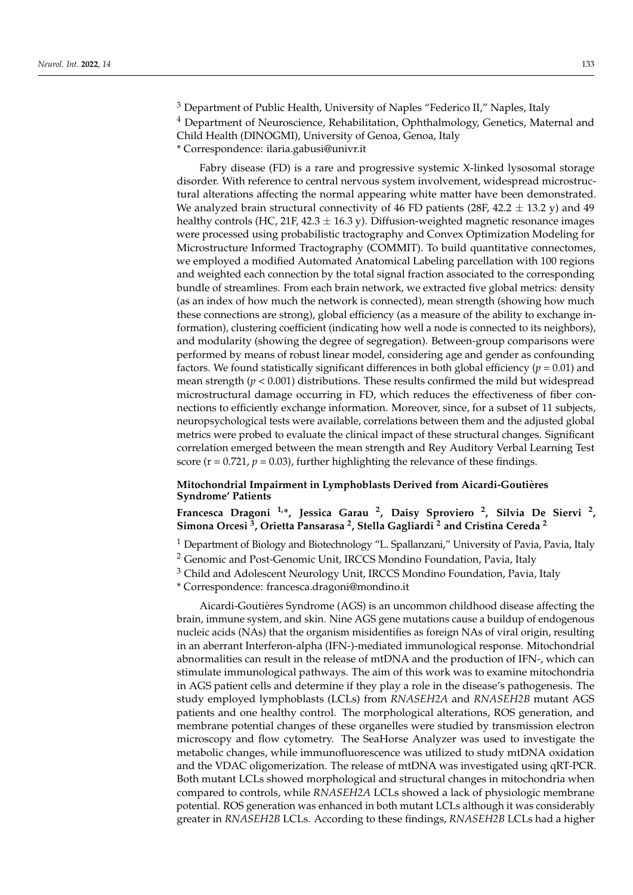[3] Department of Public Health, University of Naples "Federico II," Naples, Italy

[4] Department of Neuroscience, Rehabilitation, Ophthalmology, Genetics, Maternal and Child Health (DINOGMI), University of Genoa, Genoa, Italy

* Correspondence: ilaria.gabusi@univr.it

Fabry disease (FD) is a rare and progressive systemic X-linked lysosomal storage disorder. With reference to central nervous system involvement, widespread microstructural alterations affecting the normal appearing white matter have been demonstrated. We analyzed brain structural connectivity of 46 FD patients (28F, 42.2 ± 13.2 y) and 49 healthy controls (HC, 21F, 42.3 ± 16.3 y). Diffusion-weighted magnetic resonance images were processed using probabilistic tractography and Convex Optimization Modeling for Microstructure Informed Tractography (COMMIT). To build quantitative connectomes, we employed a modified Automated Anatomical Labeling parcellation with 100 regions and weighted each connection by the total signal fraction associated to the corresponding bundle of streamlines. From each brain network, we extracted five global metrics: density (as an index of how much the network is connected), mean strength (showing how much these connections are strong), global efficiency (as a measure of the ability to exchange information), clustering coefficient (indicating how well a node is connected to its neighbors), and modularity (showing the degree of segregation). Between-group comparisons were performed by means of robust linear model, considering age and gender as confounding factors. We found statistically significant differences in both global efficiency ($p = 0.01$) and mean strength ($p < 0.001$) distributions. These results confirmed the mild but widespread microstructural damage occurring in FD, which reduces the effectiveness of fiber connections to efficiently exchange information. Moreover, since, for a subset of 11 subjects, neuropsychological tests were available, correlations between them and the adjusted global metrics were probed to evaluate the clinical impact of these structural changes. Significant correlation emerged between the mean strength and Rey Auditory Verbal Learning Test score ($r = 0.721$, $p = 0.03$), further highlighting the relevance of these findings.

### Mitochondrial Impairment in Lymphoblasts Derived from Aicardi-Goutières Syndrome' Patients

**Francesca Dragoni [1,*], Jessica Garau [2], Daisy Sproviero [2], Silvia De Siervi [2], Simona Orcesi [3], Orietta Pansarasa [2], Stella Gagliardi [2] and Cristina Cereda [2]**

[1] Department of Biology and Biotechnology "L. Spallanzani," University of Pavia, Pavia, Italy

[2] Genomic and Post-Genomic Unit, IRCCS Mondino Foundation, Pavia, Italy

[3] Child and Adolescent Neurology Unit, IRCCS Mondino Foundation, Pavia, Italy

* Correspondence: francesca.dragoni@mondino.it

Aicardi-Goutières Syndrome (AGS) is an uncommon childhood disease affecting the brain, immune system, and skin. Nine AGS gene mutations cause a buildup of endogenous nucleic acids (NAs) that the organism misidentifies as foreign NAs of viral origin, resulting in an aberrant Interferon-alpha (IFN-)-mediated immunological response. Mitochondrial abnormalities can result in the release of mtDNA and the production of IFN-, which can stimulate immunological pathways. The aim of this work was to examine mitochondria in AGS patient cells and determine if they play a role in the disease's pathogenesis. The study employed lymphoblasts (LCLs) from *RNASEH2A* and *RNASEH2B* mutant AGS patients and one healthy control. The morphological alterations, ROS generation, and membrane potential changes of these organelles were studied by transmission electron microscopy and flow cytometry. The SeaHorse Analyzer was used to investigate the metabolic changes, while immunofluorescence was utilized to study mtDNA oxidation and the VDAC oligomerization. The release of mtDNA was investigated using qRT-PCR. Both mutant LCLs showed morphological and structural changes in mitochondria when compared to controls, while *RNASEH2A* LCLs showed a lack of physiologic membrane potential. ROS generation was enhanced in both mutant LCLs although it was considerably greater in *RNASEH2B* LCLs. According to these findings, *RNASEH2B* LCLs had a higher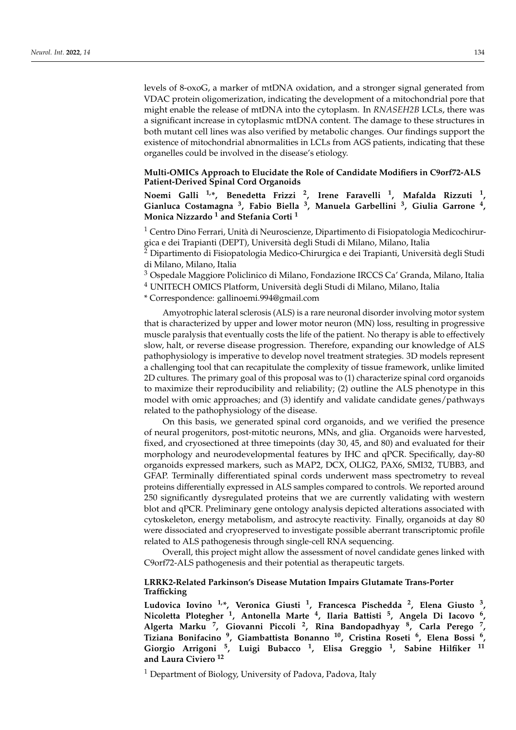levels of 8-oxoG, a marker of mtDNA oxidation, and a stronger signal generated from VDAC protein oligomerization, indicating the development of a mitochondrial pore that might enable the release of mtDNA into the cytoplasm. In *RNASEH2B* LCLs, there was a significant increase in cytoplasmic mtDNA content. The damage to these structures in both mutant cell lines was also verified by metabolic changes. Our findings support the existence of mitochondrial abnormalities in LCLs from AGS patients, indicating that these organelles could be involved in the disease's etiology.

**Multi-OMICs Approach to Elucidate the Role of Candidate Modifiers in C9orf72-ALS Patient-Derived Spinal Cord Organoids**

**Noemi Galli [1,*], Benedetta Frizzi [2], Irene Faravelli [1], Mafalda Rizzuti [1], Gianluca Costamagna [3], Fabio Biella [3], Manuela Garbellini [3], Giulia Garrone [4], Monica Nizzardo [1] and Stefania Corti [1]**

[1] Centro Dino Ferrari, Unità di Neuroscienze, Dipartimento di Fisiopatologia Medicochirurgica e dei Trapianti (DEPT), Università degli Studi di Milano, Milano, Italia
[2] Dipartimento di Fisiopatologia Medico-Chirurgica e dei Trapianti, Università degli Studi di Milano, Milano, Italia
[3] Ospedale Maggiore Policlinico di Milano, Fondazione IRCCS Ca' Granda, Milano, Italia
[4] UNITECH OMICS Platform, Università degli Studi di Milano, Milano, Italia
* Correspondence: gallinoemi.994@gmail.com

Amyotrophic lateral sclerosis (ALS) is a rare neuronal disorder involving motor system that is characterized by upper and lower motor neuron (MN) loss, resulting in progressive muscle paralysis that eventually costs the life of the patient. No therapy is able to effectively slow, halt, or reverse disease progression. Therefore, expanding our knowledge of ALS pathophysiology is imperative to develop novel treatment strategies. 3D models represent a challenging tool that can recapitulate the complexity of tissue framework, unlike limited 2D cultures. The primary goal of this proposal was to (1) characterize spinal cord organoids to maximize their reproducibility and reliability; (2) outline the ALS phenotype in this model with omic approaches; and (3) identify and validate candidate genes/pathways related to the pathophysiology of the disease.

On this basis, we generated spinal cord organoids, and we verified the presence of neural progenitors, post-mitotic neurons, MNs, and glia. Organoids were harvested, fixed, and cryosectioned at three timepoints (day 30, 45, and 80) and evaluated for their morphology and neurodevelopmental features by IHC and qPCR. Specifically, day-80 organoids expressed markers, such as MAP2, DCX, OLIG2, PAX6, SMI32, TUBB3, and GFAP. Terminally differentiated spinal cords underwent mass spectrometry to reveal proteins differentially expressed in ALS samples compared to controls. We reported around 250 significantly dysregulated proteins that we are currently validating with western blot and qPCR. Preliminary gene ontology analysis depicted alterations associated with cytoskeleton, energy metabolism, and astrocyte reactivity. Finally, organoids at day 80 were dissociated and cryopreserved to investigate possible aberrant transcriptomic profile related to ALS pathogenesis through single-cell RNA sequencing.

Overall, this project might allow the assessment of novel candidate genes linked with C9orf72-ALS pathogenesis and their potential as therapeutic targets.

**LRRK2-Related Parkinson's Disease Mutation Impairs Glutamate Trans-Porter Trafficking**

**Ludovica Iovino [1,*], Veronica Giusti [1], Francesca Pischedda [2], Elena Giusto [3], Nicoletta Plotegher [1], Antonella Marte [4], Ilaria Battisti [5], Angela Di Iacovo [6], Algerta Marku [7], Giovanni Piccoli [2], Rina Bandopadhyay [8], Carla Perego [7], Tiziana Bonifacino [9], Giambattista Bonanno [10], Cristina Roseti [6], Elena Bossi [6], Giorgio Arrigoni [5], Luigi Bubacco [1], Elisa Greggio [1], Sabine Hilfiker [11] and Laura Civiero [12]**

[1] Department of Biology, University of Padova, Padova, Italy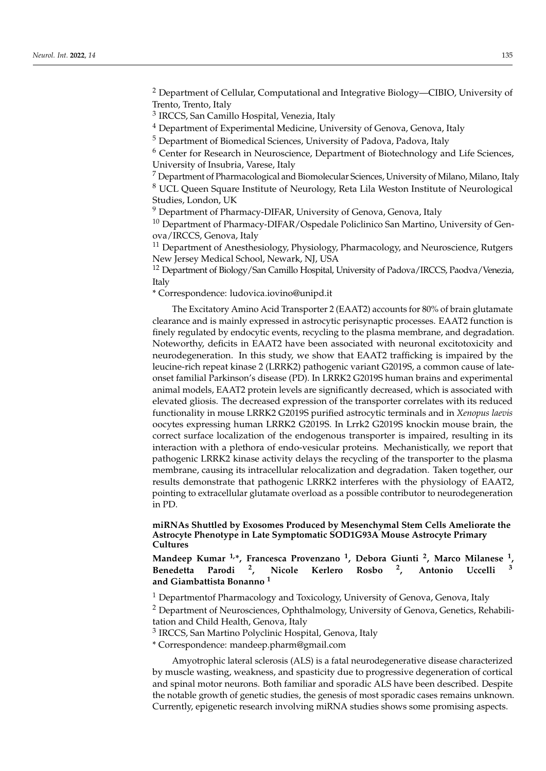[2] Department of Cellular, Computational and Integrative Biology—CIBIO, University of Trento, Trento, Italy

[3] IRCCS, San Camillo Hospital, Venezia, Italy

[4] Department of Experimental Medicine, University of Genova, Genova, Italy

[5] Department of Biomedical Sciences, University of Padova, Padova, Italy

[6] Center for Research in Neuroscience, Department of Biotechnology and Life Sciences, University of Insubria, Varese, Italy

[7] Department of Pharmacological and Biomolecular Sciences, University of Milano, Milano, Italy

[8] UCL Queen Square Institute of Neurology, Reta Lila Weston Institute of Neurological Studies, London, UK

[9] Department of Pharmacy-DIFAR, University of Genova, Genova, Italy

[10] Department of Pharmacy-DIFAR/Ospedale Policlinico San Martino, University of Genova/IRCCS, Genova, Italy

[11] Department of Anesthesiology, Physiology, Pharmacology, and Neuroscience, Rutgers New Jersey Medical School, Newark, NJ, USA

[12] Department of Biology/San Camillo Hospital, University of Padova/IRCCS, Paodva/Venezia, Italy

* Correspondence: ludovica.iovino@unipd.it

The Excitatory Amino Acid Transporter 2 (EAAT2) accounts for 80% of brain glutamate clearance and is mainly expressed in astrocytic perisynaptic processes. EAAT2 function is finely regulated by endocytic events, recycling to the plasma membrane, and degradation. Noteworthy, deficits in EAAT2 have been associated with neuronal excitotoxicity and neurodegeneration. In this study, we show that EAAT2 trafficking is impaired by the leucine-rich repeat kinase 2 (LRRK2) pathogenic variant G2019S, a common cause of late-onset familial Parkinson's disease (PD). In LRRK2 G2019S human brains and experimental animal models, EAAT2 protein levels are significantly decreased, which is associated with elevated gliosis. The decreased expression of the transporter correlates with its reduced functionality in mouse LRRK2 G2019S purified astrocytic terminals and in *Xenopus laevis* oocytes expressing human LRRK2 G2019S. In Lrrk2 G2019S knockin mouse brain, the correct surface localization of the endogenous transporter is impaired, resulting in its interaction with a plethora of endo-vesicular proteins. Mechanistically, we report that pathogenic LRRK2 kinase activity delays the recycling of the transporter to the plasma membrane, causing its intracellular relocalization and degradation. Taken together, our results demonstrate that pathogenic LRRK2 interferes with the physiology of EAAT2, pointing to extracellular glutamate overload as a possible contributor to neurodegeneration in PD.

### miRNAs Shuttled by Exosomes Produced by Mesenchymal Stem Cells Ameliorate the Astrocyte Phenotype in Late Symptomatic SOD1G93A Mouse Astrocyte Primary Cultures

**Mandeep Kumar [1,*], Francesca Provenzano [1], Debora Giunti [2], Marco Milanese [1], Benedetta Parodi [2], Nicole Kerlero Rosbo [2], Antonio Uccelli [3] and Giambattista Bonanno [1]**

[1] Departmentof Pharmacology and Toxicology, University of Genova, Genova, Italy

[2] Department of Neurosciences, Ophthalmology, University of Genova, Genetics, Rehabilitation and Child Health, Genova, Italy

[3] IRCCS, San Martino Polyclinic Hospital, Genova, Italy

* Correspondence: mandeep.pharm@gmail.com

Amyotrophic lateral sclerosis (ALS) is a fatal neurodegenerative disease characterized by muscle wasting, weakness, and spasticity due to progressive degeneration of cortical and spinal motor neurons. Both familiar and sporadic ALS have been described. Despite the notable growth of genetic studies, the genesis of most sporadic cases remains unknown. Currently, epigenetic research involving miRNA studies shows some promising aspects.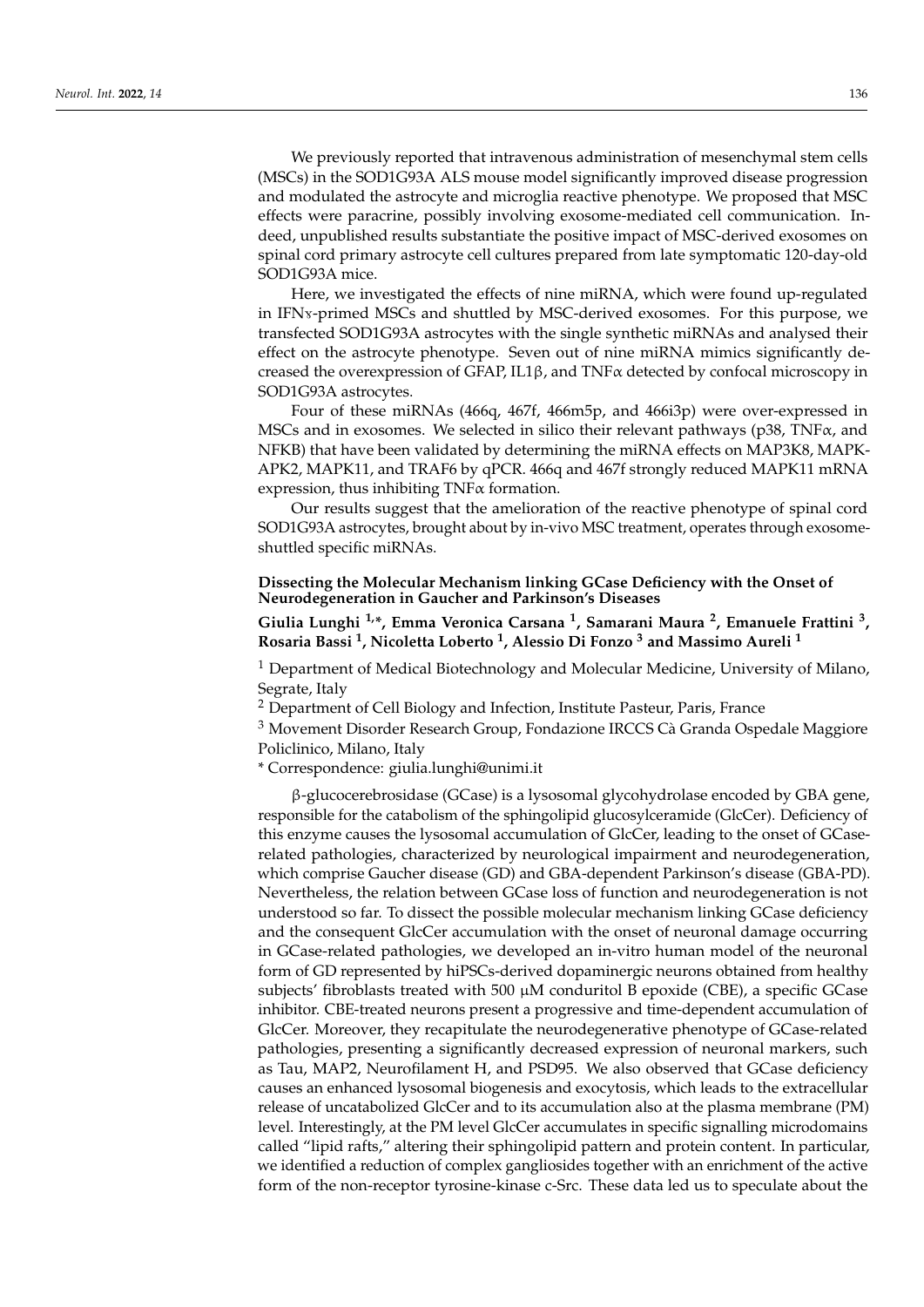We previously reported that intravenous administration of mesenchymal stem cells (MSCs) in the SOD1G93A ALS mouse model significantly improved disease progression and modulated the astrocyte and microglia reactive phenotype. We proposed that MSC effects were paracrine, possibly involving exosome-mediated cell communication. Indeed, unpublished results substantiate the positive impact of MSC-derived exosomes on spinal cord primary astrocyte cell cultures prepared from late symptomatic 120-day-old SOD1G93A mice.

Here, we investigated the effects of nine miRNA, which were found up-regulated in IFNγ-primed MSCs and shuttled by MSC-derived exosomes. For this purpose, we transfected SOD1G93A astrocytes with the single synthetic miRNAs and analysed their effect on the astrocyte phenotype. Seven out of nine miRNA mimics significantly decreased the overexpression of GFAP, IL1β, and TNFα detected by confocal microscopy in SOD1G93A astrocytes.

Four of these miRNAs (466q, 467f, 466m5p, and 466i3p) were over-expressed in MSCs and in exosomes. We selected in silico their relevant pathways (p38, TNFα, and NFKB) that have been validated by determining the miRNA effects on MAP3K8, MAPKAPK2, MAPK11, and TRAF6 by qPCR. 466q and 467f strongly reduced MAPK11 mRNA expression, thus inhibiting TNFα formation.

Our results suggest that the amelioration of the reactive phenotype of spinal cord SOD1G93A astrocytes, brought about by in-vivo MSC treatment, operates through exosome-shuttled specific miRNAs.

### Dissecting the Molecular Mechanism linking GCase Deficiency with the Onset of Neurodegeneration in Gaucher and Parkinson's Diseases

**Giulia Lunghi [1,*], Emma Veronica Carsana [1], Samarani Maura [2], Emanuele Frattini [3], Rosaria Bassi [1], Nicoletta Loberto [1], Alessio Di Fonzo [3] and Massimo Aureli [1]**

[1] Department of Medical Biotechnology and Molecular Medicine, University of Milano, Segrate, Italy

[2] Department of Cell Biology and Infection, Institute Pasteur, Paris, France

[3] Movement Disorder Research Group, Fondazione IRCCS Cà Granda Ospedale Maggiore Policlinico, Milano, Italy

* Correspondence: giulia.lunghi@unimi.it

β-glucocerebrosidase (GCase) is a lysosomal glycohydrolase encoded by GBA gene, responsible for the catabolism of the sphingolipid glucosylceramide (GlcCer). Deficiency of this enzyme causes the lysosomal accumulation of GlcCer, leading to the onset of GCase-related pathologies, characterized by neurological impairment and neurodegeneration, which comprise Gaucher disease (GD) and GBA-dependent Parkinson's disease (GBA-PD). Nevertheless, the relation between GCase loss of function and neurodegeneration is not understood so far. To dissect the possible molecular mechanism linking GCase deficiency and the consequent GlcCer accumulation with the onset of neuronal damage occurring in GCase-related pathologies, we developed an in-vitro human model of the neuronal form of GD represented by hiPSCs-derived dopaminergic neurons obtained from healthy subjects' fibroblasts treated with 500 μM conduritol B epoxide (CBE), a specific GCase inhibitor. CBE-treated neurons present a progressive and time-dependent accumulation of GlcCer. Moreover, they recapitulate the neurodegenerative phenotype of GCase-related pathologies, presenting a significantly decreased expression of neuronal markers, such as Tau, MAP2, Neurofilament H, and PSD95. We also observed that GCase deficiency causes an enhanced lysosomal biogenesis and exocytosis, which leads to the extracellular release of uncatabolized GlcCer and to its accumulation also at the plasma membrane (PM) level. Interestingly, at the PM level GlcCer accumulates in specific signalling microdomains called "lipid rafts," altering their sphingolipid pattern and protein content. In particular, we identified a reduction of complex gangliosides together with an enrichment of the active form of the non-receptor tyrosine-kinase c-Src. These data led us to speculate about the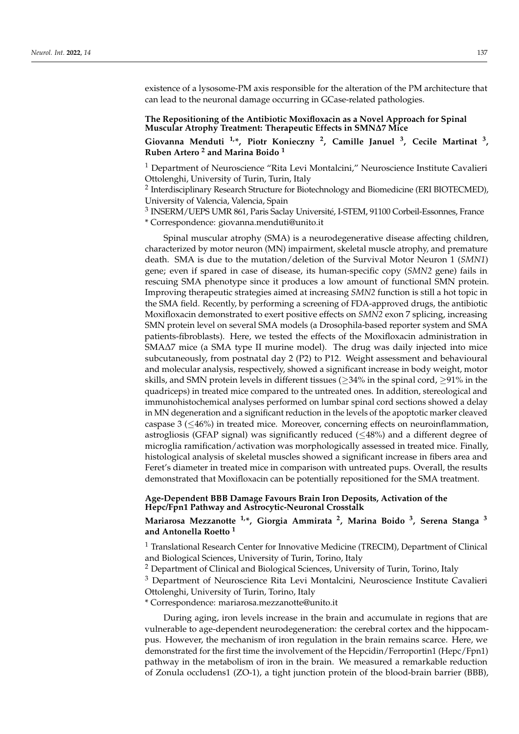existence of a lysosome-PM axis responsible for the alteration of the PM architecture that can lead to the neuronal damage occurring in GCase-related pathologies.

### The Repositioning of the Antibiotic Moxifloxacin as a Novel Approach for Spinal Muscular Atrophy Treatment: Therapeutic Effects in SMNΔ7 Mice

**Giovanna Menduti [1,*], Piotr Konieczny [2], Camille Januel [3], Cecile Martinat [3], Ruben Artero [2] and Marina Boido [1]**

[1] Department of Neuroscience "Rita Levi Montalcini," Neuroscience Institute Cavalieri Ottolenghi, University of Turin, Turin, Italy

[2] Interdisciplinary Research Structure for Biotechnology and Biomedicine (ERI BIOTECMED), University of Valencia, Valencia, Spain

[3] INSERM/UEPS UMR 861, Paris Saclay Université, I-STEM, 91100 Corbeil-Essonnes, France

* Correspondence: giovanna.menduti@unito.it

Spinal muscular atrophy (SMA) is a neurodegenerative disease affecting children, characterized by motor neuron (MN) impairment, skeletal muscle atrophy, and premature death. SMA is due to the mutation/deletion of the Survival Motor Neuron 1 (*SMN1*) gene; even if spared in case of disease, its human-specific copy (*SMN2* gene) fails in rescuing SMA phenotype since it produces a low amount of functional SMN protein. Improving therapeutic strategies aimed at increasing *SMN2* function is still a hot topic in the SMA field. Recently, by performing a screening of FDA-approved drugs, the antibiotic Moxifloxacin demonstrated to exert positive effects on *SMN2* exon 7 splicing, increasing SMN protein level on several SMA models (a Drosophila-based reporter system and SMA patients-fibroblasts). Here, we tested the effects of the Moxifloxacin administration in SMAΔ7 mice (a SMA type II murine model). The drug was daily injected into mice subcutaneously, from postnatal day 2 (P2) to P12. Weight assessment and behavioural and molecular analysis, respectively, showed a significant increase in body weight, motor skills, and SMN protein levels in different tissues ($\geq$34% in the spinal cord, $\geq$91% in the quadriceps) in treated mice compared to the untreated ones. In addition, stereological and immunohistochemical analyses performed on lumbar spinal cord sections showed a delay in MN degeneration and a significant reduction in the levels of the apoptotic marker cleaved caspase 3 ($\leq$46%) in treated mice. Moreover, concerning effects on neuroinflammation, astrogliosis (GFAP signal) was significantly reduced ($\leq$48%) and a different degree of microglia ramification/activation was morphologically assessed in treated mice. Finally, histological analysis of skeletal muscles showed a significant increase in fibers area and Feret's diameter in treated mice in comparison with untreated pups. Overall, the results demonstrated that Moxifloxacin can be potentially repositioned for the SMA treatment.

### Age-Dependent BBB Damage Favours Brain Iron Deposits, Activation of the Hepc/Fpn1 Pathway and Astrocytic-Neuronal Crosstalk

**Mariarosa Mezzanotte [1,*], Giorgia Ammirata [2], Marina Boido [3], Serena Stanga [3] and Antonella Roetto [1]**

[1] Translational Research Center for Innovative Medicine (TRECIM), Department of Clinical and Biological Sciences, University of Turin, Torino, Italy

[2] Department of Clinical and Biological Sciences, University of Turin, Torino, Italy

[3] Department of Neuroscience Rita Levi Montalcini, Neuroscience Institute Cavalieri Ottolenghi, University of Turin, Torino, Italy

* Correspondence: mariarosa.mezzanotte@unito.it

During aging, iron levels increase in the brain and accumulate in regions that are vulnerable to age-dependent neurodegeneration: the cerebral cortex and the hippocampus. However, the mechanism of iron regulation in the brain remains scarce. Here, we demonstrated for the first time the involvement of the Hepcidin/Ferroportin1 (Hepc/Fpn1) pathway in the metabolism of iron in the brain. We measured a remarkable reduction of Zonula occludens1 (ZO-1), a tight junction protein of the blood-brain barrier (BBB),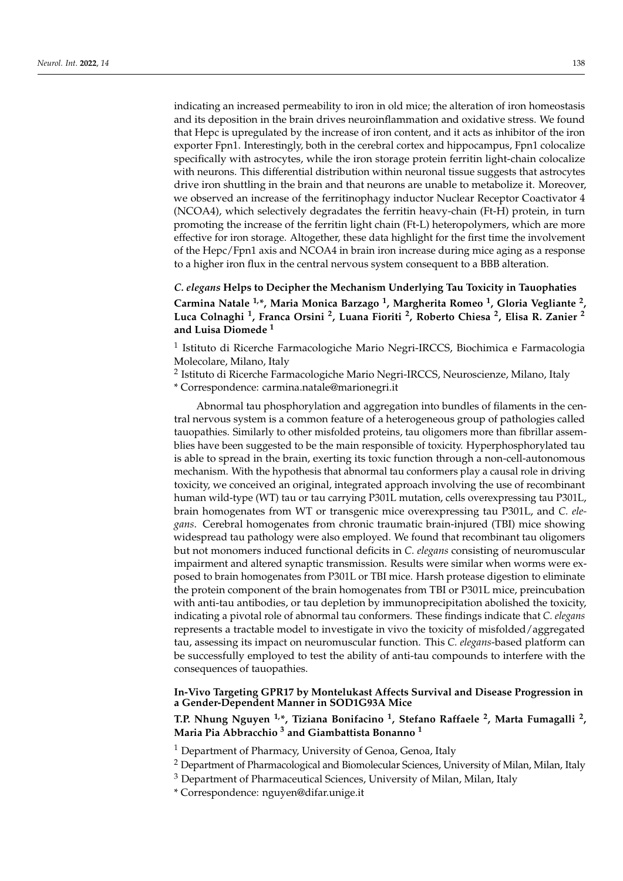indicating an increased permeability to iron in old mice; the alteration of iron homeostasis and its deposition in the brain drives neuroinflammation and oxidative stress. We found that Hepc is upregulated by the increase of iron content, and it acts as inhibitor of the iron exporter Fpn1. Interestingly, both in the cerebral cortex and hippocampus, Fpn1 colocalize specifically with astrocytes, while the iron storage protein ferritin light-chain colocalize with neurons. This differential distribution within neuronal tissue suggests that astrocytes drive iron shuttling in the brain and that neurons are unable to metabolize it. Moreover, we observed an increase of the ferritinophagy inductor Nuclear Receptor Coactivator 4 (NCOA4), which selectively degradates the ferritin heavy-chain (Ft-H) protein, in turn promoting the increase of the ferritin light chain (Ft-L) heteropolymers, which are more effective for iron storage. Altogether, these data highlight for the first time the involvement of the Hepc/Fpn1 axis and NCOA4 in brain iron increase during mice aging as a response to a higher iron flux in the central nervous system consequent to a BBB alteration.

### *C. elegans* Helps to Decipher the Mechanism Underlying Tau Toxicity in Tauophaties

**Carmina Natale [1,*], Maria Monica Barzago [1], Margherita Romeo [1], Gloria Vegliante [2], Luca Colnaghi [1], Franca Orsini [2], Luana Fioriti [2], Roberto Chiesa [2], Elisa R. Zanier [2] and Luisa Diomede [1]**

[1] Istituto di Ricerche Farmacologiche Mario Negri-IRCCS, Biochimica e Farmacologia Molecolare, Milano, Italy

[2] Istituto di Ricerche Farmacologiche Mario Negri-IRCCS, Neuroscienze, Milano, Italy

\* Correspondence: carmina.natale@marionegri.it

Abnormal tau phosphorylation and aggregation into bundles of filaments in the central nervous system is a common feature of a heterogeneous group of pathologies called tauopathies. Similarly to other misfolded proteins, tau oligomers more than fibrillar assemblies have been suggested to be the main responsible of toxicity. Hyperphosphorylated tau is able to spread in the brain, exerting its toxic function through a non-cell-autonomous mechanism. With the hypothesis that abnormal tau conformers play a causal role in driving toxicity, we conceived an original, integrated approach involving the use of recombinant human wild-type (WT) tau or tau carrying P301L mutation, cells overexpressing tau P301L, brain homogenates from WT or transgenic mice overexpressing tau P301L, and *C. elegans*. Cerebral homogenates from chronic traumatic brain-injured (TBI) mice showing widespread tau pathology were also employed. We found that recombinant tau oligomers but not monomers induced functional deficits in *C. elegans* consisting of neuromuscular impairment and altered synaptic transmission. Results were similar when worms were exposed to brain homogenates from P301L or TBI mice. Harsh protease digestion to eliminate the protein component of the brain homogenates from TBI or P301L mice, preincubation with anti-tau antibodies, or tau depletion by immunoprecipitation abolished the toxicity, indicating a pivotal role of abnormal tau conformers. These findings indicate that *C. elegans* represents a tractable model to investigate in vivo the toxicity of misfolded/aggregated tau, assessing its impact on neuromuscular function. This *C. elegans*-based platform can be successfully employed to test the ability of anti-tau compounds to interfere with the consequences of tauopathies.

### In-Vivo Targeting GPR17 by Montelukast Affects Survival and Disease Progression in a Gender-Dependent Manner in SOD1G93A Mice

**T.P. Nhung Nguyen [1,*], Tiziana Bonifacino [1], Stefano Raffaele [2], Marta Fumagalli [2], Maria Pia Abbracchio [3] and Giambattista Bonanno [1]**

[1] Department of Pharmacy, University of Genoa, Genoa, Italy

[2] Department of Pharmacological and Biomolecular Sciences, University of Milan, Milan, Italy

[3] Department of Pharmaceutical Sciences, University of Milan, Milan, Italy

\* Correspondence: nguyen@difar.unige.it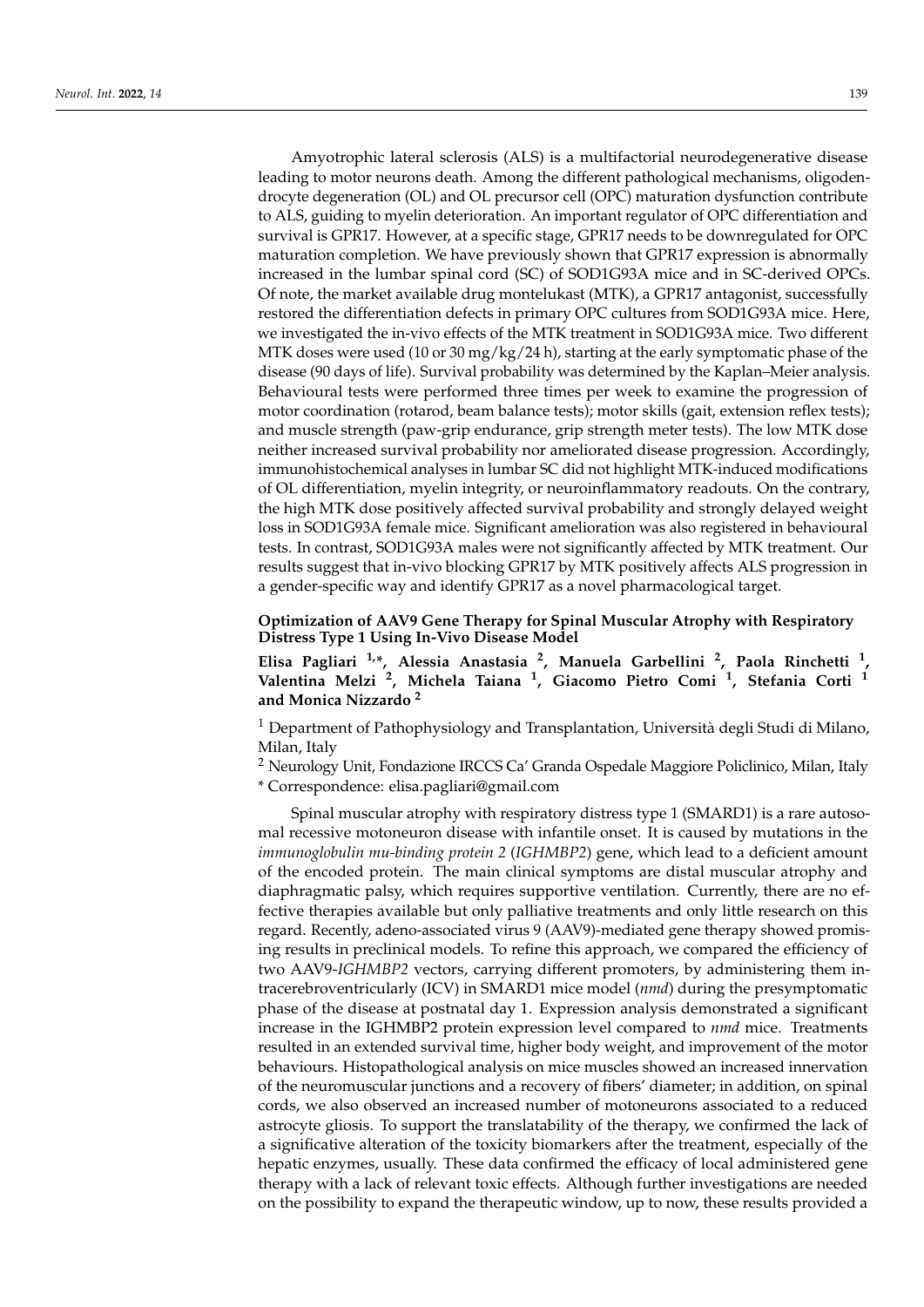Amyotrophic lateral sclerosis (ALS) is a multifactorial neurodegenerative disease leading to motor neurons death. Among the different pathological mechanisms, oligodendrocyte degeneration (OL) and OL precursor cell (OPC) maturation dysfunction contribute to ALS, guiding to myelin deterioration. An important regulator of OPC differentiation and survival is GPR17. However, at a specific stage, GPR17 needs to be downregulated for OPC maturation completion. We have previously shown that GPR17 expression is abnormally increased in the lumbar spinal cord (SC) of SOD1G93A mice and in SC-derived OPCs. Of note, the market available drug montelukast (MTK), a GPR17 antagonist, successfully restored the differentiation defects in primary OPC cultures from SOD1G93A mice. Here, we investigated the in-vivo effects of the MTK treatment in SOD1G93A mice. Two different MTK doses were used (10 or 30 mg/kg/24 h), starting at the early symptomatic phase of the disease (90 days of life). Survival probability was determined by the Kaplan–Meier analysis. Behavioural tests were performed three times per week to examine the progression of motor coordination (rotarod, beam balance tests); motor skills (gait, extension reflex tests); and muscle strength (paw-grip endurance, grip strength meter tests). The low MTK dose neither increased survival probability nor ameliorated disease progression. Accordingly, immunohistochemical analyses in lumbar SC did not highlight MTK-induced modifications of OL differentiation, myelin integrity, or neuroinflammatory readouts. On the contrary, the high MTK dose positively affected survival probability and strongly delayed weight loss in SOD1G93A female mice. Significant amelioration was also registered in behavioural tests. In contrast, SOD1G93A males were not significantly affected by MTK treatment. Our results suggest that in-vivo blocking GPR17 by MTK positively affects ALS progression in a gender-specific way and identify GPR17 as a novel pharmacological target.

**Optimization of AAV9 Gene Therapy for Spinal Muscular Atrophy with Respiratory Distress Type 1 Using In-Vivo Disease Model**

**Elisa Pagliari [1,*], Alessia Anastasia [2], Manuela Garbellini [2], Paola Rinchetti [1], Valentina Melzi [2], Michela Taiana [1], Giacomo Pietro Comi [1], Stefania Corti [1] and Monica Nizzardo [2]**

[1] Department of Pathophysiology and Transplantation, Università degli Studi di Milano, Milan, Italy

[2] Neurology Unit, Fondazione IRCCS Ca' Granda Ospedale Maggiore Policlinico, Milan, Italy

\* Correspondence: elisa.pagliari@gmail.com

Spinal muscular atrophy with respiratory distress type 1 (SMARD1) is a rare autosomal recessive motoneuron disease with infantile onset. It is caused by mutations in the *immunoglobulin mu-binding protein 2* (*IGHMBP2*) gene, which lead to a deficient amount of the encoded protein. The main clinical symptoms are distal muscular atrophy and diaphragmatic palsy, which requires supportive ventilation. Currently, there are no effective therapies available but only palliative treatments and only little research on this regard. Recently, adeno-associated virus 9 (AAV9)-mediated gene therapy showed promising results in preclinical models. To refine this approach, we compared the efficiency of two AAV9-*IGHMBP2* vectors, carrying different promoters, by administering them intracerebroventricularly (ICV) in SMARD1 mice model (*nmd*) during the presymptomatic phase of the disease at postnatal day 1. Expression analysis demonstrated a significant increase in the IGHMBP2 protein expression level compared to *nmd* mice. Treatments resulted in an extended survival time, higher body weight, and improvement of the motor behaviours. Histopathological analysis on mice muscles showed an increased innervation of the neuromuscular junctions and a recovery of fibers' diameter; in addition, on spinal cords, we also observed an increased number of motoneurons associated to a reduced astrocyte gliosis. To support the translatability of the therapy, we confirmed the lack of a significative alteration of the toxicity biomarkers after the treatment, especially of the hepatic enzymes, usually. These data confirmed the efficacy of local administered gene therapy with a lack of relevant toxic effects. Although further investigations are needed on the possibility to expand the therapeutic window, up to now, these results provided a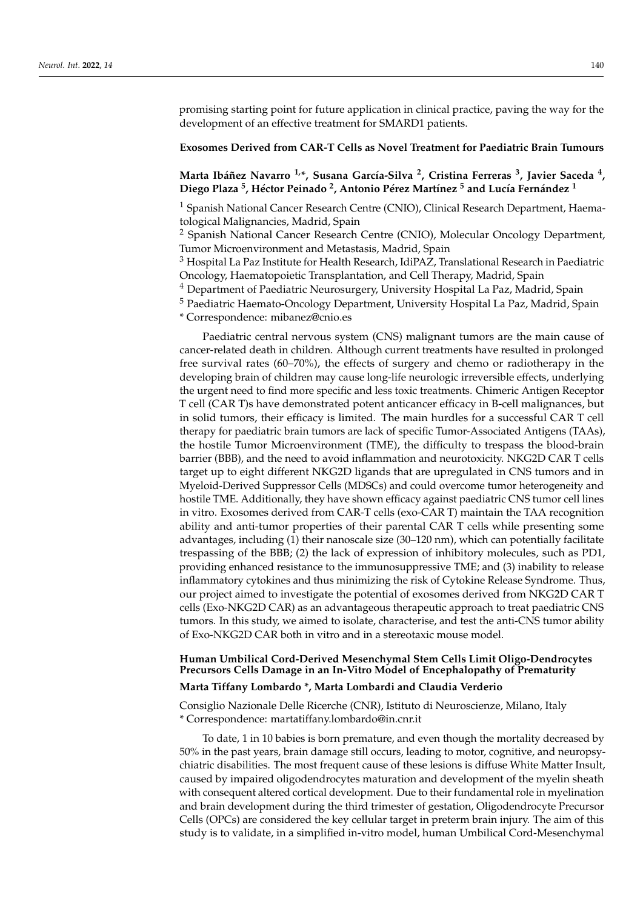promising starting point for future application in clinical practice, paving the way for the development of an effective treatment for SMARD1 patients.

### Exosomes Derived from CAR-T Cells as Novel Treatment for Paediatric Brain Tumours

**Marta Ibáñez Navarro [1,*], Susana García-Silva [2], Cristina Ferreras [3], Javier Saceda [4], Diego Plaza [5], Héctor Peinado [2], Antonio Pérez Martínez [5] and Lucía Fernández [1]**

[1] Spanish National Cancer Research Centre (CNIO), Clinical Research Department, Haematological Malignancies, Madrid, Spain

[2] Spanish National Cancer Research Centre (CNIO), Molecular Oncology Department, Tumor Microenvironment and Metastasis, Madrid, Spain

[3] Hospital La Paz Institute for Health Research, IdiPAZ, Translational Research in Paediatric Oncology, Haematopoietic Transplantation, and Cell Therapy, Madrid, Spain

[4] Department of Paediatric Neurosurgery, University Hospital La Paz, Madrid, Spain

[5] Paediatric Haemato-Oncology Department, University Hospital La Paz, Madrid, Spain

\* Correspondence: mibanez@cnio.es

Paediatric central nervous system (CNS) malignant tumors are the main cause of cancer-related death in children. Although current treatments have resulted in prolonged free survival rates (60–70%), the effects of surgery and chemo or radiotherapy in the developing brain of children may cause long-life neurologic irreversible effects, underlying the urgent need to find more specific and less toxic treatments. Chimeric Antigen Receptor T cell (CAR T)s have demonstrated potent anticancer efficacy in B-cell malignances, but in solid tumors, their efficacy is limited. The main hurdles for a successful CAR T cell therapy for paediatric brain tumors are lack of specific Tumor-Associated Antigens (TAAs), the hostile Tumor Microenvironment (TME), the difficulty to trespass the blood-brain barrier (BBB), and the need to avoid inflammation and neurotoxicity. NKG2D CAR T cells target up to eight different NKG2D ligands that are upregulated in CNS tumors and in Myeloid-Derived Suppressor Cells (MDSCs) and could overcome tumor heterogeneity and hostile TME. Additionally, they have shown efficacy against paediatric CNS tumor cell lines in vitro. Exosomes derived from CAR-T cells (exo-CAR T) maintain the TAA recognition ability and anti-tumor properties of their parental CAR T cells while presenting some advantages, including (1) their nanoscale size (30–120 nm), which can potentially facilitate trespassing of the BBB; (2) the lack of expression of inhibitory molecules, such as PD1, providing enhanced resistance to the immunosuppressive TME; and (3) inability to release inflammatory cytokines and thus minimizing the risk of Cytokine Release Syndrome. Thus, our project aimed to investigate the potential of exosomes derived from NKG2D CAR T cells (Exo-NKG2D CAR) as an advantageous therapeutic approach to treat paediatric CNS tumors. In this study, we aimed to isolate, characterise, and test the anti-CNS tumor ability of Exo-NKG2D CAR both in vitro and in a stereotaxic mouse model.

### Human Umbilical Cord-Derived Mesenchymal Stem Cells Limit Oligo-Dendrocytes Precursors Cells Damage in an In-Vitro Model of Encephalopathy of Prematurity

**Marta Tiffany Lombardo *, Marta Lombardi and Claudia Verderio**

Consiglio Nazionale Delle Ricerche (CNR), Istituto di Neuroscienze, Milano, Italy

\* Correspondence: martatiffany.lombardo@in.cnr.it

To date, 1 in 10 babies is born premature, and even though the mortality decreased by 50% in the past years, brain damage still occurs, leading to motor, cognitive, and neuropsychiatric disabilities. The most frequent cause of these lesions is diffuse White Matter Insult, caused by impaired oligodendrocytes maturation and development of the myelin sheath with consequent altered cortical development. Due to their fundamental role in myelination and brain development during the third trimester of gestation, Oligodendrocyte Precursor Cells (OPCs) are considered the key cellular target in preterm brain injury. The aim of this study is to validate, in a simplified in-vitro model, human Umbilical Cord-Mesenchymal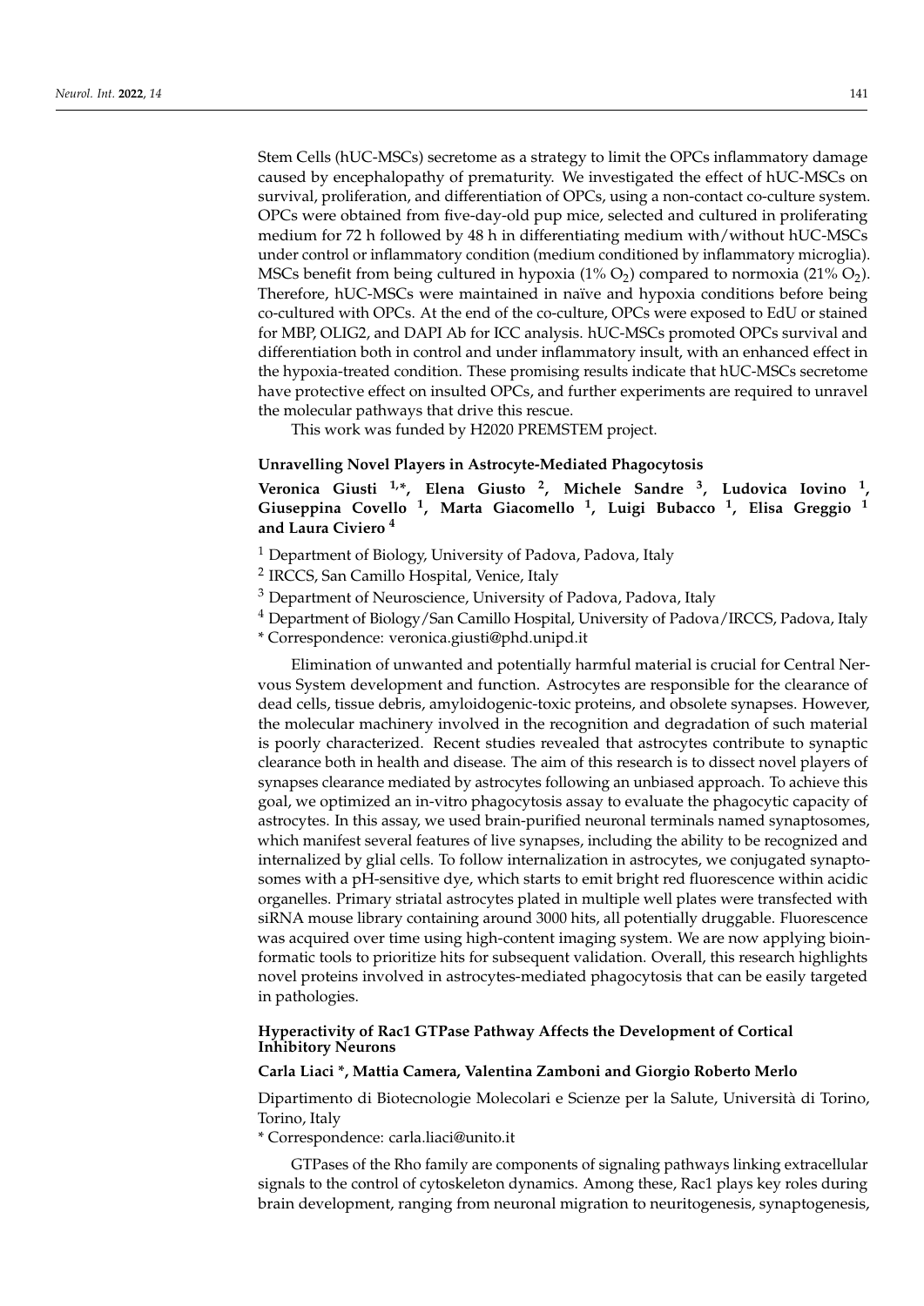Stem Cells (hUC-MSCs) secretome as a strategy to limit the OPCs inflammatory damage caused by encephalopathy of prematurity. We investigated the effect of hUC-MSCs on survival, proliferation, and differentiation of OPCs, using a non-contact co-culture system. OPCs were obtained from five-day-old pup mice, selected and cultured in proliferating medium for 72 h followed by 48 h in differentiating medium with/without hUC-MSCs under control or inflammatory condition (medium conditioned by inflammatory microglia). MSCs benefit from being cultured in hypoxia (1% $O_2$) compared to normoxia (21% $O_2$). Therefore, hUC-MSCs were maintained in naïve and hypoxia conditions before being co-cultured with OPCs. At the end of the co-culture, OPCs were exposed to EdU or stained for MBP, OLIG2, and DAPI Ab for ICC analysis. hUC-MSCs promoted OPCs survival and differentiation both in control and under inflammatory insult, with an enhanced effect in the hypoxia-treated condition. These promising results indicate that hUC-MSCs secretome have protective effect on insulted OPCs, and further experiments are required to unravel the molecular pathways that drive this rescue.

This work was funded by H2020 PREMSTEM project.

### Unravelling Novel Players in Astrocyte-Mediated Phagocytosis

**Veronica Giusti [1,*], Elena Giusto [2], Michele Sandre [3], Ludovica Iovino [1], Giuseppina Covello [1], Marta Giacomello [1], Luigi Bubacco [1], Elisa Greggio [1] and Laura Civiero [4]**

[1] Department of Biology, University of Padova, Padova, Italy

[2] IRCCS, San Camillo Hospital, Venice, Italy

[3] Department of Neuroscience, University of Padova, Padova, Italy

[4] Department of Biology/San Camillo Hospital, University of Padova/IRCCS, Padova, Italy

* Correspondence: veronica.giusti@phd.unipd.it

Elimination of unwanted and potentially harmful material is crucial for Central Nervous System development and function. Astrocytes are responsible for the clearance of dead cells, tissue debris, amyloidogenic-toxic proteins, and obsolete synapses. However, the molecular machinery involved in the recognition and degradation of such material is poorly characterized. Recent studies revealed that astrocytes contribute to synaptic clearance both in health and disease. The aim of this research is to dissect novel players of synapses clearance mediated by astrocytes following an unbiased approach. To achieve this goal, we optimized an in-vitro phagocytosis assay to evaluate the phagocytic capacity of astrocytes. In this assay, we used brain-purified neuronal terminals named synaptosomes, which manifest several features of live synapses, including the ability to be recognized and internalized by glial cells. To follow internalization in astrocytes, we conjugated synaptosomes with a pH-sensitive dye, which starts to emit bright red fluorescence within acidic organelles. Primary striatal astrocytes plated in multiple well plates were transfected with siRNA mouse library containing around 3000 hits, all potentially druggable. Fluorescence was acquired over time using high-content imaging system. We are now applying bioinformatic tools to prioritize hits for subsequent validation. Overall, this research highlights novel proteins involved in astrocytes-mediated phagocytosis that can be easily targeted in pathologies.

### Hyperactivity of Rac1 GTPase Pathway Affects the Development of Cortical Inhibitory Neurons

**Carla Liaci *, Mattia Camera, Valentina Zamboni and Giorgio Roberto Merlo**

Dipartimento di Biotecnologie Molecolari e Scienze per la Salute, Università di Torino, Torino, Italy

* Correspondence: carla.liaci@unito.it

GTPases of the Rho family are components of signaling pathways linking extracellular signals to the control of cytoskeleton dynamics. Among these, Rac1 plays key roles during brain development, ranging from neuronal migration to neuritogenesis, synaptogenesis,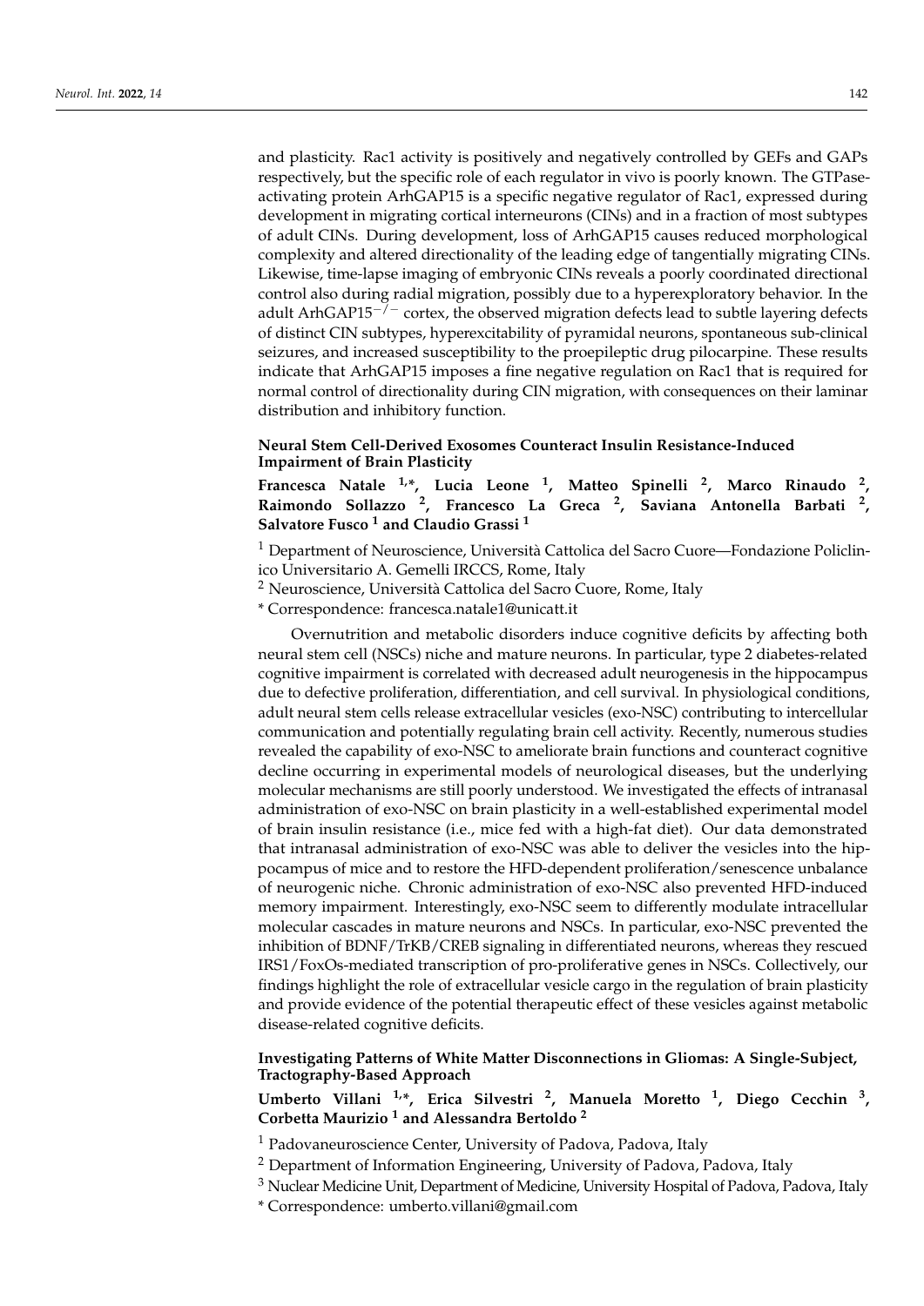and plasticity. Rac1 activity is positively and negatively controlled by GEFs and GAPs respectively, but the specific role of each regulator in vivo is poorly known. The GTPase-activating protein ArhGAP15 is a specific negative regulator of Rac1, expressed during development in migrating cortical interneurons (CINs) and in a fraction of most subtypes of adult CINs. During development, loss of ArhGAP15 causes reduced morphological complexity and altered directionality of the leading edge of tangentially migrating CINs. Likewise, time-lapse imaging of embryonic CINs reveals a poorly coordinated directional control also during radial migration, possibly due to a hyperexploratory behavior. In the adult ArhGAP15$^{-/-}$ cortex, the observed migration defects lead to subtle layering defects of distinct CIN subtypes, hyperexcitability of pyramidal neurons, spontaneous sub-clinical seizures, and increased susceptibility to the proepileptic drug pilocarpine. These results indicate that ArhGAP15 imposes a fine negative regulation on Rac1 that is required for normal control of directionality during CIN migration, with consequences on their laminar distribution and inhibitory function.

### Neural Stem Cell-Derived Exosomes Counteract Insulin Resistance-Induced Impairment of Brain Plasticity

**Francesca Natale [1,*], Lucia Leone [1], Matteo Spinelli [2], Marco Rinaudo [2], Raimondo Sollazzo [2], Francesco La Greca [2], Saviana Antonella Barbati [2], Salvatore Fusco [1] and Claudio Grassi [1]**

[1] Department of Neuroscience, Università Cattolica del Sacro Cuore—Fondazione Policlinico Universitario A. Gemelli IRCCS, Rome, Italy

[2] Neuroscience, Università Cattolica del Sacro Cuore, Rome, Italy

* Correspondence: francesca.natale1@unicatt.it

Overnutrition and metabolic disorders induce cognitive deficits by affecting both neural stem cell (NSCs) niche and mature neurons. In particular, type 2 diabetes-related cognitive impairment is correlated with decreased adult neurogenesis in the hippocampus due to defective proliferation, differentiation, and cell survival. In physiological conditions, adult neural stem cells release extracellular vesicles (exo-NSC) contributing to intercellular communication and potentially regulating brain cell activity. Recently, numerous studies revealed the capability of exo-NSC to ameliorate brain functions and counteract cognitive decline occurring in experimental models of neurological diseases, but the underlying molecular mechanisms are still poorly understood. We investigated the effects of intranasal administration of exo-NSC on brain plasticity in a well-established experimental model of brain insulin resistance (i.e., mice fed with a high-fat diet). Our data demonstrated that intranasal administration of exo-NSC was able to deliver the vesicles into the hippocampus of mice and to restore the HFD-dependent proliferation/senescence unbalance of neurogenic niche. Chronic administration of exo-NSC also prevented HFD-induced memory impairment. Interestingly, exo-NSC seem to differently modulate intracellular molecular cascades in mature neurons and NSCs. In particular, exo-NSC prevented the inhibition of BDNF/TrKB/CREB signaling in differentiated neurons, whereas they rescued IRS1/FoxOs-mediated transcription of pro-proliferative genes in NSCs. Collectively, our findings highlight the role of extracellular vesicle cargo in the regulation of brain plasticity and provide evidence of the potential therapeutic effect of these vesicles against metabolic disease-related cognitive deficits.

### Investigating Patterns of White Matter Disconnections in Gliomas: A Single-Subject, Tractography-Based Approach

**Umberto Villani [1,*], Erica Silvestri [2], Manuela Moretto [1], Diego Cecchin [3], Corbetta Maurizio [1] and Alessandra Bertoldo [2]**

[1] Padovaneuroscience Center, University of Padova, Padova, Italy

[2] Department of Information Engineering, University of Padova, Padova, Italy

[3] Nuclear Medicine Unit, Department of Medicine, University Hospital of Padova, Padova, Italy

* Correspondence: umberto.villani@gmail.com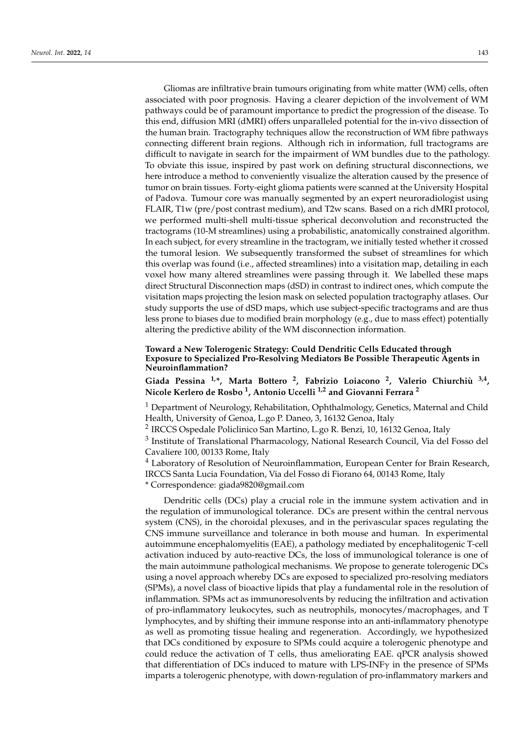Gliomas are infiltrative brain tumours originating from white matter (WM) cells, often associated with poor prognosis. Having a clearer depiction of the involvement of WM pathways could be of paramount importance to predict the progression of the disease. To this end, diffusion MRI (dMRI) offers unparalleled potential for the in-vivo dissection of the human brain. Tractography techniques allow the reconstruction of WM fibre pathways connecting different brain regions. Although rich in information, full tractograms are difficult to navigate in search for the impairment of WM bundles due to the pathology. To obviate this issue, inspired by past work on defining structural disconnections, we here introduce a method to conveniently visualize the alteration caused by the presence of tumor on brain tissues. Forty-eight glioma patients were scanned at the University Hospital of Padova. Tumour core was manually segmented by an expert neuroradiologist using FLAIR, T1w (pre/post contrast medium), and T2w scans. Based on a rich dMRI protocol, we performed multi-shell multi-tissue spherical deconvolution and reconstructed the tractograms (10-M streamlines) using a probabilistic, anatomically constrained algorithm. In each subject, for every streamline in the tractogram, we initially tested whether it crossed the tumoral lesion. We subsequently transformed the subset of streamlines for which this overlap was found (i.e., affected streamlines) into a visitation map, detailing in each voxel how many altered streamlines were passing through it. We labelled these maps direct Structural Disconnection maps (dSD) in contrast to indirect ones, which compute the visitation maps projecting the lesion mask on selected population tractography atlases. Our study supports the use of dSD maps, which use subject-specific tractograms and are thus less prone to biases due to modified brain morphology (e.g., due to mass effect) potentially altering the predictive ability of the WM disconnection information.

### Toward a New Tolerogenic Strategy: Could Dendritic Cells Educated through Exposure to Specialized Pro-Resolving Mediators Be Possible Therapeutic Agents in Neuroinflammation?

**Giada Pessina [1,*], Marta Bottero [2], Fabrizio Loiacono [2], Valerio Chiurchiù [3,4], Nicole Kerlero de Rosbo [1], Antonio Uccelli [1,2] and Giovanni Ferrara [2]**

[1] Department of Neurology, Rehabilitation, Ophthalmology, Genetics, Maternal and Child Health, University of Genoa, L.go P. Daneo, 3, 16132 Genoa, Italy

[2] IRCCS Ospedale Policlinico San Martino, L.go R. Benzi, 10, 16132 Genoa, Italy

[3] Institute of Translational Pharmacology, National Research Council, Via del Fosso del Cavaliere 100, 00133 Rome, Italy

[4] Laboratory of Resolution of Neuroinflammation, European Center for Brain Research, IRCCS Santa Lucia Foundation, Via del Fosso di Fiorano 64, 00143 Rome, Italy

* Correspondence: giada9820@gmail.com

Dendritic cells (DCs) play a crucial role in the immune system activation and in the regulation of immunological tolerance. DCs are present within the central nervous system (CNS), in the choroidal plexuses, and in the perivascular spaces regulating the CNS immune surveillance and tolerance in both mouse and human. In experimental autoimmune encephalomyelitis (EAE), a pathology mediated by encephalitogenic T-cell activation induced by auto-reactive DCs, the loss of immunological tolerance is one of the main autoimmune pathological mechanisms. We propose to generate tolerogenic DCs using a novel approach whereby DCs are exposed to specialized pro-resolving mediators (SPMs), a novel class of bioactive lipids that play a fundamental role in the resolution of inflammation. SPMs act as immunoresolvents by reducing the infiltration and activation of pro-inflammatory leukocytes, such as neutrophils, monocytes/macrophages, and T lymphocytes, and by shifting their immune response into an anti-inflammatory phenotype as well as promoting tissue healing and regeneration. Accordingly, we hypothesized that DCs conditioned by exposure to SPMs could acquire a tolerogenic phenotype and could reduce the activation of T cells, thus ameliorating EAE. qPCR analysis showed that differentiation of DCs induced to mature with LPS-INFγ in the presence of SPMs imparts a tolerogenic phenotype, with down-regulation of pro-inflammatory markers and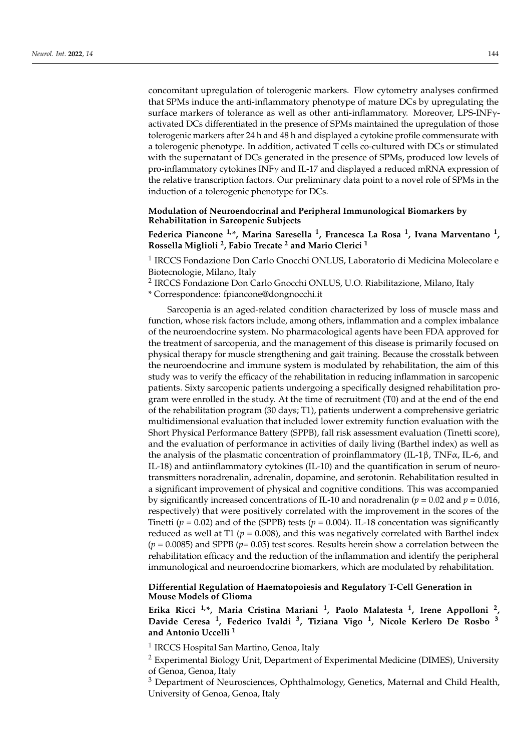concomitant upregulation of tolerogenic markers. Flow cytometry analyses confirmed that SPMs induce the anti-inflammatory phenotype of mature DCs by upregulating the surface markers of tolerance as well as other anti-inflammatory. Moreover, LPS-INFγ-activated DCs differentiated in the presence of SPMs maintained the upregulation of those tolerogenic markers after 24 h and 48 h and displayed a cytokine profile commensurate with a tolerogenic phenotype. In addition, activated T cells co-cultured with DCs or stimulated with the supernatant of DCs generated in the presence of SPMs, produced low levels of pro-inflammatory cytokines INFγ and IL-17 and displayed a reduced mRNA expression of the relative transcription factors. Our preliminary data point to a novel role of SPMs in the induction of a tolerogenic phenotype for DCs.

**Modulation of Neuroendocrinal and Peripheral Immunological Biomarkers by Rehabilitation in Sarcopenic Subjects**

**Federica Piancone [1,*], Marina Saresella [1], Francesca La Rosa [1], Ivana Marventano [1], Rossella Miglioli [2], Fabio Trecate [2] and Mario Clerici [1]**

[1] IRCCS Fondazione Don Carlo Gnocchi ONLUS, Laboratorio di Medicina Molecolare e Biotecnologie, Milano, Italy

[2] IRCCS Fondazione Don Carlo Gnocchi ONLUS, U.O. Riabilitazione, Milano, Italy

* Correspondence: fpiancone@dongnocchi.it

Sarcopenia is an aged-related condition characterized by loss of muscle mass and function, whose risk factors include, among others, inflammation and a complex imbalance of the neuroendocrine system. No pharmacological agents have been FDA approved for the treatment of sarcopenia, and the management of this disease is primarily focused on physical therapy for muscle strengthening and gait training. Because the crosstalk between the neuroendocrine and immune system is modulated by rehabilitation, the aim of this study was to verify the efficacy of the rehabilitation in reducing inflammation in sarcopenic patients. Sixty sarcopenic patients undergoing a specifically designed rehabilitation program were enrolled in the study. At the time of recruitment (T0) and at the end of the end of the rehabilitation program (30 days; T1), patients underwent a comprehensive geriatric multidimensional evaluation that included lower extremity function evaluation with the Short Physical Performance Battery (SPPB), fall risk assessment evaluation (Tinetti score), and the evaluation of performance in activities of daily living (Barthel index) as well as the analysis of the plasmatic concentration of proinflammatory (IL-1β, TNFα, IL-6, and IL-18) and antiinflammatory cytokines (IL-10) and the quantification in serum of neurotransmitters noradrenalin, adrenalin, dopamine, and serotonin. Rehabilitation resulted in a significant improvement of physical and cognitive conditions. This was accompanied by significantly increased concentrations of IL-10 and noradrenalin ($p = 0.02$ and $p = 0.016$, respectively) that were positively correlated with the improvement in the scores of the Tinetti ($p = 0.02$) and of the (SPPB) tests ($p = 0.004$). IL-18 concentation was significantly reduced as well at T1 ($p = 0.008$), and this was negatively correlated with Barthel index ($p = 0.0085$) and SPPB ($p = 0.05$) test scores. Results herein show a correlation between the rehabilitation efficacy and the reduction of the inflammation and identify the peripheral immunological and neuroendocrine biomarkers, which are modulated by rehabilitation.

**Differential Regulation of Haematopoiesis and Regulatory T-Cell Generation in Mouse Models of Glioma**

**Erika Ricci [1,*], Maria Cristina Mariani [1], Paolo Malatesta [1], Irene Appolloni [2], Davide Ceresa [1], Federico Ivaldi [3], Tiziana Vigo [1], Nicole Kerlero De Rosbo [3] and Antonio Uccelli [1]**

[1] IRCCS Hospital San Martino, Genoa, Italy

[2] Experimental Biology Unit, Department of Experimental Medicine (DIMES), University of Genoa, Genoa, Italy

[3] Department of Neurosciences, Ophthalmology, Genetics, Maternal and Child Health, University of Genoa, Genoa, Italy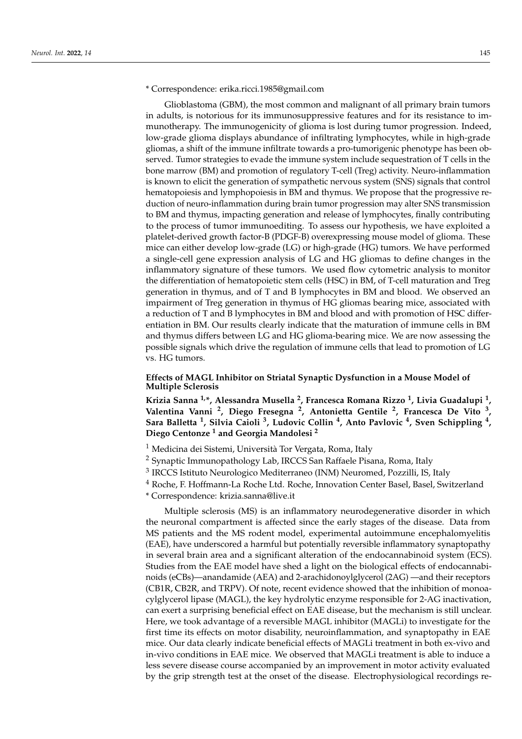* Correspondence: erika.ricci.1985@gmail.com

Glioblastoma (GBM), the most common and malignant of all primary brain tumors in adults, is notorious for its immunosuppressive features and for its resistance to immunotherapy. The immunogenicity of glioma is lost during tumor progression. Indeed, low-grade glioma displays abundance of infiltrating lymphocytes, while in high-grade gliomas, a shift of the immune infiltrate towards a pro-tumorigenic phenotype has been observed. Tumor strategies to evade the immune system include sequestration of T cells in the bone marrow (BM) and promotion of regulatory T-cell (Treg) activity. Neuro-inflammation is known to elicit the generation of sympathetic nervous system (SNS) signals that control hematopoiesis and lymphopoiesis in BM and thymus. We propose that the progressive reduction of neuro-inflammation during brain tumor progression may alter SNS transmission to BM and thymus, impacting generation and release of lymphocytes, finally contributing to the process of tumor immunoediting. To assess our hypothesis, we have exploited a platelet-derived growth factor-B (PDGF-B) overexpressing mouse model of glioma. These mice can either develop low-grade (LG) or high-grade (HG) tumors. We have performed a single-cell gene expression analysis of LG and HG gliomas to define changes in the inflammatory signature of these tumors. We used flow cytometric analysis to monitor the differentiation of hematopoietic stem cells (HSC) in BM, of T-cell maturation and Treg generation in thymus, and of T and B lymphocytes in BM and blood. We observed an impairment of Treg generation in thymus of HG gliomas bearing mice, associated with a reduction of T and B lymphocytes in BM and blood and with promotion of HSC differentiation in BM. Our results clearly indicate that the maturation of immune cells in BM and thymus differs between LG and HG glioma-bearing mice. We are now assessing the possible signals which drive the regulation of immune cells that lead to promotion of LG vs. HG tumors.

### Effects of MAGL Inhibitor on Striatal Synaptic Dysfunction in a Mouse Model of Multiple Sclerosis

**Krizia Sanna [1,*], Alessandra Musella [2], Francesca Romana Rizzo [1], Livia Guadalupi [1], Valentina Vanni [2], Diego Fresegna [2], Antonietta Gentile [2], Francesca De Vito [3], Sara Balletta [1], Silvia Caioli [3], Ludovic Collin [4], Anto Pavlovic [4], Sven Schippling [4], Diego Centonze [1] and Georgia Mandolesi [2]**

[1] Medicina dei Sistemi, Università Tor Vergata, Roma, Italy
[2] Synaptic Immunopathology Lab, IRCCS San Raffaele Pisana, Roma, Italy
[3] IRCCS Istituto Neurologico Mediterraneo (INM) Neuromed, Pozzilli, IS, Italy
[4] Roche, F. Hoffmann-La Roche Ltd. Roche, Innovation Center Basel, Basel, Switzerland
* Correspondence: krizia.sanna@live.it

Multiple sclerosis (MS) is an inflammatory neurodegenerative disorder in which the neuronal compartment is affected since the early stages of the disease. Data from MS patients and the MS rodent model, experimental autoimmune encephalomyelitis (EAE), have underscored a harmful but potentially reversible inflammatory synaptopathy in several brain area and a significant alteration of the endocannabinoid system (ECS). Studies from the EAE model have shed a light on the biological effects of endocannabinoids (eCBs)—anandamide (AEA) and 2-arachidonoylglycerol (2AG) —and their receptors (CB1R, CB2R, and TRPV). Of note, recent evidence showed that the inhibition of monoacylglycerol lipase (MAGL), the key hydrolytic enzyme responsible for 2-AG inactivation, can exert a surprising beneficial effect on EAE disease, but the mechanism is still unclear. Here, we took advantage of a reversible MAGL inhibitor (MAGLi) to investigate for the first time its effects on motor disability, neuroinflammation, and synaptopathy in EAE mice. Our data clearly indicate beneficial effects of MAGLi treatment in both ex-vivo and in-vivo conditions in EAE mice. We observed that MAGLi treatment is able to induce a less severe disease course accompanied by an improvement in motor activity evaluated by the grip strength test at the onset of the disease. Electrophysiological recordings re-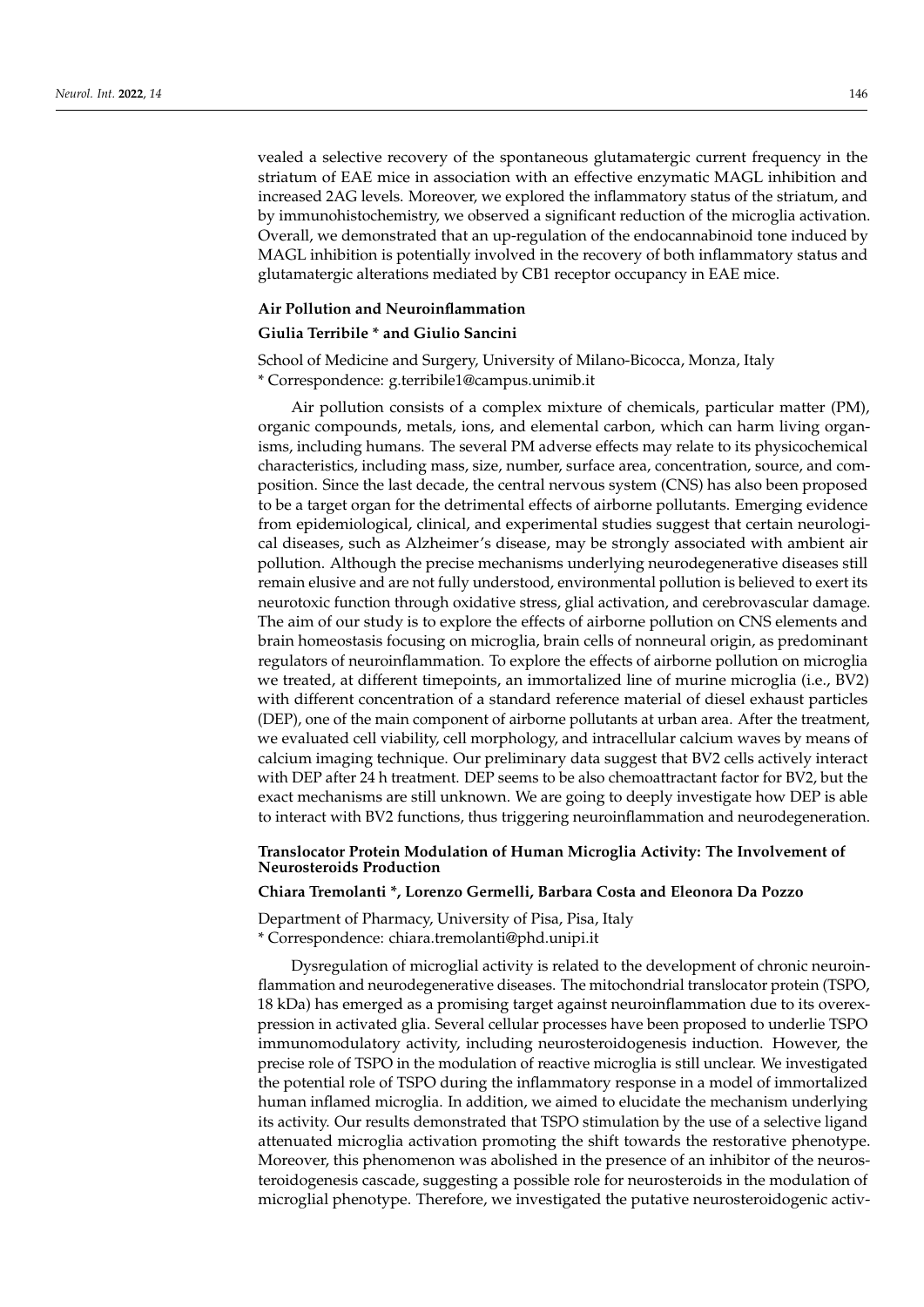vealed a selective recovery of the spontaneous glutamatergic current frequency in the striatum of EAE mice in association with an effective enzymatic MAGL inhibition and increased 2AG levels. Moreover, we explored the inflammatory status of the striatum, and by immunohistochemistry, we observed a significant reduction of the microglia activation. Overall, we demonstrated that an up-regulation of the endocannabinoid tone induced by MAGL inhibition is potentially involved in the recovery of both inflammatory status and glutamatergic alterations mediated by CB1 receptor occupancy in EAE mice.

### Air Pollution and Neuroinflammation

**Giulia Terribile * and Giulio Sancini**

School of Medicine and Surgery, University of Milano-Bicocca, Monza, Italy
\* Correspondence: g.terribile1@campus.unimib.it

Air pollution consists of a complex mixture of chemicals, particular matter (PM), organic compounds, metals, ions, and elemental carbon, which can harm living organisms, including humans. The several PM adverse effects may relate to its physicochemical characteristics, including mass, size, number, surface area, concentration, source, and composition. Since the last decade, the central nervous system (CNS) has also been proposed to be a target organ for the detrimental effects of airborne pollutants. Emerging evidence from epidemiological, clinical, and experimental studies suggest that certain neurological diseases, such as Alzheimer's disease, may be strongly associated with ambient air pollution. Although the precise mechanisms underlying neurodegenerative diseases still remain elusive and are not fully understood, environmental pollution is believed to exert its neurotoxic function through oxidative stress, glial activation, and cerebrovascular damage. The aim of our study is to explore the effects of airborne pollution on CNS elements and brain homeostasis focusing on microglia, brain cells of nonneural origin, as predominant regulators of neuroinflammation. To explore the effects of airborne pollution on microglia we treated, at different timepoints, an immortalized line of murine microglia (i.e., BV2) with different concentration of a standard reference material of diesel exhaust particles (DEP), one of the main component of airborne pollutants at urban area. After the treatment, we evaluated cell viability, cell morphology, and intracellular calcium waves by means of calcium imaging technique. Our preliminary data suggest that BV2 cells actively interact with DEP after 24 h treatment. DEP seems to be also chemoattractant factor for BV2, but the exact mechanisms are still unknown. We are going to deeply investigate how DEP is able to interact with BV2 functions, thus triggering neuroinflammation and neurodegeneration.

### Translocator Protein Modulation of Human Microglia Activity: The Involvement of Neurosteroids Production

**Chiara Tremolanti *, Lorenzo Germelli, Barbara Costa and Eleonora Da Pozzo**

Department of Pharmacy, University of Pisa, Pisa, Italy
\* Correspondence: chiara.tremolanti@phd.unipi.it

Dysregulation of microglial activity is related to the development of chronic neuroinflammation and neurodegenerative diseases. The mitochondrial translocator protein (TSPO, 18 kDa) has emerged as a promising target against neuroinflammation due to its overexpression in activated glia. Several cellular processes have been proposed to underlie TSPO immunomodulatory activity, including neurosteroidogenesis induction. However, the precise role of TSPO in the modulation of reactive microglia is still unclear. We investigated the potential role of TSPO during the inflammatory response in a model of immortalized human inflamed microglia. In addition, we aimed to elucidate the mechanism underlying its activity. Our results demonstrated that TSPO stimulation by the use of a selective ligand attenuated microglia activation promoting the shift towards the restorative phenotype. Moreover, this phenomenon was abolished in the presence of an inhibitor of the neurosteroidogenesis cascade, suggesting a possible role for neurosteroids in the modulation of microglial phenotype. Therefore, we investigated the putative neurosteroidogenic activ-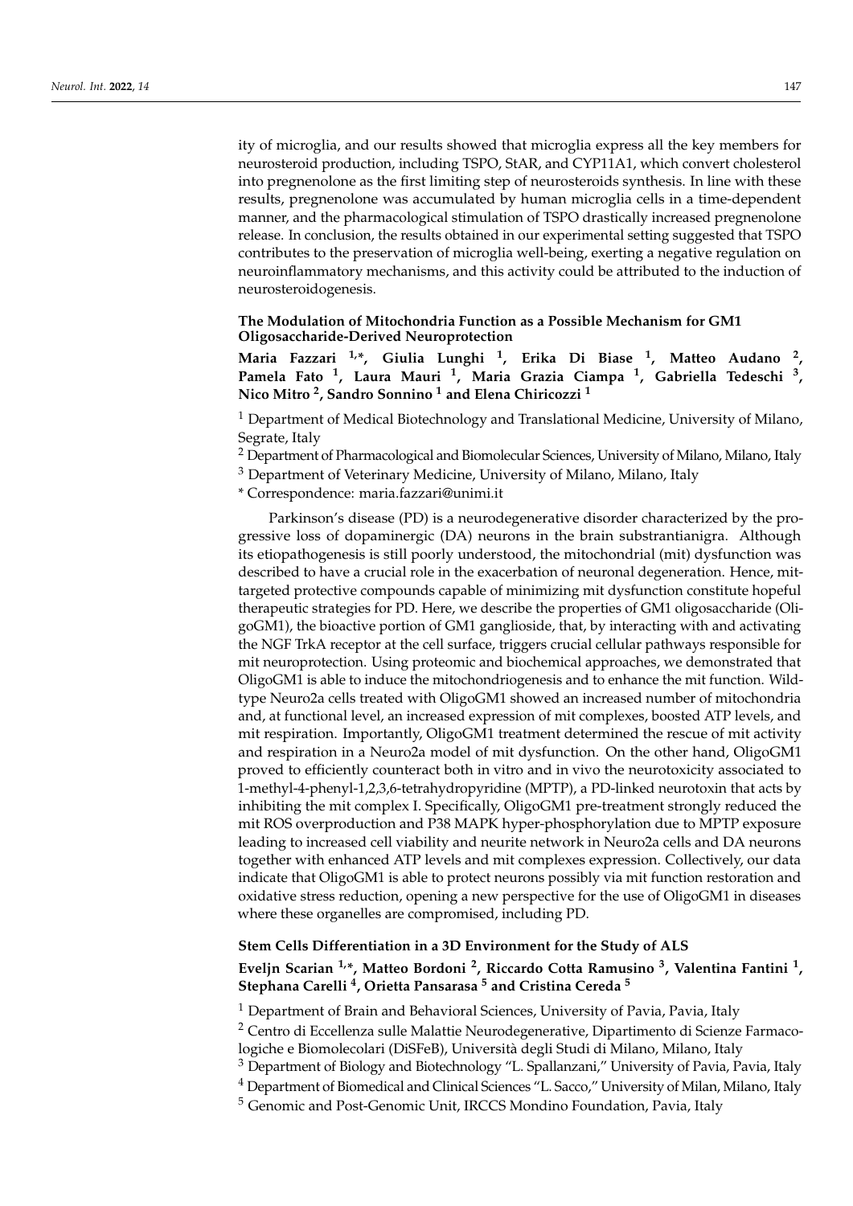ity of microglia, and our results showed that microglia express all the key members for neurosteroid production, including TSPO, StAR, and CYP11A1, which convert cholesterol into pregnenolone as the first limiting step of neurosteroids synthesis. In line with these results, pregnenolone was accumulated by human microglia cells in a time-dependent manner, and the pharmacological stimulation of TSPO drastically increased pregnenolone release. In conclusion, the results obtained in our experimental setting suggested that TSPO contributes to the preservation of microglia well-being, exerting a negative regulation on neuroinflammatory mechanisms, and this activity could be attributed to the induction of neurosteroidogenesis.

### The Modulation of Mitochondria Function as a Possible Mechanism for GM1 Oligosaccharide-Derived Neuroprotection

**Maria Fazzari [1,*], Giulia Lunghi [1], Erika Di Biase [1], Matteo Audano [2], Pamela Fato [1], Laura Mauri [1], Maria Grazia Ciampa [1], Gabriella Tedeschi [3], Nico Mitro [2], Sandro Sonnino [1] and Elena Chiricozzi [1]**

[1] Department of Medical Biotechnology and Translational Medicine, University of Milano, Segrate, Italy

[2] Department of Pharmacological and Biomolecular Sciences, University of Milano, Milano, Italy

[3] Department of Veterinary Medicine, University of Milano, Milano, Italy

* Correspondence: maria.fazzari@unimi.it

Parkinson's disease (PD) is a neurodegenerative disorder characterized by the progressive loss of dopaminergic (DA) neurons in the brain substrantianigra. Although its etiopathogenesis is still poorly understood, the mitochondrial (mit) dysfunction was described to have a crucial role in the exacerbation of neuronal degeneration. Hence, mit-targeted protective compounds capable of minimizing mit dysfunction constitute hopeful therapeutic strategies for PD. Here, we describe the properties of GM1 oligosaccharide (OligoGM1), the bioactive portion of GM1 ganglioside, that, by interacting with and activating the NGF TrkA receptor at the cell surface, triggers crucial cellular pathways responsible for mit neuroprotection. Using proteomic and biochemical approaches, we demonstrated that OligoGM1 is able to induce the mitochondriogenesis and to enhance the mit function. Wild-type Neuro2a cells treated with OligoGM1 showed an increased number of mitochondria and, at functional level, an increased expression of mit complexes, boosted ATP levels, and mit respiration. Importantly, OligoGM1 treatment determined the rescue of mit activity and respiration in a Neuro2a model of mit dysfunction. On the other hand, OligoGM1 proved to efficiently counteract both in vitro and in vivo the neurotoxicity associated to 1-methyl-4-phenyl-1,2,3,6-tetrahydropyridine (MPTP), a PD-linked neurotoxin that acts by inhibiting the mit complex I. Specifically, OligoGM1 pre-treatment strongly reduced the mit ROS overproduction and P38 MAPK hyper-phosphorylation due to MPTP exposure leading to increased cell viability and neurite network in Neuro2a cells and DA neurons together with enhanced ATP levels and mit complexes expression. Collectively, our data indicate that OligoGM1 is able to protect neurons possibly via mit function restoration and oxidative stress reduction, opening a new perspective for the use of OligoGM1 in diseases where these organelles are compromised, including PD.

### Stem Cells Differentiation in a 3D Environment for the Study of ALS

**Eveljn Scarian [1,*], Matteo Bordoni [2], Riccardo Cotta Ramusino [3], Valentina Fantini [1], Stephana Carelli [4], Orietta Pansarasa [5] and Cristina Cereda [5]**

[1] Department of Brain and Behavioral Sciences, University of Pavia, Pavia, Italy

[2] Centro di Eccellenza sulle Malattie Neurodegenerative, Dipartimento di Scienze Farmacologiche e Biomolecolari (DiSFeB), Università degli Studi di Milano, Milano, Italy

[3] Department of Biology and Biotechnology "L. Spallanzani," University of Pavia, Pavia, Italy

[4] Department of Biomedical and Clinical Sciences "L. Sacco," University of Milan, Milano, Italy

[5] Genomic and Post-Genomic Unit, IRCCS Mondino Foundation, Pavia, Italy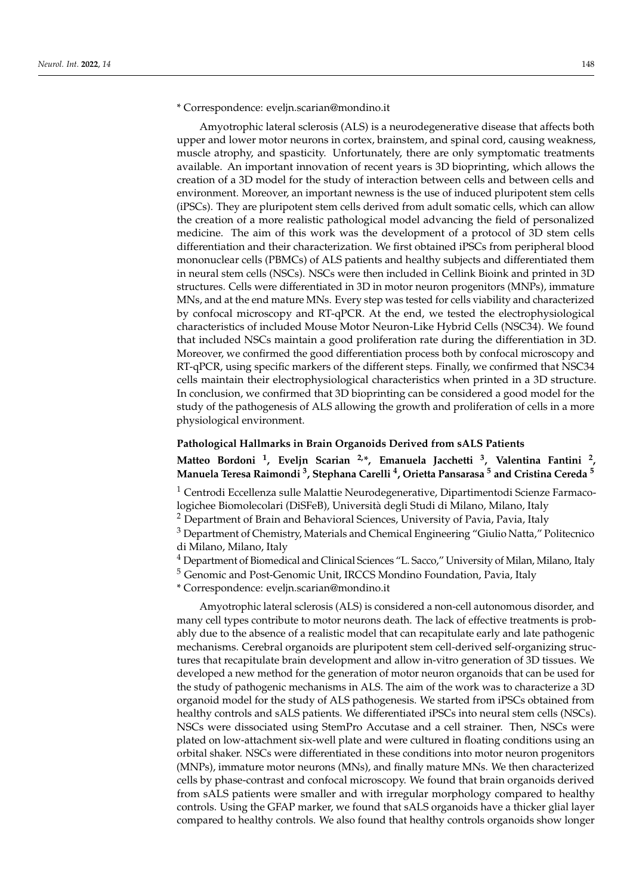* Correspondence: eveljn.scarian@mondino.it

Amyotrophic lateral sclerosis (ALS) is a neurodegenerative disease that affects both upper and lower motor neurons in cortex, brainstem, and spinal cord, causing weakness, muscle atrophy, and spasticity. Unfortunately, there are only symptomatic treatments available. An important innovation of recent years is 3D bioprinting, which allows the creation of a 3D model for the study of interaction between cells and between cells and environment. Moreover, an important newness is the use of induced pluripotent stem cells (iPSCs). They are pluripotent stem cells derived from adult somatic cells, which can allow the creation of a more realistic pathological model advancing the field of personalized medicine. The aim of this work was the development of a protocol of 3D stem cells differentiation and their characterization. We first obtained iPSCs from peripheral blood mononuclear cells (PBMCs) of ALS patients and healthy subjects and differentiated them in neural stem cells (NSCs). NSCs were then included in Cellink Bioink and printed in 3D structures. Cells were differentiated in 3D in motor neuron progenitors (MNPs), immature MNs, and at the end mature MNs. Every step was tested for cells viability and characterized by confocal microscopy and RT-qPCR. At the end, we tested the electrophysiological characteristics of included Mouse Motor Neuron-Like Hybrid Cells (NSC34). We found that included NSCs maintain a good proliferation rate during the differentiation in 3D. Moreover, we confirmed the good differentiation process both by confocal microscopy and RT-qPCR, using specific markers of the different steps. Finally, we confirmed that NSC34 cells maintain their electrophysiological characteristics when printed in a 3D structure. In conclusion, we confirmed that 3D bioprinting can be considered a good model for the study of the pathogenesis of ALS allowing the growth and proliferation of cells in a more physiological environment.

**Pathological Hallmarks in Brain Organoids Derived from sALS Patients**

**Matteo Bordoni [1], Eveljn Scarian [2,*], Emanuela Jacchetti [3], Valentina Fantini [2], Manuela Teresa Raimondi [3], Stephana Carelli [4], Orietta Pansarasa [5] and Cristina Cereda [5]**

[1] Centrodi Eccellenza sulle Malattie Neurodegenerative, Dipartimentodi Scienze Farmacologichee Biomolecolari (DiSFeB), Università degli Studi di Milano, Milano, Italy

[2] Department of Brain and Behavioral Sciences, University of Pavia, Pavia, Italy

[3] Department of Chemistry, Materials and Chemical Engineering "Giulio Natta," Politecnico di Milano, Milano, Italy

[4] Department of Biomedical and Clinical Sciences "L. Sacco," University of Milan, Milano, Italy

[5] Genomic and Post-Genomic Unit, IRCCS Mondino Foundation, Pavia, Italy

* Correspondence: eveljn.scarian@mondino.it

Amyotrophic lateral sclerosis (ALS) is considered a non-cell autonomous disorder, and many cell types contribute to motor neurons death. The lack of effective treatments is probably due to the absence of a realistic model that can recapitulate early and late pathogenic mechanisms. Cerebral organoids are pluripotent stem cell-derived self-organizing structures that recapitulate brain development and allow in-vitro generation of 3D tissues. We developed a new method for the generation of motor neuron organoids that can be used for the study of pathogenic mechanisms in ALS. The aim of the work was to characterize a 3D organoid model for the study of ALS pathogenesis. We started from iPSCs obtained from healthy controls and sALS patients. We differentiated iPSCs into neural stem cells (NSCs). NSCs were dissociated using StemPro Accutase and a cell strainer. Then, NSCs were plated on low-attachment six-well plate and were cultured in floating conditions using an orbital shaker. NSCs were differentiated in these conditions into motor neuron progenitors (MNPs), immature motor neurons (MNs), and finally mature MNs. We then characterized cells by phase-contrast and confocal microscopy. We found that brain organoids derived from sALS patients were smaller and with irregular morphology compared to healthy controls. Using the GFAP marker, we found that sALS organoids have a thicker glial layer compared to healthy controls. We also found that healthy controls organoids show longer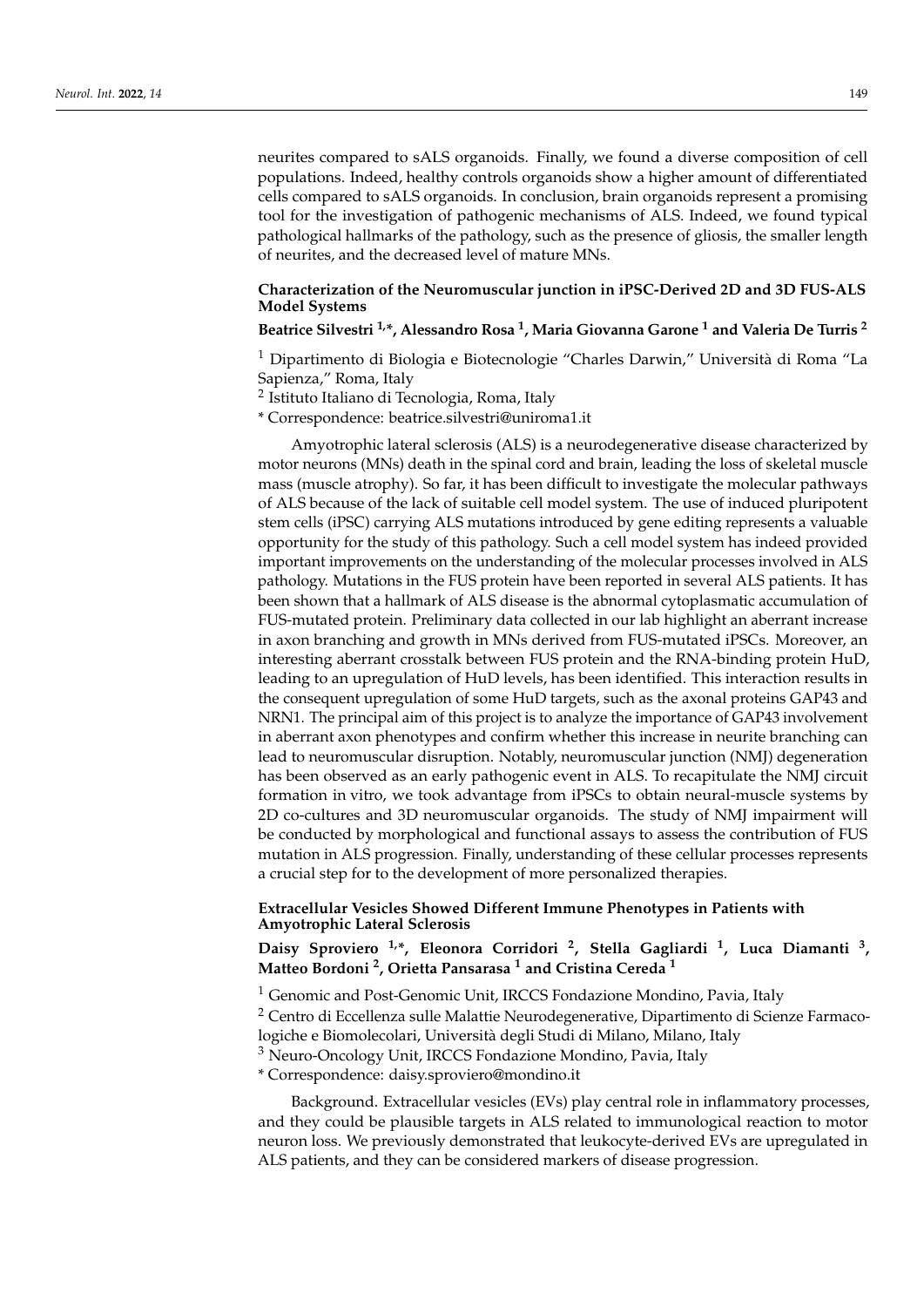neurites compared to sALS organoids. Finally, we found a diverse composition of cell populations. Indeed, healthy controls organoids show a higher amount of differentiated cells compared to sALS organoids. In conclusion, brain organoids represent a promising tool for the investigation of pathogenic mechanisms of ALS. Indeed, we found typical pathological hallmarks of the pathology, such as the presence of gliosis, the smaller length of neurites, and the decreased level of mature MNs.

**Characterization of the Neuromuscular junction in iPSC-Derived 2D and 3D FUS-ALS Model Systems**

**Beatrice Silvestri [1,*], Alessandro Rosa [1], Maria Giovanna Garone [1] and Valeria De Turris [2]**

[1] Dipartimento di Biologia e Biotecnologie "Charles Darwin," Università di Roma "La Sapienza," Roma, Italy

[2] Istituto Italiano di Tecnologia, Roma, Italy

* Correspondence: beatrice.silvestri@uniroma1.it

Amyotrophic lateral sclerosis (ALS) is a neurodegenerative disease characterized by motor neurons (MNs) death in the spinal cord and brain, leading the loss of skeletal muscle mass (muscle atrophy). So far, it has been difficult to investigate the molecular pathways of ALS because of the lack of suitable cell model system. The use of induced pluripotent stem cells (iPSC) carrying ALS mutations introduced by gene editing represents a valuable opportunity for the study of this pathology. Such a cell model system has indeed provided important improvements on the understanding of the molecular processes involved in ALS pathology. Mutations in the FUS protein have been reported in several ALS patients. It has been shown that a hallmark of ALS disease is the abnormal cytoplasmatic accumulation of FUS-mutated protein. Preliminary data collected in our lab highlight an aberrant increase in axon branching and growth in MNs derived from FUS-mutated iPSCs. Moreover, an interesting aberrant crosstalk between FUS protein and the RNA-binding protein HuD, leading to an upregulation of HuD levels, has been identified. This interaction results in the consequent upregulation of some HuD targets, such as the axonal proteins GAP43 and NRN1. The principal aim of this project is to analyze the importance of GAP43 involvement in aberrant axon phenotypes and confirm whether this increase in neurite branching can lead to neuromuscular disruption. Notably, neuromuscular junction (NMJ) degeneration has been observed as an early pathogenic event in ALS. To recapitulate the NMJ circuit formation in vitro, we took advantage from iPSCs to obtain neural-muscle systems by 2D co-cultures and 3D neuromuscular organoids. The study of NMJ impairment will be conducted by morphological and functional assays to assess the contribution of FUS mutation in ALS progression. Finally, understanding of these cellular processes represents a crucial step for to the development of more personalized therapies.

**Extracellular Vesicles Showed Different Immune Phenotypes in Patients with Amyotrophic Lateral Sclerosis**

**Daisy Sproviero [1,*], Eleonora Corridori [2], Stella Gagliardi [1], Luca Diamanti [3], Matteo Bordoni [2], Orietta Pansarasa [1] and Cristina Cereda [1]**

[1] Genomic and Post-Genomic Unit, IRCCS Fondazione Mondino, Pavia, Italy

[2] Centro di Eccellenza sulle Malattie Neurodegenerative, Dipartimento di Scienze Farmacologiche e Biomolecolari, Università degli Studi di Milano, Milano, Italy

[3] Neuro-Oncology Unit, IRCCS Fondazione Mondino, Pavia, Italy

* Correspondence: daisy.sproviero@mondino.it

Background. Extracellular vesicles (EVs) play central role in inflammatory processes, and they could be plausible targets in ALS related to immunological reaction to motor neuron loss. We previously demonstrated that leukocyte-derived EVs are upregulated in ALS patients, and they can be considered markers of disease progression.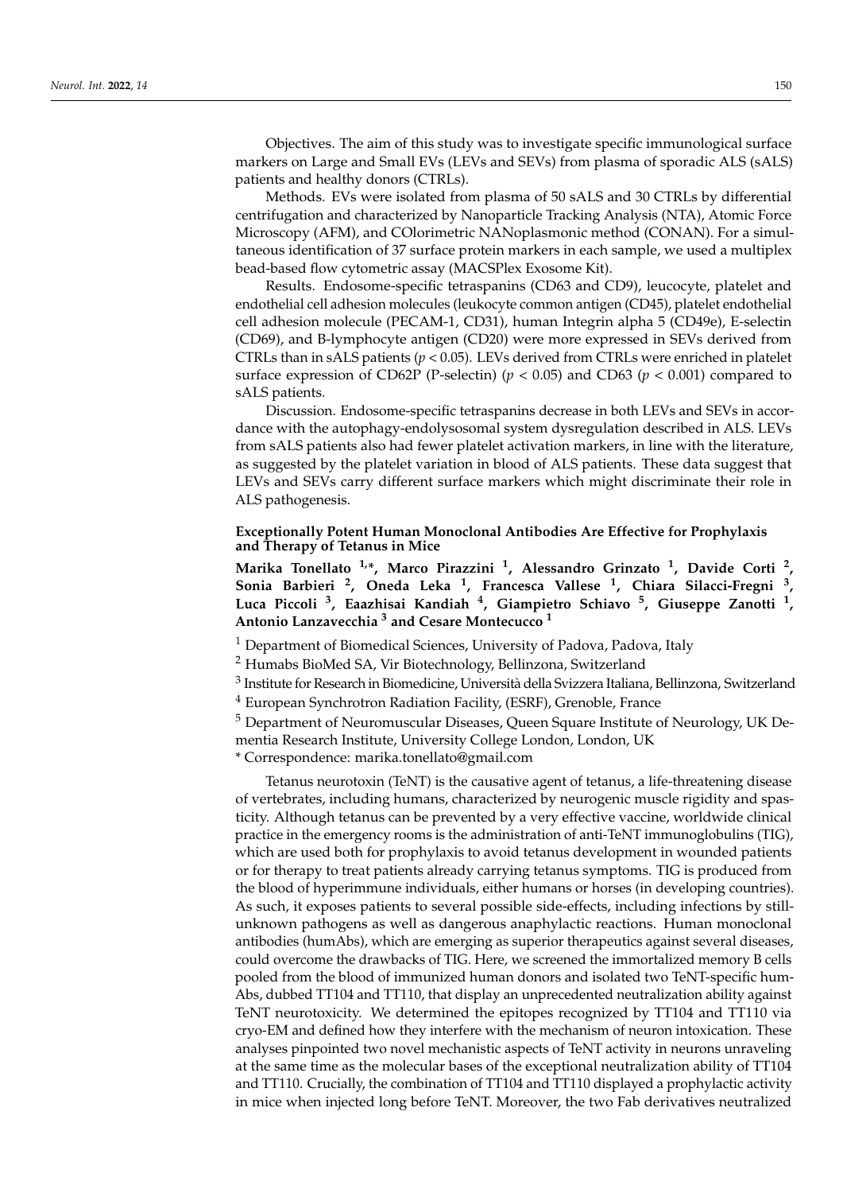Objectives. The aim of this study was to investigate specific immunological surface markers on Large and Small EVs (LEVs and SEVs) from plasma of sporadic ALS (sALS) patients and healthy donors (CTRLs).

Methods. EVs were isolated from plasma of 50 sALS and 30 CTRLs by differential centrifugation and characterized by Nanoparticle Tracking Analysis (NTA), Atomic Force Microscopy (AFM), and COlorimetric NANoplasmonic method (CONAN). For a simultaneous identification of 37 surface protein markers in each sample, we used a multiplex bead-based flow cytometric assay (MACSPlex Exosome Kit).

Results. Endosome-specific tetraspanins (CD63 and CD9), leucocyte, platelet and endothelial cell adhesion molecules (leukocyte common antigen (CD45), platelet endothelial cell adhesion molecule (PECAM-1, CD31), human Integrin alpha 5 (CD49e), E-selectin (CD69), and B-lymphocyte antigen (CD20) were more expressed in SEVs derived from CTRLs than in sALS patients ($p < 0.05$). LEVs derived from CTRLs were enriched in platelet surface expression of CD62P (P-selectin) ($p < 0.05$) and CD63 ($p < 0.001$) compared to sALS patients.

Discussion. Endosome-specific tetraspanins decrease in both LEVs and SEVs in accordance with the autophagy-endolysosomal system dysregulation described in ALS. LEVs from sALS patients also had fewer platelet activation markers, in line with the literature, as suggested by the platelet variation in blood of ALS patients. These data suggest that LEVs and SEVs carry different surface markers which might discriminate their role in ALS pathogenesis.

### Exceptionally Potent Human Monoclonal Antibodies Are Effective for Prophylaxis and Therapy of Tetanus in Mice

**Marika Tonellato [1,*], Marco Pirazzini [1], Alessandro Grinzato [1], Davide Corti [2], Sonia Barbieri [2], Oneda Leka [1], Francesca Vallese [1], Chiara Silacci-Fregni [3], Luca Piccoli [3], Eaazhisai Kandiah [4], Giampietro Schiavo [5], Giuseppe Zanotti [1], Antonio Lanzavecchia [3] and Cesare Montecucco [1]**

[1] Department of Biomedical Sciences, University of Padova, Padova, Italy

[2] Humabs BioMed SA, Vir Biotechnology, Bellinzona, Switzerland

[3] Institute for Research in Biomedicine, Università della Svizzera Italiana, Bellinzona, Switzerland

[4] European Synchrotron Radiation Facility, (ESRF), Grenoble, France

[5] Department of Neuromuscular Diseases, Queen Square Institute of Neurology, UK Dementia Research Institute, University College London, London, UK

* Correspondence: marika.tonellato@gmail.com

Tetanus neurotoxin (TeNT) is the causative agent of tetanus, a life-threatening disease of vertebrates, including humans, characterized by neurogenic muscle rigidity and spasticity. Although tetanus can be prevented by a very effective vaccine, worldwide clinical practice in the emergency rooms is the administration of anti-TeNT immunoglobulins (TIG), which are used both for prophylaxis to avoid tetanus development in wounded patients or for therapy to treat patients already carrying tetanus symptoms. TIG is produced from the blood of hyperimmune individuals, either humans or horses (in developing countries). As such, it exposes patients to several possible side-effects, including infections by still-unknown pathogens as well as dangerous anaphylactic reactions. Human monoclonal antibodies (humAbs), which are emerging as superior therapeutics against several diseases, could overcome the drawbacks of TIG. Here, we screened the immortalized memory B cells pooled from the blood of immunized human donors and isolated two TeNT-specific humAbs, dubbed TT104 and TT110, that display an unprecedented neutralization ability against TeNT neurotoxicity. We determined the epitopes recognized by TT104 and TT110 via cryo-EM and defined how they interfere with the mechanism of neuron intoxication. These analyses pinpointed two novel mechanistic aspects of TeNT activity in neurons unraveling at the same time as the molecular bases of the exceptional neutralization ability of TT104 and TT110. Crucially, the combination of TT104 and TT110 displayed a prophylactic activity in mice when injected long before TeNT. Moreover, the two Fab derivatives neutralized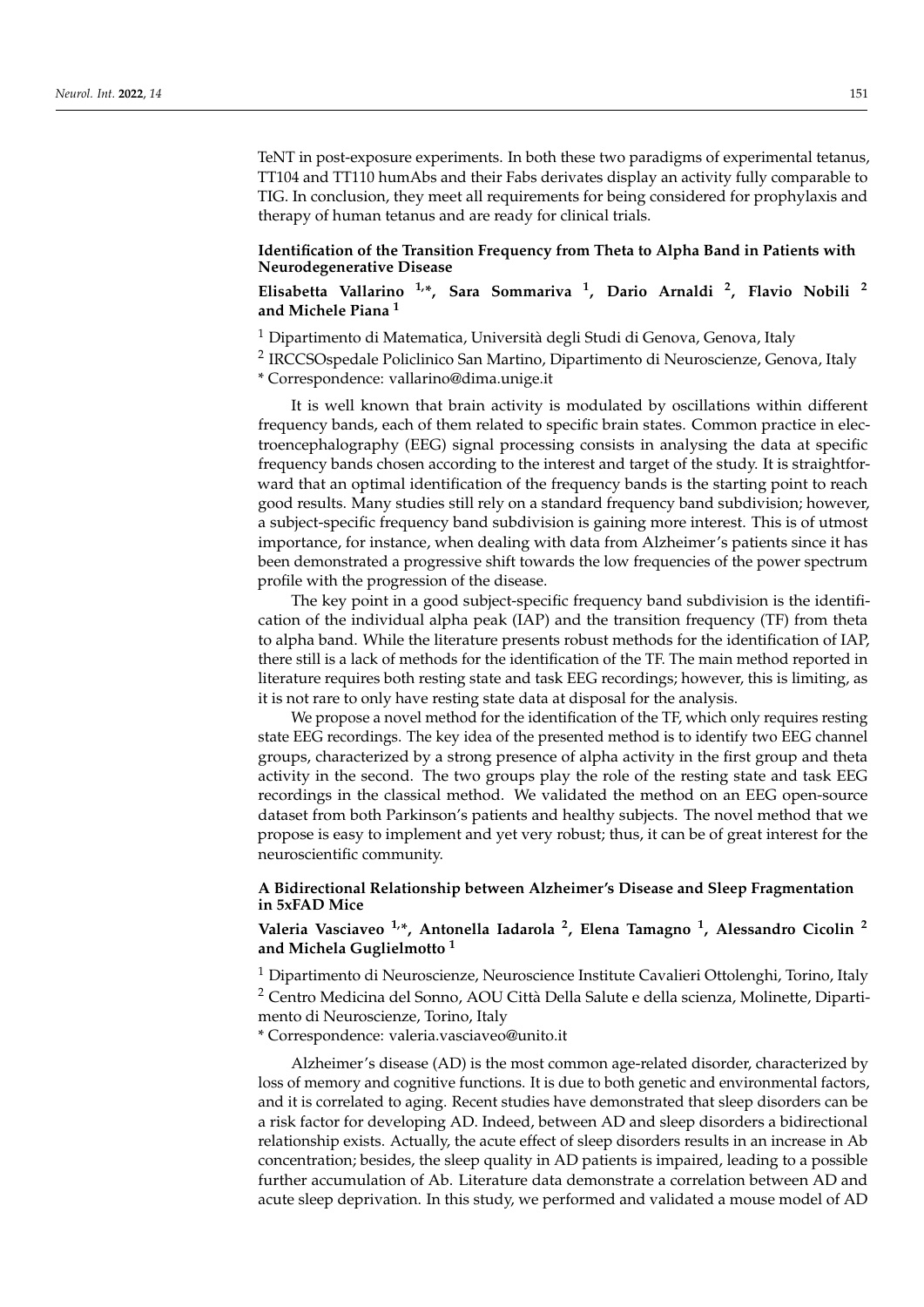TeNT in post-exposure experiments. In both these two paradigms of experimental tetanus, TT104 and TT110 humAbs and their Fabs derivates display an activity fully comparable to TIG. In conclusion, they meet all requirements for being considered for prophylaxis and therapy of human tetanus and are ready for clinical trials.

### Identification of the Transition Frequency from Theta to Alpha Band in Patients with Neurodegenerative Disease

**Elisabetta Vallarino [1,*], Sara Sommariva [1], Dario Arnaldi [2], Flavio Nobili [2] and Michele Piana [1]**

[1] Dipartimento di Matematica, Università degli Studi di Genova, Genova, Italy

[2] IRCCSOspedale Policlinico San Martino, Dipartimento di Neuroscienze, Genova, Italy

* Correspondence: vallarino@dima.unige.it

It is well known that brain activity is modulated by oscillations within different frequency bands, each of them related to specific brain states. Common practice in electroencephalography (EEG) signal processing consists in analysing the data at specific frequency bands chosen according to the interest and target of the study. It is straightforward that an optimal identification of the frequency bands is the starting point to reach good results. Many studies still rely on a standard frequency band subdivision; however, a subject-specific frequency band subdivision is gaining more interest. This is of utmost importance, for instance, when dealing with data from Alzheimer's patients since it has been demonstrated a progressive shift towards the low frequencies of the power spectrum profile with the progression of the disease.

The key point in a good subject-specific frequency band subdivision is the identification of the individual alpha peak (IAP) and the transition frequency (TF) from theta to alpha band. While the literature presents robust methods for the identification of IAP, there still is a lack of methods for the identification of the TF. The main method reported in literature requires both resting state and task EEG recordings; however, this is limiting, as it is not rare to only have resting state data at disposal for the analysis.

We propose a novel method for the identification of the TF, which only requires resting state EEG recordings. The key idea of the presented method is to identify two EEG channel groups, characterized by a strong presence of alpha activity in the first group and theta activity in the second. The two groups play the role of the resting state and task EEG recordings in the classical method. We validated the method on an EEG open-source dataset from both Parkinson's patients and healthy subjects. The novel method that we propose is easy to implement and yet very robust; thus, it can be of great interest for the neuroscientific community.

### A Bidirectional Relationship between Alzheimer's Disease and Sleep Fragmentation in 5xFAD Mice

**Valeria Vasciaveo [1,*], Antonella Iadarola [2], Elena Tamagno [1], Alessandro Cicolin [2] and Michela Guglielmotto [1]**

[1] Dipartimento di Neuroscienze, Neuroscience Institute Cavalieri Ottolenghi, Torino, Italy

[2] Centro Medicina del Sonno, AOU Città Della Salute e della scienza, Molinette, Dipartimento di Neuroscienze, Torino, Italy

* Correspondence: valeria.vasciaveo@unito.it

Alzheimer's disease (AD) is the most common age-related disorder, characterized by loss of memory and cognitive functions. It is due to both genetic and environmental factors, and it is correlated to aging. Recent studies have demonstrated that sleep disorders can be a risk factor for developing AD. Indeed, between AD and sleep disorders a bidirectional relationship exists. Actually, the acute effect of sleep disorders results in an increase in Ab concentration; besides, the sleep quality in AD patients is impaired, leading to a possible further accumulation of Ab. Literature data demonstrate a correlation between AD and acute sleep deprivation. In this study, we performed and validated a mouse model of AD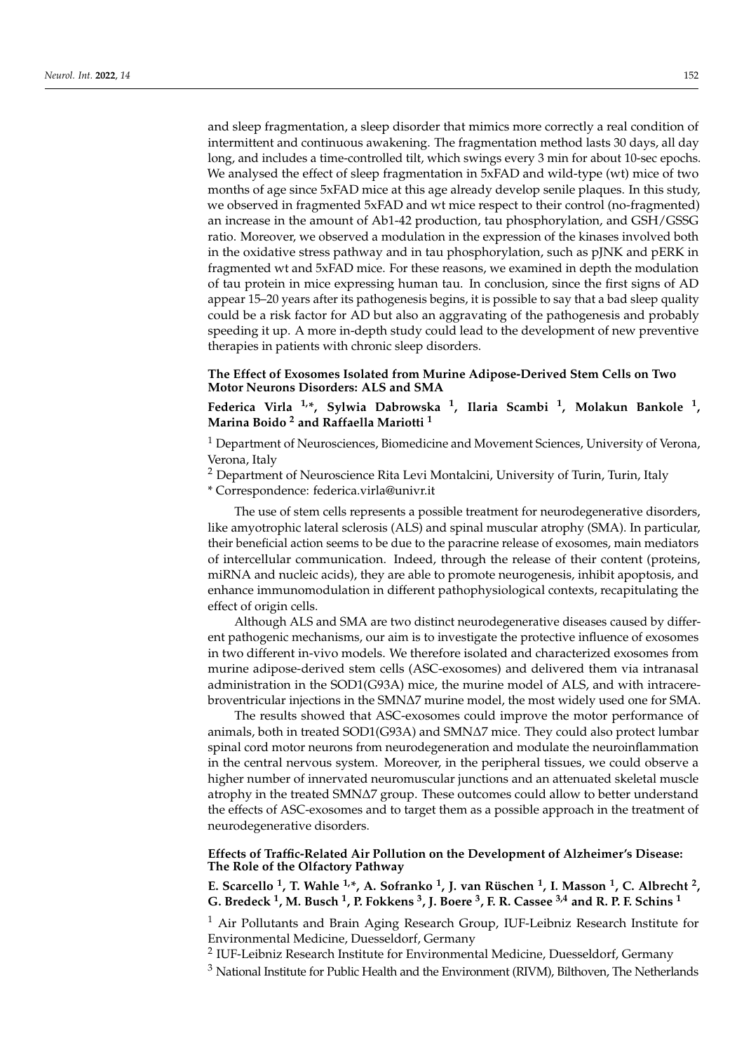and sleep fragmentation, a sleep disorder that mimics more correctly a real condition of intermittent and continuous awakening. The fragmentation method lasts 30 days, all day long, and includes a time-controlled tilt, which swings every 3 min for about 10-sec epochs. We analysed the effect of sleep fragmentation in 5xFAD and wild-type (wt) mice of two months of age since 5xFAD mice at this age already develop senile plaques. In this study, we observed in fragmented 5xFAD and wt mice respect to their control (no-fragmented) an increase in the amount of Ab1-42 production, tau phosphorylation, and GSH/GSSG ratio. Moreover, we observed a modulation in the expression of the kinases involved both in the oxidative stress pathway and in tau phosphorylation, such as pJNK and pERK in fragmented wt and 5xFAD mice. For these reasons, we examined in depth the modulation of tau protein in mice expressing human tau. In conclusion, since the first signs of AD appear 15–20 years after its pathogenesis begins, it is possible to say that a bad sleep quality could be a risk factor for AD but also an aggravating of the pathogenesis and probably speeding it up. A more in-depth study could lead to the development of new preventive therapies in patients with chronic sleep disorders.

### The Effect of Exosomes Isolated from Murine Adipose-Derived Stem Cells on Two Motor Neurons Disorders: ALS and SMA

**Federica Virla [1,*], Sylwia Dabrowska [1], Ilaria Scambi [1], Molakun Bankole [1], Marina Boido [2] and Raffaella Mariotti [1]**

[1] Department of Neurosciences, Biomedicine and Movement Sciences, University of Verona, Verona, Italy

[2] Department of Neuroscience Rita Levi Montalcini, University of Turin, Turin, Italy

* Correspondence: federica.virla@univr.it

The use of stem cells represents a possible treatment for neurodegenerative disorders, like amyotrophic lateral sclerosis (ALS) and spinal muscular atrophy (SMA). In particular, their beneficial action seems to be due to the paracrine release of exosomes, main mediators of intercellular communication. Indeed, through the release of their content (proteins, miRNA and nucleic acids), they are able to promote neurogenesis, inhibit apoptosis, and enhance immunomodulation in different pathophysiological contexts, recapitulating the effect of origin cells.

Although ALS and SMA are two distinct neurodegenerative diseases caused by different pathogenic mechanisms, our aim is to investigate the protective influence of exosomes in two different in-vivo models. We therefore isolated and characterized exosomes from murine adipose-derived stem cells (ASC-exosomes) and delivered them via intranasal administration in the SOD1(G93A) mice, the murine model of ALS, and with intracerebroventricular injections in the SMNΔ7 murine model, the most widely used one for SMA.

The results showed that ASC-exosomes could improve the motor performance of animals, both in treated SOD1(G93A) and SMNΔ7 mice. They could also protect lumbar spinal cord motor neurons from neurodegeneration and modulate the neuroinflammation in the central nervous system. Moreover, in the peripheral tissues, we could observe a higher number of innervated neuromuscular junctions and an attenuated skeletal muscle atrophy in the treated SMNΔ7 group. These outcomes could allow to better understand the effects of ASC-exosomes and to target them as a possible approach in the treatment of neurodegenerative disorders.

### Effects of Traffic-Related Air Pollution on the Development of Alzheimer's Disease: The Role of the Olfactory Pathway

**E. Scarcello [1], T. Wahle [1,*], A. Sofranko [1], J. van Rüschen [1], I. Masson [1], C. Albrecht [2], G. Bredeck [1], M. Busch [1], P. Fokkens [3], J. Boere [3], F. R. Cassee [3,4] and R. P. F. Schins [1]**

[1] Air Pollutants and Brain Aging Research Group, IUF-Leibniz Research Institute for Environmental Medicine, Duesseldorf, Germany

[2] IUF-Leibniz Research Institute for Environmental Medicine, Duesseldorf, Germany

[3] National Institute for Public Health and the Environment (RIVM), Bilthoven, The Netherlands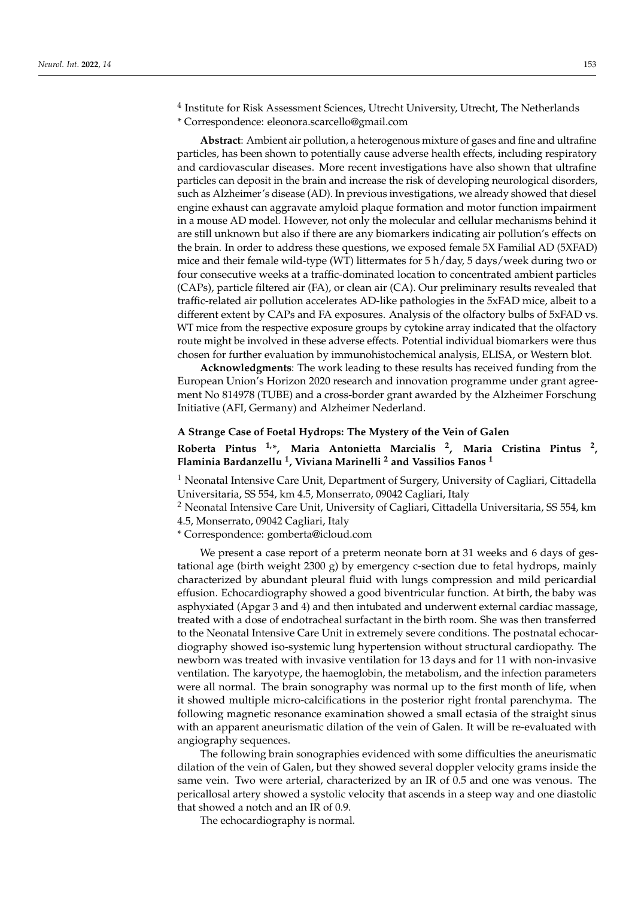[4] Institute for Risk Assessment Sciences, Utrecht University, Utrecht, The Netherlands

\* Correspondence: eleonora.scarcello@gmail.com

**Abstract**: Ambient air pollution, a heterogenous mixture of gases and fine and ultrafine particles, has been shown to potentially cause adverse health effects, including respiratory and cardiovascular diseases. More recent investigations have also shown that ultrafine particles can deposit in the brain and increase the risk of developing neurological disorders, such as Alzheimer's disease (AD). In previous investigations, we already showed that diesel engine exhaust can aggravate amyloid plaque formation and motor function impairment in a mouse AD model. However, not only the molecular and cellular mechanisms behind it are still unknown but also if there are any biomarkers indicating air pollution's effects on the brain. In order to address these questions, we exposed female 5X Familial AD (5XFAD) mice and their female wild-type (WT) littermates for 5 h/day, 5 days/week during two or four consecutive weeks at a traffic-dominated location to concentrated ambient particles (CAPs), particle filtered air (FA), or clean air (CA). Our preliminary results revealed that traffic-related air pollution accelerates AD-like pathologies in the 5xFAD mice, albeit to a different extent by CAPs and FA exposures. Analysis of the olfactory bulbs of 5xFAD vs. WT mice from the respective exposure groups by cytokine array indicated that the olfactory route might be involved in these adverse effects. Potential individual biomarkers were thus chosen for further evaluation by immunohistochemical analysis, ELISA, or Western blot.

**Acknowledgments**: The work leading to these results has received funding from the European Union's Horizon 2020 research and innovation programme under grant agreement No 814978 (TUBE) and a cross-border grant awarded by the Alzheimer Forschung Initiative (AFI, Germany) and Alzheimer Nederland.

### A Strange Case of Foetal Hydrops: The Mystery of the Vein of Galen

**Roberta Pintus [1,\*], Maria Antonietta Marcialis [2], Maria Cristina Pintus [2], Flaminia Bardanzellu [1], Viviana Marinelli [2] and Vassilios Fanos [1]**

[1] Neonatal Intensive Care Unit, Department of Surgery, University of Cagliari, Cittadella Universitaria, SS 554, km 4.5, Monserrato, 09042 Cagliari, Italy

[2] Neonatal Intensive Care Unit, University of Cagliari, Cittadella Universitaria, SS 554, km 4.5, Monserrato, 09042 Cagliari, Italy

\* Correspondence: gomberta@icloud.com

We present a case report of a preterm neonate born at 31 weeks and 6 days of gestational age (birth weight 2300 g) by emergency c-section due to fetal hydrops, mainly characterized by abundant pleural fluid with lungs compression and mild pericardial effusion. Echocardiography showed a good biventricular function. At birth, the baby was asphyxiated (Apgar 3 and 4) and then intubated and underwent external cardiac massage, treated with a dose of endotracheal surfactant in the birth room. She was then transferred to the Neonatal Intensive Care Unit in extremely severe conditions. The postnatal echocardiography showed iso-systemic lung hypertension without structural cardiopathy. The newborn was treated with invasive ventilation for 13 days and for 11 with non-invasive ventilation. The karyotype, the haemoglobin, the metabolism, and the infection parameters were all normal. The brain sonography was normal up to the first month of life, when it showed multiple micro-calcifications in the posterior right frontal parenchyma. The following magnetic resonance examination showed a small ectasia of the straight sinus with an apparent aneurismatic dilation of the vein of Galen. It will be re-evaluated with angiography sequences.

The following brain sonographies evidenced with some difficulties the aneurismatic dilation of the vein of Galen, but they showed several doppler velocity grams inside the same vein. Two were arterial, characterized by an IR of 0.5 and one was venous. The pericallosal artery showed a systolic velocity that ascends in a steep way and one diastolic that showed a notch and an IR of 0.9.

The echocardiography is normal.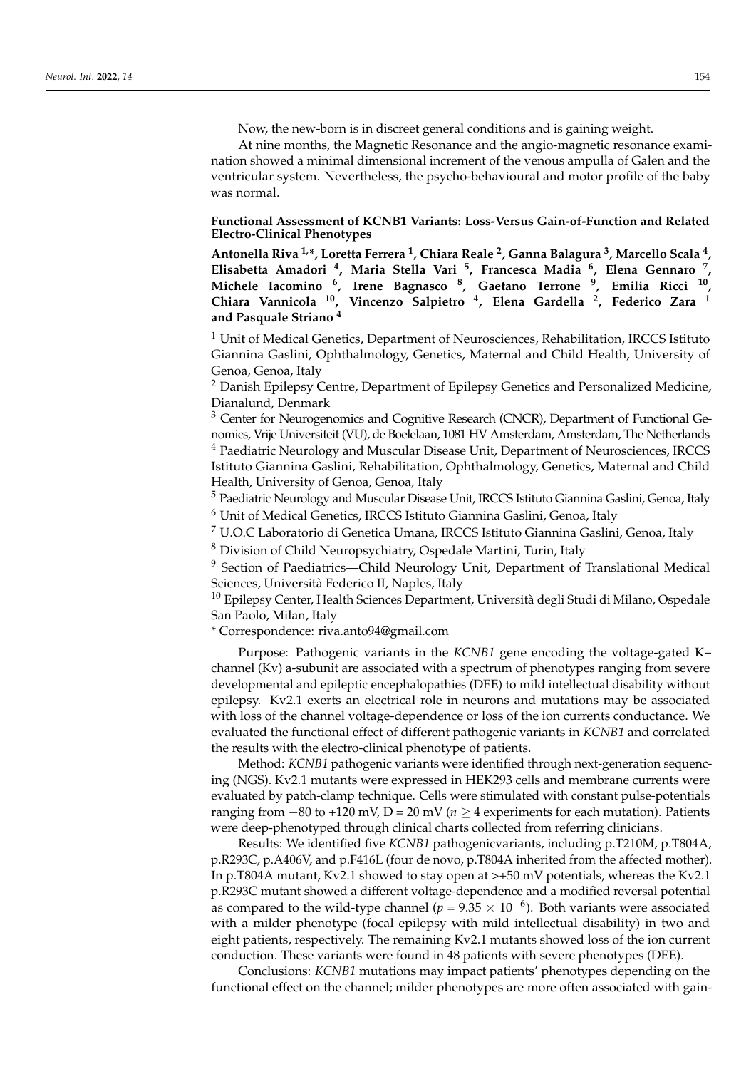Now, the new-born is in discreet general conditions and is gaining weight.

At nine months, the Magnetic Resonance and the angio-magnetic resonance examination showed a minimal dimensional increment of the venous ampulla of Galen and the ventricular system. Nevertheless, the psycho-behavioural and motor profile of the baby was normal.

**Functional Assessment of KCNB1 Variants: Loss-Versus Gain-of-Function and Related Electro-Clinical Phenotypes**

**Antonella Riva [1,*], Loretta Ferrera [1], Chiara Reale [2], Ganna Balagura [3], Marcello Scala [4], Elisabetta Amadori [4], Maria Stella Vari [5], Francesca Madia [6], Elena Gennaro [7], Michele Iacomino [6], Irene Bagnasco [8], Gaetano Terrone [9], Emilia Ricci [10], Chiara Vannicola [10], Vincenzo Salpietro [4], Elena Gardella [2], Federico Zara [1] and Pasquale Striano [4]**

[1] Unit of Medical Genetics, Department of Neurosciences, Rehabilitation, IRCCS Istituto Giannina Gaslini, Ophthalmology, Genetics, Maternal and Child Health, University of Genoa, Genoa, Italy

[2] Danish Epilepsy Centre, Department of Epilepsy Genetics and Personalized Medicine, Dianalund, Denmark

[3] Center for Neurogenomics and Cognitive Research (CNCR), Department of Functional Genomics, Vrije Universiteit (VU), de Boelelaan, 1081 HV Amsterdam, Amsterdam, The Netherlands

[4] Paediatric Neurology and Muscular Disease Unit, Department of Neurosciences, IRCCS Istituto Giannina Gaslini, Rehabilitation, Ophthalmology, Genetics, Maternal and Child Health, University of Genoa, Genoa, Italy

[5] Paediatric Neurology and Muscular Disease Unit, IRCCS Istituto Giannina Gaslini, Genoa, Italy

[6] Unit of Medical Genetics, IRCCS Istituto Giannina Gaslini, Genoa, Italy

[7] U.O.C Laboratorio di Genetica Umana, IRCCS Istituto Giannina Gaslini, Genoa, Italy

[8] Division of Child Neuropsychiatry, Ospedale Martini, Turin, Italy

[9] Section of Paediatrics—Child Neurology Unit, Department of Translational Medical Sciences, Università Federico II, Naples, Italy

[10] Epilepsy Center, Health Sciences Department, Università degli Studi di Milano, Ospedale San Paolo, Milan, Italy

\* Correspondence: riva.anto94@gmail.com

Purpose: Pathogenic variants in the *KCNB1* gene encoding the voltage-gated K+ channel (Kv) a-subunit are associated with a spectrum of phenotypes ranging from severe developmental and epileptic encephalopathies (DEE) to mild intellectual disability without epilepsy. Kv2.1 exerts an electrical role in neurons and mutations may be associated with loss of the channel voltage-dependence or loss of the ion currents conductance. We evaluated the functional effect of different pathogenic variants in *KCNB1* and correlated the results with the electro-clinical phenotype of patients.

Method: *KCNB1* pathogenic variants were identified through next-generation sequencing (NGS). Kv2.1 mutants were expressed in HEK293 cells and membrane currents were evaluated by patch-clamp technique. Cells were stimulated with constant pulse-potentials ranging from −80 to +120 mV, D = 20 mV ($n \geq 4$ experiments for each mutation). Patients were deep-phenotyped through clinical charts collected from referring clinicians.

Results: We identified five *KCNB1* pathogenicvariants, including p.T210M, p.T804A, p.R293C, p.A406V, and p.F416L (four de novo, p.T804A inherited from the affected mother). In p.T804A mutant, Kv2.1 showed to stay open at >+50 mV potentials, whereas the Kv2.1 p.R293C mutant showed a different voltage-dependence and a modified reversal potential as compared to the wild-type channel ($p = 9.35 \times 10^{-6}$). Both variants were associated with a milder phenotype (focal epilepsy with mild intellectual disability) in two and eight patients, respectively. The remaining Kv2.1 mutants showed loss of the ion current conduction. These variants were found in 48 patients with severe phenotypes (DEE).

Conclusions: *KCNB1* mutations may impact patients' phenotypes depending on the functional effect on the channel; milder phenotypes are more often associated with gain-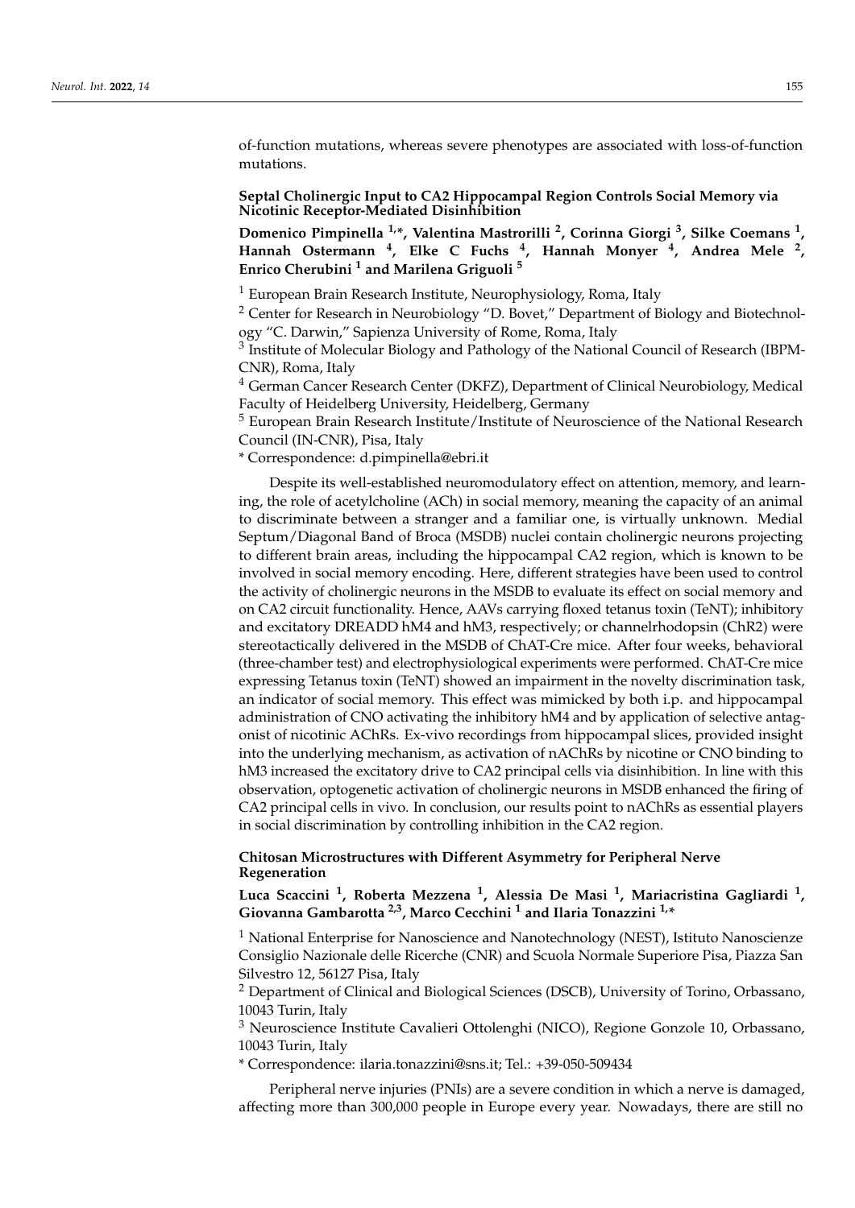of-function mutations, whereas severe phenotypes are associated with loss-of-function mutations.

### Septal Cholinergic Input to CA2 Hippocampal Region Controls Social Memory via Nicotinic Receptor-Mediated Disinhibition

**Domenico Pimpinella [1,*], Valentina Mastrorilli [2], Corinna Giorgi [3], Silke Coemans [1], Hannah Ostermann [4], Elke C Fuchs [4], Hannah Monyer [4], Andrea Mele [2], Enrico Cherubini [1] and Marilena Griguoli [5]**

[1] European Brain Research Institute, Neurophysiology, Roma, Italy

[2] Center for Research in Neurobiology "D. Bovet," Department of Biology and Biotechnology "C. Darwin," Sapienza University of Rome, Roma, Italy

[3] Institute of Molecular Biology and Pathology of the National Council of Research (IBPM-CNR), Roma, Italy

[4] German Cancer Research Center (DKFZ), Department of Clinical Neurobiology, Medical Faculty of Heidelberg University, Heidelberg, Germany

[5] European Brain Research Institute/Institute of Neuroscience of the National Research Council (IN-CNR), Pisa, Italy

\* Correspondence: d.pimpinella@ebri.it

Despite its well-established neuromodulatory effect on attention, memory, and learning, the role of acetylcholine (ACh) in social memory, meaning the capacity of an animal to discriminate between a stranger and a familiar one, is virtually unknown. Medial Septum/Diagonal Band of Broca (MSDB) nuclei contain cholinergic neurons projecting to different brain areas, including the hippocampal CA2 region, which is known to be involved in social memory encoding. Here, different strategies have been used to control the activity of cholinergic neurons in the MSDB to evaluate its effect on social memory and on CA2 circuit functionality. Hence, AAVs carrying floxed tetanus toxin (TeNT); inhibitory and excitatory DREADD hM4 and hM3, respectively; or channelrhodopsin (ChR2) were stereotactically delivered in the MSDB of ChAT-Cre mice. After four weeks, behavioral (three-chamber test) and electrophysiological experiments were performed. ChAT-Cre mice expressing Tetanus toxin (TeNT) showed an impairment in the novelty discrimination task, an indicator of social memory. This effect was mimicked by both i.p. and hippocampal administration of CNO activating the inhibitory hM4 and by application of selective antagonist of nicotinic AChRs. Ex-vivo recordings from hippocampal slices, provided insight into the underlying mechanism, as activation of nAChRs by nicotine or CNO binding to hM3 increased the excitatory drive to CA2 principal cells via disinhibition. In line with this observation, optogenetic activation of cholinergic neurons in MSDB enhanced the firing of CA2 principal cells in vivo. In conclusion, our results point to nAChRs as essential players in social discrimination by controlling inhibition in the CA2 region.

### Chitosan Microstructures with Different Asymmetry for Peripheral Nerve Regeneration

**Luca Scaccini [1], Roberta Mezzena [1], Alessia De Masi [1], Mariacristina Gagliardi [1], Giovanna Gambarotta [2,3], Marco Cecchini [1] and Ilaria Tonazzini [1,*]**

[1] National Enterprise for Nanoscience and Nanotechnology (NEST), Istituto Nanoscienze Consiglio Nazionale delle Ricerche (CNR) and Scuola Normale Superiore Pisa, Piazza San Silvestro 12, 56127 Pisa, Italy

[2] Department of Clinical and Biological Sciences (DSCB), University of Torino, Orbassano, 10043 Turin, Italy

[3] Neuroscience Institute Cavalieri Ottolenghi (NICO), Regione Gonzole 10, Orbassano, 10043 Turin, Italy

\* Correspondence: ilaria.tonazzini@sns.it; Tel.: +39-050-509434

Peripheral nerve injuries (PNIs) are a severe condition in which a nerve is damaged, affecting more than 300,000 people in Europe every year. Nowadays, there are still no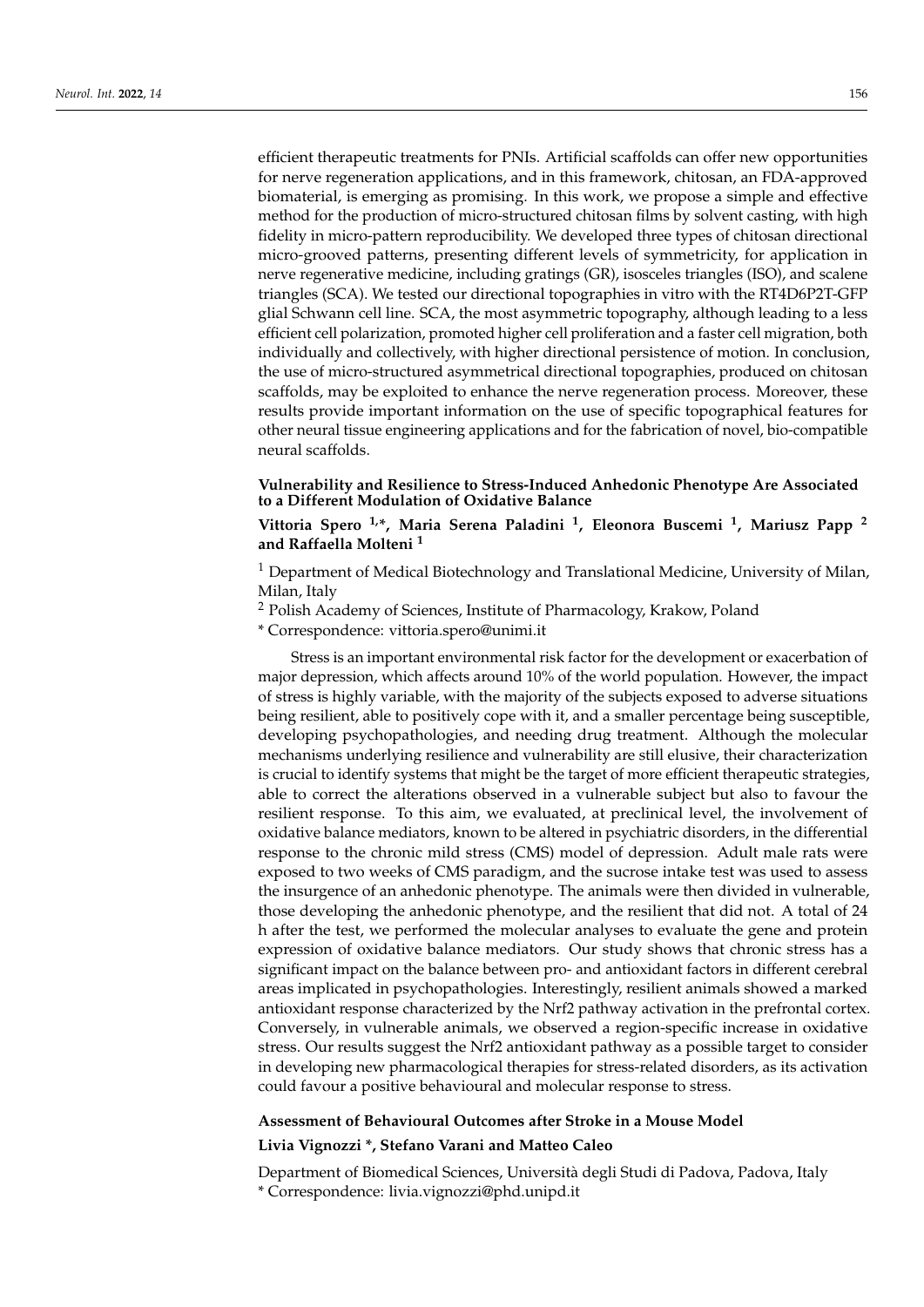efficient therapeutic treatments for PNIs. Artificial scaffolds can offer new opportunities for nerve regeneration applications, and in this framework, chitosan, an FDA-approved biomaterial, is emerging as promising. In this work, we propose a simple and effective method for the production of micro-structured chitosan films by solvent casting, with high fidelity in micro-pattern reproducibility. We developed three types of chitosan directional micro-grooved patterns, presenting different levels of symmetricity, for application in nerve regenerative medicine, including gratings (GR), isosceles triangles (ISO), and scalene triangles (SCA). We tested our directional topographies in vitro with the RT4D6P2T-GFP glial Schwann cell line. SCA, the most asymmetric topography, although leading to a less efficient cell polarization, promoted higher cell proliferation and a faster cell migration, both individually and collectively, with higher directional persistence of motion. In conclusion, the use of micro-structured asymmetrical directional topographies, produced on chitosan scaffolds, may be exploited to enhance the nerve regeneration process. Moreover, these results provide important information on the use of specific topographical features for other neural tissue engineering applications and for the fabrication of novel, bio-compatible neural scaffolds.

### Vulnerability and Resilience to Stress-Induced Anhedonic Phenotype Are Associated to a Different Modulation of Oxidative Balance

**Vittoria Spero [1,*], Maria Serena Paladini [1], Eleonora Buscemi [1], Mariusz Papp [2] and Raffaella Molteni [1]**

[1] Department of Medical Biotechnology and Translational Medicine, University of Milan, Milan, Italy

[2] Polish Academy of Sciences, Institute of Pharmacology, Krakow, Poland

\* Correspondence: vittoria.spero@unimi.it

Stress is an important environmental risk factor for the development or exacerbation of major depression, which affects around 10% of the world population. However, the impact of stress is highly variable, with the majority of the subjects exposed to adverse situations being resilient, able to positively cope with it, and a smaller percentage being susceptible, developing psychopathologies, and needing drug treatment. Although the molecular mechanisms underlying resilience and vulnerability are still elusive, their characterization is crucial to identify systems that might be the target of more efficient therapeutic strategies, able to correct the alterations observed in a vulnerable subject but also to favour the resilient response. To this aim, we evaluated, at preclinical level, the involvement of oxidative balance mediators, known to be altered in psychiatric disorders, in the differential response to the chronic mild stress (CMS) model of depression. Adult male rats were exposed to two weeks of CMS paradigm, and the sucrose intake test was used to assess the insurgence of an anhedonic phenotype. The animals were then divided in vulnerable, those developing the anhedonic phenotype, and the resilient that did not. A total of 24 h after the test, we performed the molecular analyses to evaluate the gene and protein expression of oxidative balance mediators. Our study shows that chronic stress has a significant impact on the balance between pro- and antioxidant factors in different cerebral areas implicated in psychopathologies. Interestingly, resilient animals showed a marked antioxidant response characterized by the Nrf2 pathway activation in the prefrontal cortex. Conversely, in vulnerable animals, we observed a region-specific increase in oxidative stress. Our results suggest the Nrf2 antioxidant pathway as a possible target to consider in developing new pharmacological therapies for stress-related disorders, as its activation could favour a positive behavioural and molecular response to stress.

### Assessment of Behavioural Outcomes after Stroke in a Mouse Model

**Livia Vignozzi \*, Stefano Varani and Matteo Caleo**

Department of Biomedical Sciences, Università degli Studi di Padova, Padova, Italy

\* Correspondence: livia.vignozzi@phd.unipd.it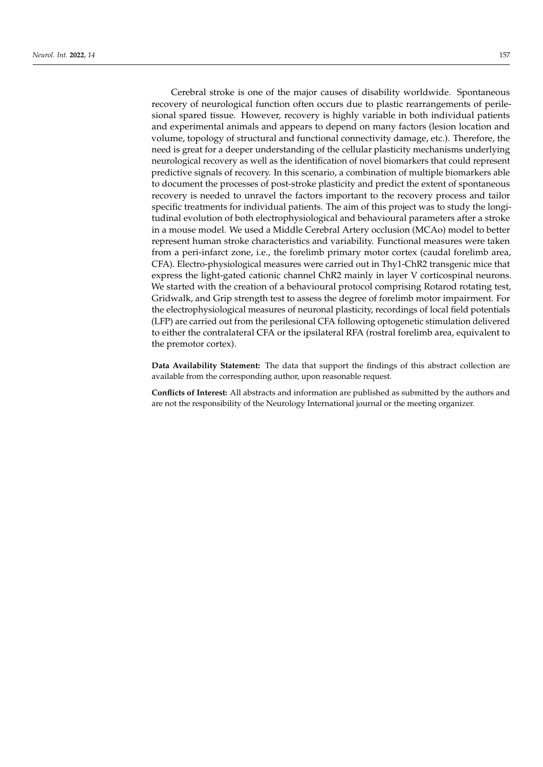Cerebral stroke is one of the major causes of disability worldwide. Spontaneous recovery of neurological function often occurs due to plastic rearrangements of perilesional spared tissue. However, recovery is highly variable in both individual patients and experimental animals and appears to depend on many factors (lesion location and volume, topology of structural and functional connectivity damage, etc.). Therefore, the need is great for a deeper understanding of the cellular plasticity mechanisms underlying neurological recovery as well as the identification of novel biomarkers that could represent predictive signals of recovery. In this scenario, a combination of multiple biomarkers able to document the processes of post-stroke plasticity and predict the extent of spontaneous recovery is needed to unravel the factors important to the recovery process and tailor specific treatments for individual patients. The aim of this project was to study the longitudinal evolution of both electrophysiological and behavioural parameters after a stroke in a mouse model. We used a Middle Cerebral Artery occlusion (MCAo) model to better represent human stroke characteristics and variability. Functional measures were taken from a peri-infarct zone, i.e., the forelimb primary motor cortex (caudal forelimb area, CFA). Electro-physiological measures were carried out in Thy1-ChR2 transgenic mice that express the light-gated cationic channel ChR2 mainly in layer V corticospinal neurons. We started with the creation of a behavioural protocol comprising Rotarod rotating test, Gridwalk, and Grip strength test to assess the degree of forelimb motor impairment. For the electrophysiological measures of neuronal plasticity, recordings of local field potentials (LFP) are carried out from the perilesional CFA following optogenetic stimulation delivered to either the contralateral CFA or the ipsilateral RFA (rostral forelimb area, equivalent to the premotor cortex).

**Data Availability Statement:** The data that support the findings of this abstract collection are available from the corresponding author, upon reasonable request.

**Conflicts of Interest:** All abstracts and information are published as submitted by the authors and are not the responsibility of the Neurology International journal or the meeting organizer.